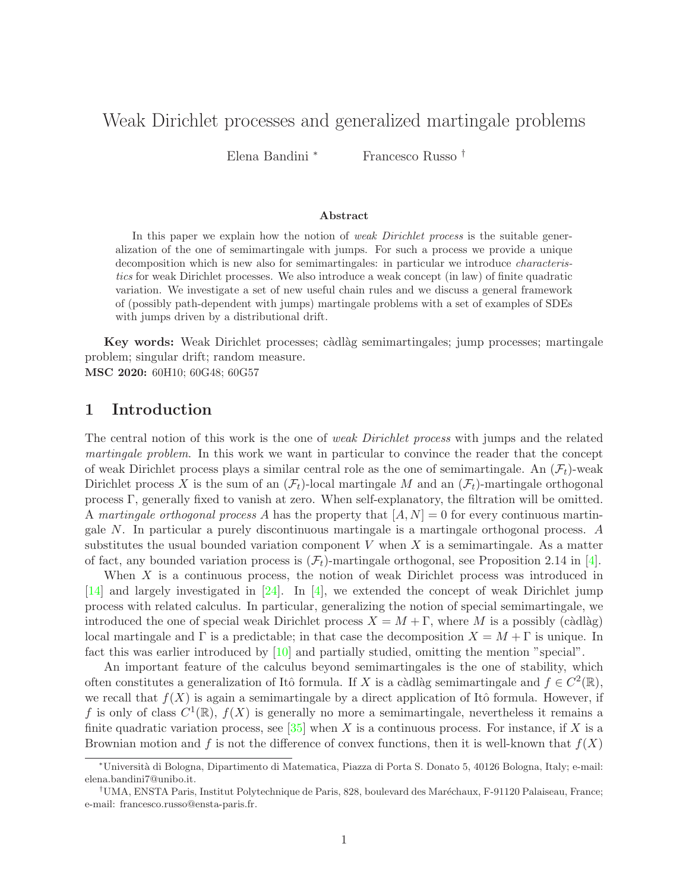# Weak Dirichlet processes and generalized martingale problems

Elena Bandini [*] Francesco Russo [†]

### Abstract

In this paper we explain how the notion of *weak Dirichlet process* is the suitable generalization of the one of semimartingale with jumps. For such a process we provide a unique decomposition which is new also for semimartingales: in particular we introduce *characteristics* for weak Dirichlet processes. We also introduce a weak concept (in law) of finite quadratic variation. We investigate a set of new useful chain rules and we discuss a general framework of (possibly path-dependent with jumps) martingale problems with a set of examples of SDEs with jumps driven by a distributional drift.

**Key words:** Weak Dirichlet processes; càdlàg semimartingales; jump processes; martingale problem; singular drift; random measure.
**MSC 2020:** 60H10; 60G48; 60G57

## 1 Introduction

The central notion of this work is the one of *weak Dirichlet process* with jumps and the related *martingale problem*. In this work we want in particular to convince the reader that the concept of weak Dirichlet process plays a similar central role as the one of semimartingale. An $(\mathcal{F}_t)$-weak Dirichlet process $X$ is the sum of an $(\mathcal{F}_t)$-local martingale $M$ and an $(\mathcal{F}_t)$-martingale orthogonal process $\Gamma$, generally fixed to vanish at zero. When self-explanatory, the filtration will be omitted. A *martingale orthogonal process* $A$ has the property that $[A, N] = 0$ for every continuous martingale $N$. In particular a purely discontinuous martingale is a martingale orthogonal process. $A$ substitutes the usual bounded variation component $V$ when $X$ is a semimartingale. As a matter of fact, any bounded variation process is $(\mathcal{F}_t)$-martingale orthogonal, see Proposition 2.14 in [4].

When $X$ is a continuous process, the notion of weak Dirichlet process was introduced in [14] and largely investigated in [24]. In [4], we extended the concept of weak Dirichlet jump process with related calculus. In particular, generalizing the notion of special semimartingale, we introduced the one of special weak Dirichlet process $X = M + \Gamma$, where $M$ is a possibly (càdlàg) local martingale and $\Gamma$ is a predictable; in that case the decomposition $X = M + \Gamma$ is unique. In fact this was earlier introduced by [10] and partially studied, omitting the mention "special".

An important feature of the calculus beyond semimartingales is the one of stability, which often constitutes a generalization of Itô formula. If $X$ is a càdlàg semimartingale and $f \in C^2(\mathbb{R})$, we recall that $f(X)$ is again a semimartingale by a direct application of Itô formula. However, if $f$ is only of class $C^1(\mathbb{R})$, $f(X)$ is generally no more a semimartingale, nevertheless it remains a finite quadratic variation process, see [35] when $X$ is a continuous process. For instance, if $X$ is a Brownian motion and $f$ is not the difference of convex functions, then it is well-known that $f(X)$

---

[*]Università di Bologna, Dipartimento di Matematica, Piazza di Porta S. Donato 5, 40126 Bologna, Italy; e-mail: elena.bandini7@unibo.it.

[†]UMA, ENSTA Paris, Institut Polytechnique de Paris, 828, boulevard des Maréchaux, F-91120 Palaiseau, France; e-mail: francesco.russo@ensta-paris.fr.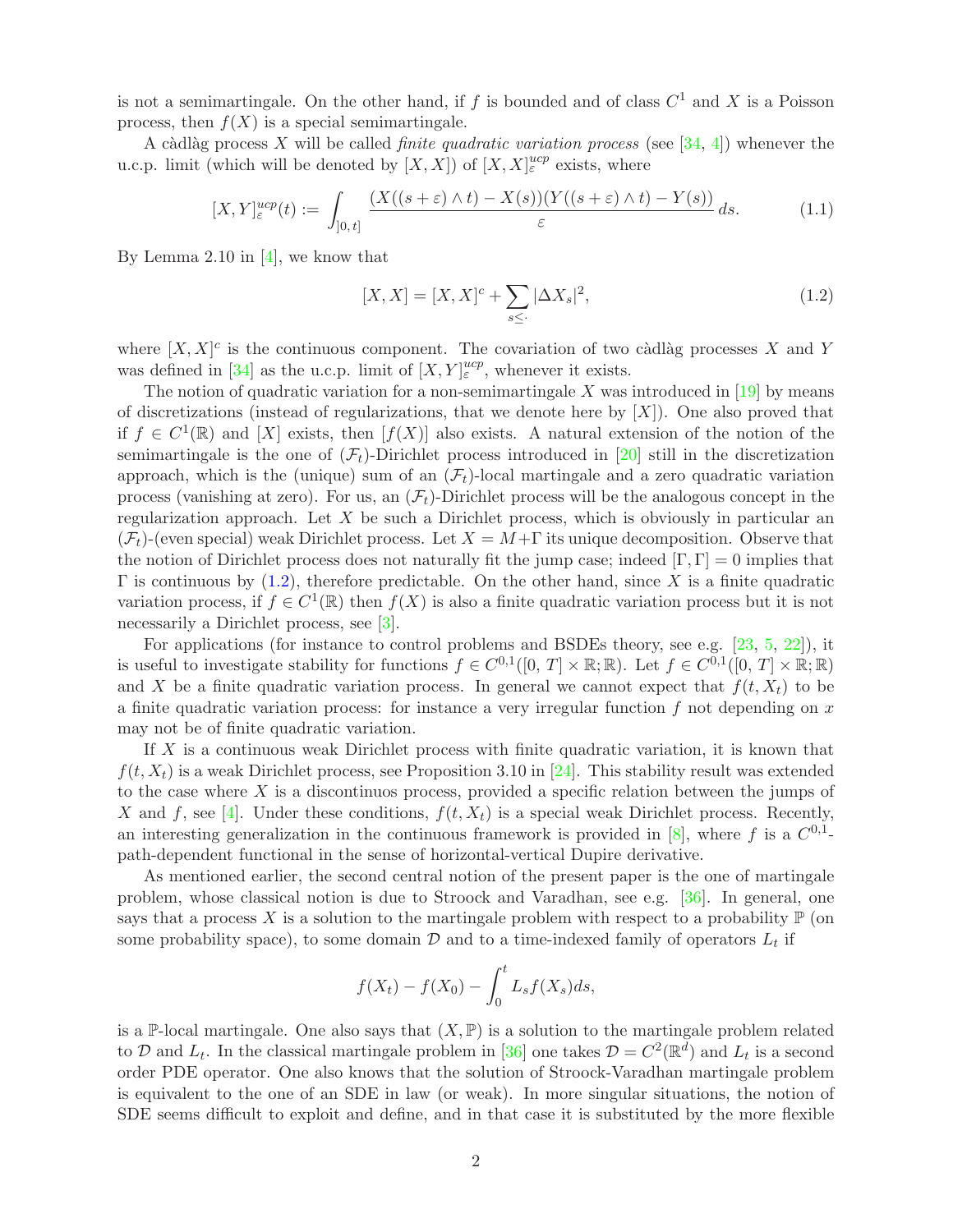is not a semimartingale. On the other hand, if $f$ is bounded and of class $C^1$ and $X$ is a Poisson process, then $f(X)$ is a special semimartingale.

A càdlàg process $X$ will be called *finite quadratic variation process* (see [34, 4]) whenever the u.c.p. limit (which will be denoted by $[X, X]$) of $[X, X]^{ucp}_\varepsilon$ exists, where

$$[X, Y]^{ucp}_\varepsilon(t) := \int_{]0,\, t]} \frac{(X((s+\varepsilon)\wedge t) - X(s))(Y((s+\varepsilon)\wedge t) - Y(s))}{\varepsilon}\, ds. \tag{1.1}$$

By Lemma 2.10 in [4], we know that

$$[X, X] = [X, X]^c + \sum_{s \leq \cdot} |\Delta X_s|^2, \tag{1.2}$$

where $[X, X]^c$ is the continuous component. The covariation of two càdlàg processes $X$ and $Y$ was defined in [34] as the u.c.p. limit of $[X, Y]^{ucp}_\varepsilon$, whenever it exists.

The notion of quadratic variation for a non-semimartingale $X$ was introduced in [19] by means of discretizations (instead of regularizations, that we denote here by $[X]$). One also proved that if $f \in C^1(\mathbb{R})$ and $[X]$ exists, then $[f(X)]$ also exists. A natural extension of the notion of the semimartingale is the one of $(\mathcal{F}_t)$-Dirichlet process introduced in [20] still in the discretization approach, which is the (unique) sum of an $(\mathcal{F}_t)$-local martingale and a zero quadratic variation process (vanishing at zero). For us, an $(\mathcal{F}_t)$-Dirichlet process will be the analogous concept in the regularization approach. Let $X$ be such a Dirichlet process, which is obviously in particular an $(\mathcal{F}_t)$-(even special) weak Dirichlet process. Let $X = M + \Gamma$ its unique decomposition. Observe that the notion of Dirichlet process does not naturally fit the jump case; indeed $[\Gamma, \Gamma] = 0$ implies that $\Gamma$ is continuous by (1.2), therefore predictable. On the other hand, since $X$ is a finite quadratic variation process, if $f \in C^1(\mathbb{R})$ then $f(X)$ is also a finite quadratic variation process but it is not necessarily a Dirichlet process, see [3].

For applications (for instance to control problems and BSDEs theory, see e.g. [23, 5, 22]), it is useful to investigate stability for functions $f \in C^{0,1}([0,\, T] \times \mathbb{R}; \mathbb{R})$. Let $f \in C^{0,1}([0,\, T] \times \mathbb{R}; \mathbb{R})$ and $X$ be a finite quadratic variation process. In general we cannot expect that $f(t, X_t)$ to be a finite quadratic variation process: for instance a very irregular function $f$ not depending on $x$ may not be of finite quadratic variation.

If $X$ is a continuous weak Dirichlet process with finite quadratic variation, it is known that $f(t, X_t)$ is a weak Dirichlet process, see Proposition 3.10 in [24]. This stability result was extended to the case where $X$ is a discontinuos process, provided a specific relation between the jumps of $X$ and $f$, see [4]. Under these conditions, $f(t, X_t)$ is a special weak Dirichlet process. Recently, an interesting generalization in the continuous framework is provided in [8], where $f$ is a $C^{0,1}$-path-dependent functional in the sense of horizontal-vertical Dupire derivative.

As mentioned earlier, the second central notion of the present paper is the one of martingale problem, whose classical notion is due to Stroock and Varadhan, see e.g. [36]. In general, one says that a process $X$ is a solution to the martingale problem with respect to a probability $\mathbb{P}$ (on some probability space), to some domain $\mathcal{D}$ and to a time-indexed family of operators $L_t$ if

$$f(X_t) - f(X_0) - \int_0^t L_s f(X_s) ds,$$

is a $\mathbb{P}$-local martingale. One also says that $(X, \mathbb{P})$ is a solution to the martingale problem related to $\mathcal{D}$ and $L_t$. In the classical martingale problem in [36] one takes $\mathcal{D} = C^2(\mathbb{R}^d)$ and $L_t$ is a second order PDE operator. One also knows that the solution of Stroock-Varadhan martingale problem is equivalent to the one of an SDE in law (or weak). In more singular situations, the notion of SDE seems difficult to exploit and define, and in that case it is substituted by the more flexible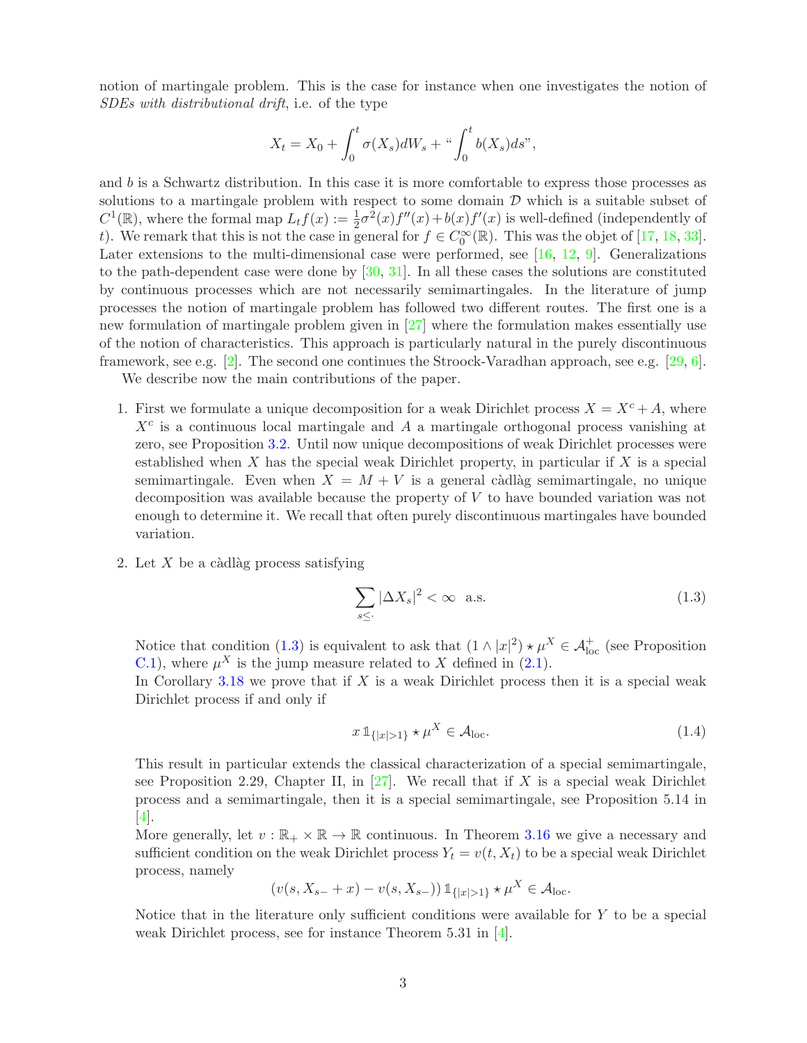notion of martingale problem. This is the case for instance when one investigates the notion of *SDEs with distributional drift*, i.e. of the type

$$X_t = X_0 + \int_0^t \sigma(X_s)dW_s + \text{“}\int_0^t b(X_s)ds\text{”},$$

and $b$ is a Schwartz distribution. In this case it is more comfortable to express those processes as solutions to a martingale problem with respect to some domain $\mathcal{D}$ which is a suitable subset of $C^1(\mathbb{R})$, where the formal map $L_t f(x) := \frac{1}{2}\sigma^2(x)f''(x) + b(x)f'(x)$ is well-defined (independently of $t$). We remark that this is not the case in general for $f \in C_0^\infty(\mathbb{R})$. This was the objet of [17, 18, 33]. Later extensions to the multi-dimensional case were performed, see [16, 12, 9]. Generalizations to the path-dependent case were done by [30, 31]. In all these cases the solutions are constituted by continuous processes which are not necessarily semimartingales. In the literature of jump processes the notion of martingale problem has followed two different routes. The first one is a new formulation of martingale problem given in [27] where the formulation makes essentially use of the notion of characteristics. This approach is particularly natural in the purely discontinuous framework, see e.g. [2]. The second one continues the Stroock-Varadhan approach, see e.g. [29, 6].

We describe now the main contributions of the paper.

1. First we formulate a unique decomposition for a weak Dirichlet process $X = X^c + A$, where $X^c$ is a continuous local martingale and $A$ a martingale orthogonal process vanishing at zero, see Proposition 3.2. Until now unique decompositions of weak Dirichlet processes were established when $X$ has the special weak Dirichlet property, in particular if $X$ is a special semimartingale. Even when $X = M + V$ is a general càdlàg semimartingale, no unique decomposition was available because the property of $V$ to have bounded variation was not enough to determine it. We recall that often purely discontinuous martingales have bounded variation.

2. Let $X$ be a càdlàg process satisfying

$$\sum_{s\leq \cdot} |\Delta X_s|^2 < \infty \ \text{ a.s.} \tag{1.3}$$

Notice that condition (1.3) is equivalent to ask that $(1 \wedge |x|^2) \star \mu^X \in \mathcal{A}^+_{\rm loc}$ (see Proposition C.1), where $\mu^X$ is the jump measure related to $X$ defined in (2.1).

In Corollary 3.18 we prove that if $X$ is a weak Dirichlet process then it is a special weak Dirichlet process if and only if

$$x\, \mathbb{1}_{\{|x|>1\}} \star \mu^X \in \mathcal{A}_{\rm loc}. \tag{1.4}$$

This result in particular extends the classical characterization of a special semimartingale, see Proposition 2.29, Chapter II, in [27]. We recall that if $X$ is a special weak Dirichlet process and a semimartingale, then it is a special semimartingale, see Proposition 5.14 in [4].

More generally, let $v : \mathbb{R}_+ \times \mathbb{R} \to \mathbb{R}$ continuous. In Theorem 3.16 we give a necessary and sufficient condition on the weak Dirichlet process $Y_t = v(t, X_t)$ to be a special weak Dirichlet process, namely

$$(v(s, X_{s-} + x) - v(s, X_{s-}))\, \mathbb{1}_{\{|x|>1\}} \star \mu^X \in \mathcal{A}_{\rm loc}.$$

Notice that in the literature only sufficient conditions were available for $Y$ to be a special weak Dirichlet process, see for instance Theorem 5.31 in [4].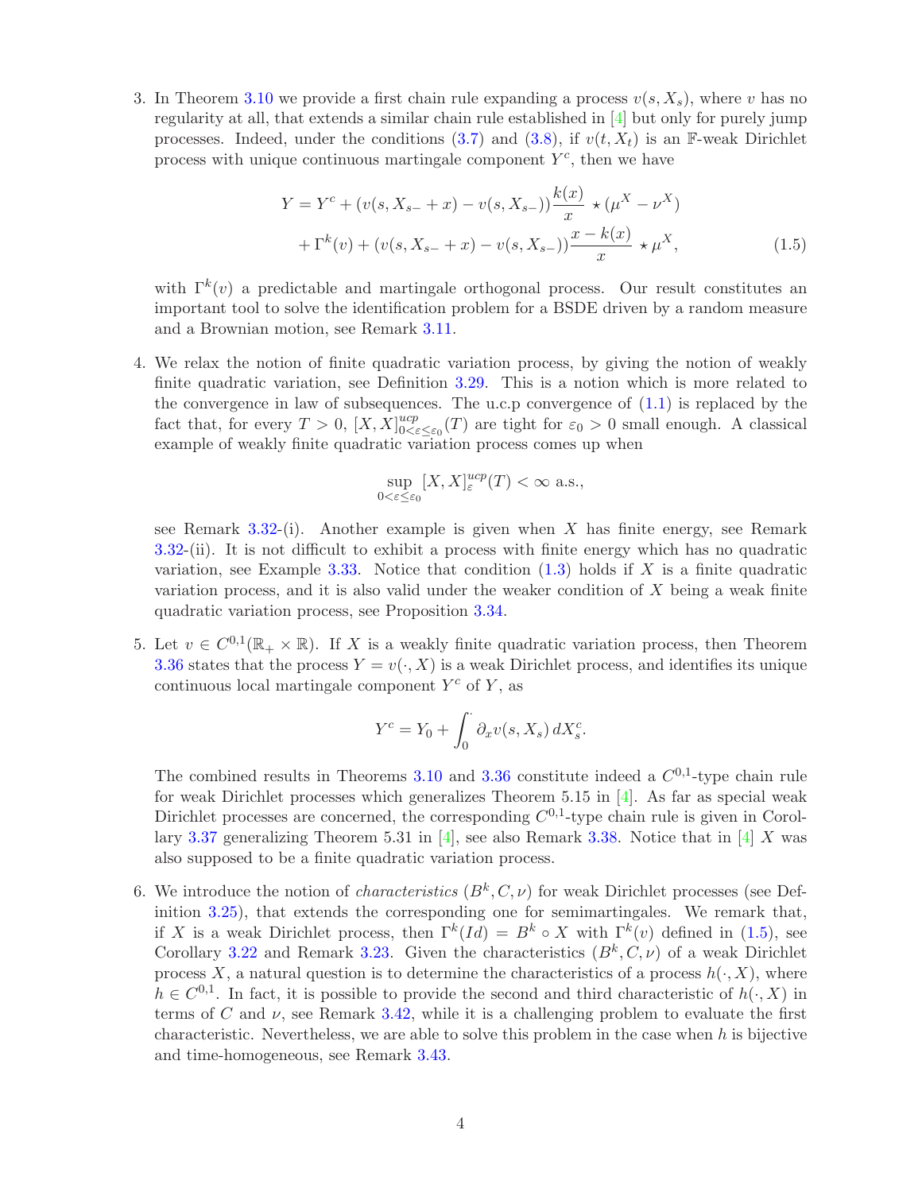3. In Theorem 3.10 we provide a first chain rule expanding a process $v(s, X_s)$, where $v$ has no regularity at all, that extends a similar chain rule established in [4] but only for purely jump processes. Indeed, under the conditions (3.7) and (3.8), if $v(t, X_t)$ is an $\mathbb{F}$-weak Dirichlet process with unique continuous martingale component $Y^c$, then we have

$$
\begin{aligned}
Y = Y^c &+ (v(s, X_{s-} + x) - v(s, X_{s-}))\frac{k(x)}{x} \star (\mu^X - \nu^X) \\
&+ \Gamma^k(v) + (v(s, X_{s-} + x) - v(s, X_{s-}))\frac{x - k(x)}{x} \star \mu^X,
\end{aligned}
\tag{1.5}
$$

with $\Gamma^k(v)$ a predictable and martingale orthogonal process. Our result constitutes an important tool to solve the identification problem for a BSDE driven by a random measure and a Brownian motion, see Remark 3.11.

4. We relax the notion of finite quadratic variation process, by giving the notion of weakly finite quadratic variation, see Definition 3.29. This is a notion which is more related to the convergence in law of subsequences. The u.c.p convergence of (1.1) is replaced by the fact that, for every $T > 0$, $[X, X]^{ucp}_{0<\varepsilon\leq\varepsilon_0}(T)$ are tight for $\varepsilon_0 > 0$ small enough. A classical example of weakly finite quadratic variation process comes up when

$$
\sup_{0<\varepsilon\leq\varepsilon_0} [X, X]^{ucp}_\varepsilon(T) < \infty \text{ a.s.},
$$

see Remark 3.32-(i). Another example is given when $X$ has finite energy, see Remark 3.32-(ii). It is not difficult to exhibit a process with finite energy which has no quadratic variation, see Example 3.33. Notice that condition (1.3) holds if $X$ is a finite quadratic variation process, and it is also valid under the weaker condition of $X$ being a weak finite quadratic variation process, see Proposition 3.34.

5. Let $v \in C^{0,1}(\mathbb{R}_+ \times \mathbb{R})$. If $X$ is a weakly finite quadratic variation process, then Theorem 3.36 states that the process $Y = v(\cdot, X)$ is a weak Dirichlet process, and identifies its unique continuous local martingale component $Y^c$ of $Y$, as

$$
Y^c = Y_0 + \int_0^\cdot \partial_x v(s, X_s)\, dX^c_s.
$$

The combined results in Theorems 3.10 and 3.36 constitute indeed a $C^{0,1}$-type chain rule for weak Dirichlet processes which generalizes Theorem 5.15 in [4]. As far as special weak Dirichlet processes are concerned, the corresponding $C^{0,1}$-type chain rule is given in Corollary 3.37 generalizing Theorem 5.31 in [4], see also Remark 3.38. Notice that in [4] $X$ was also supposed to be a finite quadratic variation process.

6. We introduce the notion of *characteristics* $(B^k, C, \nu)$ for weak Dirichlet processes (see Definition 3.25), that extends the corresponding one for semimartingales. We remark that, if $X$ is a weak Dirichlet process, then $\Gamma^k(Id) = B^k \circ X$ with $\Gamma^k(v)$ defined in (1.5), see Corollary 3.22 and Remark 3.23. Given the characteristics $(B^k, C, \nu)$ of a weak Dirichlet process $X$, a natural question is to determine the characteristics of a process $h(\cdot, X)$, where $h \in C^{0,1}$. In fact, it is possible to provide the second and third characteristic of $h(\cdot, X)$ in terms of $C$ and $\nu$, see Remark 3.42, while it is a challenging problem to evaluate the first characteristic. Nevertheless, we are able to solve this problem in the case when $h$ is bijective and time-homogeneous, see Remark 3.43.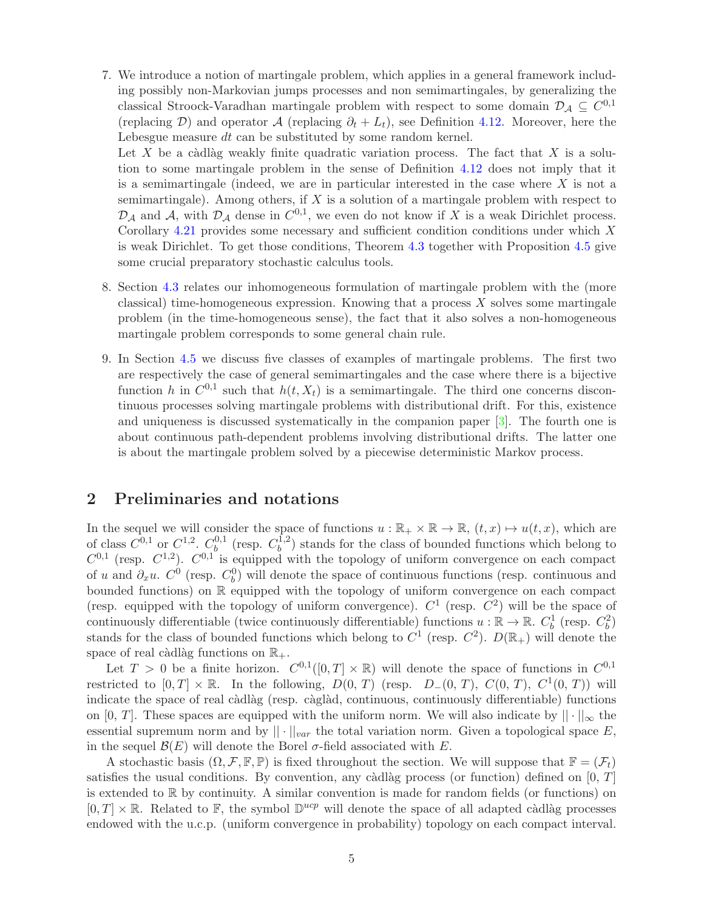7. We introduce a notion of martingale problem, which applies in a general framework including possibly non-Markovian jumps processes and non semimartingales, by generalizing the classical Stroock-Varadhan martingale problem with respect to some domain $\mathcal{D}_\mathcal{A} \subseteq C^{0,1}$ (replacing $\mathcal{D}$) and operator $\mathcal{A}$ (replacing $\partial_t + L_t$), see Definition 4.12. Moreover, here the Lebesgue measure $dt$ can be substituted by some random kernel.
   Let $X$ be a càdlàg weakly finite quadratic variation process. The fact that $X$ is a solution to some martingale problem in the sense of Definition 4.12 does not imply that it is a semimartingale (indeed, we are in particular interested in the case where $X$ is not a semimartingale). Among others, if $X$ is a solution of a martingale problem with respect to $\mathcal{D}_\mathcal{A}$ and $\mathcal{A}$, with $\mathcal{D}_\mathcal{A}$ dense in $C^{0,1}$, we even do not know if $X$ is a weak Dirichlet process. Corollary 4.21 provides some necessary and sufficient condition conditions under which $X$ is weak Dirichlet. To get those conditions, Theorem 4.3 together with Proposition 4.5 give some crucial preparatory stochastic calculus tools.

8. Section 4.3 relates our inhomogeneous formulation of martingale problem with the (more classical) time-homogeneous expression. Knowing that a process $X$ solves some martingale problem (in the time-homogeneous sense), the fact that it also solves a non-homogeneous martingale problem corresponds to some general chain rule.

9. In Section 4.5 we discuss five classes of examples of martingale problems. The first two are respectively the case of general semimartingales and the case where there is a bijective function $h$ in $C^{0,1}$ such that $h(t, X_t)$ is a semimartingale. The third one concerns discontinuous processes solving martingale problems with distributional drift. For this, existence and uniqueness is discussed systematically in the companion paper [3]. The fourth one is about continuous path-dependent problems involving distributional drifts. The latter one is about the martingale problem solved by a piecewise deterministic Markov process.

## 2 Preliminaries and notations

In the sequel we will consider the space of functions $u : \mathbb{R}_+ \times \mathbb{R} \to \mathbb{R}$, $(t, x) \mapsto u(t, x)$, which are of class $C^{0,1}$ or $C^{1,2}$. $C^{0,1}_b$ (resp. $C^{1,2}_b$) stands for the class of bounded functions which belong to $C^{0,1}$ (resp. $C^{1,2}$). $C^{0,1}$ is equipped with the topology of uniform convergence on each compact of $u$ and $\partial_x u$. $C^0$ (resp. $C^0_b$) will denote the space of continuous functions (resp. continuous and bounded functions) on $\mathbb{R}$ equipped with the topology of uniform convergence on each compact (resp. equipped with the topology of uniform convergence). $C^1$ (resp. $C^2$) will be the space of continuously differentiable (twice continuously differentiable) functions $u : \mathbb{R} \to \mathbb{R}$. $C^1_b$ (resp. $C^2_b$) stands for the class of bounded functions which belong to $C^1$ (resp. $C^2$). $D(\mathbb{R}_+)$ will denote the space of real càdlàg functions on $\mathbb{R}_+$.

Let $T > 0$ be a finite horizon. $C^{0,1}([0, T] \times \mathbb{R})$ will denote the space of functions in $C^{0,1}$ restricted to $[0, T] \times \mathbb{R}$. In the following, $D(0, T)$ (resp. $D_-(0, T)$, $C(0, T)$, $C^1(0, T)$) will indicate the space of real càdlàg (resp. càglàd, continuous, continuously differentiable) functions on $[0, T]$. These spaces are equipped with the uniform norm. We will also indicate by $||\cdot||_\infty$ the essential supremum norm and by $||\cdot||_{var}$ the total variation norm. Given a topological space $E$, in the sequel $\mathcal{B}(E)$ will denote the Borel $\sigma$-field associated with $E$.

A stochastic basis $(\Omega, \mathcal{F}, \mathbb{F}, \mathbb{P})$ is fixed throughout the section. We will suppose that $\mathbb{F} = (\mathcal{F}_t)$ satisfies the usual conditions. By convention, any càdlàg process (or function) defined on $[0, T]$ is extended to $\mathbb{R}$ by continuity. A similar convention is made for random fields (or functions) on $[0, T] \times \mathbb{R}$. Related to $\mathbb{F}$, the symbol $\mathbb{D}^{ucp}$ will denote the space of all adapted càdlàg processes endowed with the u.c.p. (uniform convergence in probability) topology on each compact interval.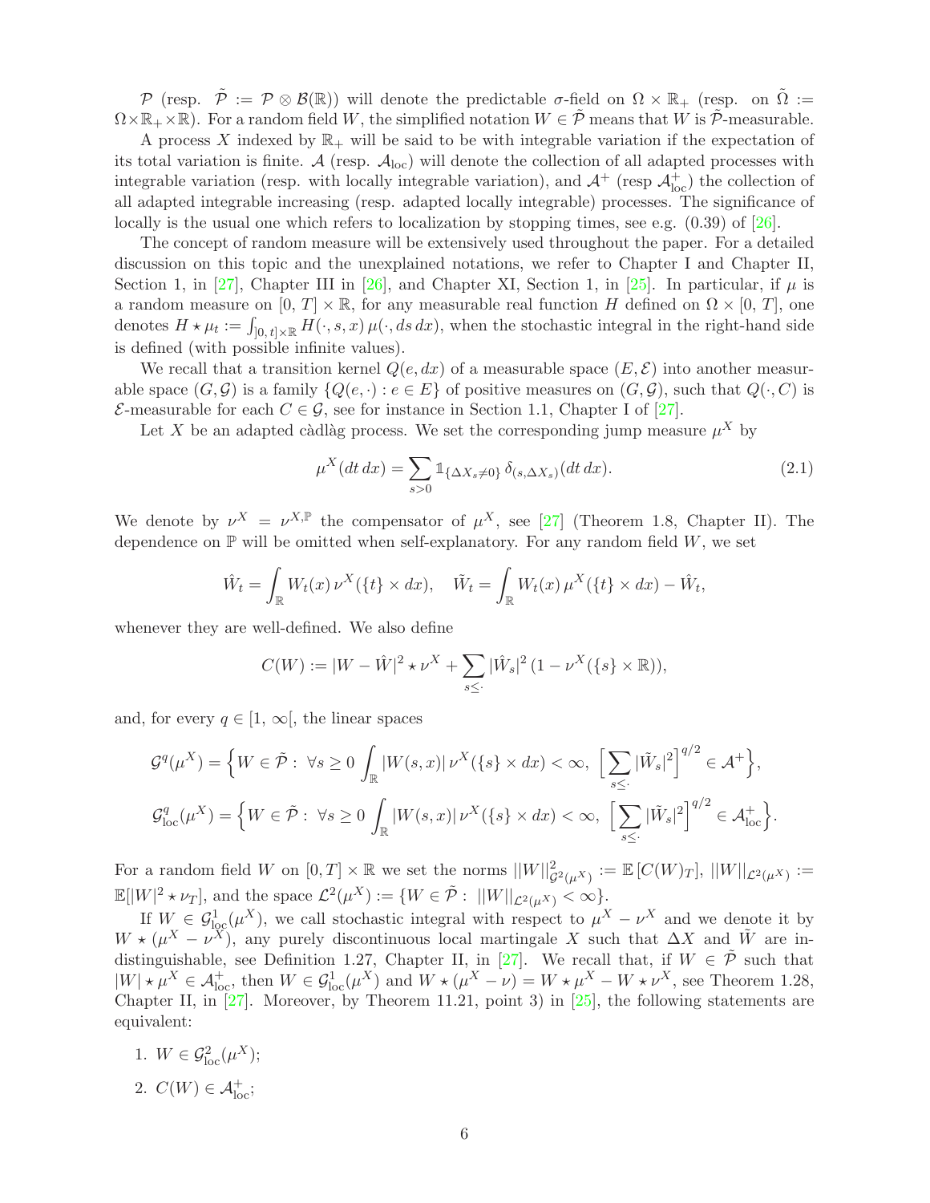$\mathcal{P}$ (resp. $\tilde{\mathcal{P}} := \mathcal{P} \otimes \mathcal{B}(\mathbb{R})$) will denote the predictable $\sigma$-field on $\Omega \times \mathbb{R}_+$ (resp. on $\tilde{\Omega} := \Omega \times \mathbb{R}_+ \times \mathbb{R}$). For a random field $W$, the simplified notation $W \in \tilde{\mathcal{P}}$ means that $W$ is $\tilde{\mathcal{P}}$-measurable.

A process $X$ indexed by $\mathbb{R}_+$ will be said to be with integrable variation if the expectation of its total variation is finite. $\mathcal{A}$ (resp. $\mathcal{A}_{\rm loc}$) will denote the collection of all adapted processes with integrable variation (resp. with locally integrable variation), and $\mathcal{A}^+$ (resp $\mathcal{A}^+_{\rm loc}$) the collection of all adapted integrable increasing (resp. adapted locally integrable) processes. The significance of locally is the usual one which refers to localization by stopping times, see e.g. (0.39) of [26].

The concept of random measure will be extensively used throughout the paper. For a detailed discussion on this topic and the unexplained notations, we refer to Chapter I and Chapter II, Section 1, in [27], Chapter III in [26], and Chapter XI, Section 1, in [25]. In particular, if $\mu$ is a random measure on $[0,\,T] \times \mathbb{R}$, for any measurable real function $H$ defined on $\Omega \times [0,\,T]$, one denotes $H \star \mu_t := \int_{]0,\,t] \times \mathbb{R}} H(\cdot, s, x)\, \mu(\cdot, ds\, dx)$, when the stochastic integral in the right-hand side is defined (with possible infinite values).

We recall that a transition kernel $Q(e, dx)$ of a measurable space $(E, \mathcal{E})$ into another measurable space $(G, \mathcal{G})$ is a family $\{Q(e, \cdot) : e \in E\}$ of positive measures on $(G, \mathcal{G})$, such that $Q(\cdot, C)$ is $\mathcal{E}$-measurable for each $C \in \mathcal{G}$, see for instance in Section 1.1, Chapter I of [27].

Let $X$ be an adapted càdlàg process. We set the corresponding jump measure $\mu^X$ by

$$\mu^X(dt\, dx) = \sum_{s>0} \mathbb{1}_{\{\Delta X_s \neq 0\}}\, \delta_{(s, \Delta X_s)}(dt\, dx). \tag{2.1}$$

We denote by $\nu^X = \nu^{X,\mathbb{P}}$ the compensator of $\mu^X$, see [27] (Theorem 1.8, Chapter II). The dependence on $\mathbb{P}$ will be omitted when self-explanatory. For any random field $W$, we set

$$\hat{W}_t = \int_{\mathbb{R}} W_t(x)\, \nu^X(\{t\} \times dx), \quad \tilde{W}_t = \int_{\mathbb{R}} W_t(x)\, \mu^X(\{t\} \times dx) - \hat{W}_t,$$

whenever they are well-defined. We also define

$$C(W) := |W - \hat{W}|^2 \star \nu^X + \sum_{s \leq \cdot} |\hat{W}_s|^2\, (1 - \nu^X(\{s\} \times \mathbb{R})),$$

and, for every $q \in [1,\, \infty[$, the linear spaces

$$\mathcal{G}^q(\mu^X) = \Big\{ W \in \tilde{\mathcal{P}} :\ \forall s \geq 0 \int_{\mathbb{R}} |W(s,x)|\, \nu^X(\{s\} \times dx) < \infty,\ \Big[\sum_{s \leq \cdot} |\tilde{W}_s|^2\Big]^{q/2} \in \mathcal{A}^+ \Big\},$$

$$\mathcal{G}^q_{\rm loc}(\mu^X) = \Big\{ W \in \tilde{\mathcal{P}} :\ \forall s \geq 0 \int_{\mathbb{R}} |W(s,x)|\, \nu^X(\{s\} \times dx) < \infty,\ \Big[\sum_{s \leq \cdot} |\tilde{W}_s|^2\Big]^{q/2} \in \mathcal{A}^+_{\rm loc} \Big\}.$$

For a random field $W$ on $[0,T] \times \mathbb{R}$ we set the norms $||W||^2_{\mathcal{G}^2(\mu^X)} := \mathbb{E}\,[C(W)_T]$, $||W||_{\mathcal{L}^2(\mu^X)} := \mathbb{E}[|W|^2 \star \nu_T]$, and the space $\mathcal{L}^2(\mu^X) := \{W \in \tilde{\mathcal{P}} :\ ||W||_{\mathcal{L}^2(\mu^X)} < \infty\}$.

If $W \in \mathcal{G}^1_{\rm loc}(\mu^X)$, we call stochastic integral with respect to $\mu^X - \nu^X$ and we denote it by $W \star (\mu^X - \nu^X)$, any purely discontinuous local martingale $X$ such that $\Delta X$ and $\tilde{W}$ are indistinguishable, see Definition 1.27, Chapter II, in [27]. We recall that, if $W \in \tilde{\mathcal{P}}$ such that $|W| \star \mu^X \in \mathcal{A}^+_{\rm loc}$, then $W \in \mathcal{G}^1_{\rm loc}(\mu^X)$ and $W \star (\mu^X - \nu) = W \star \mu^X - W \star \nu^X$, see Theorem 1.28, Chapter II, in [27]. Moreover, by Theorem 11.21, point 3) in [25], the following statements are equivalent:

1. $W \in \mathcal{G}^2_{\rm loc}(\mu^X)$;
2. $C(W) \in \mathcal{A}^+_{\rm loc}$;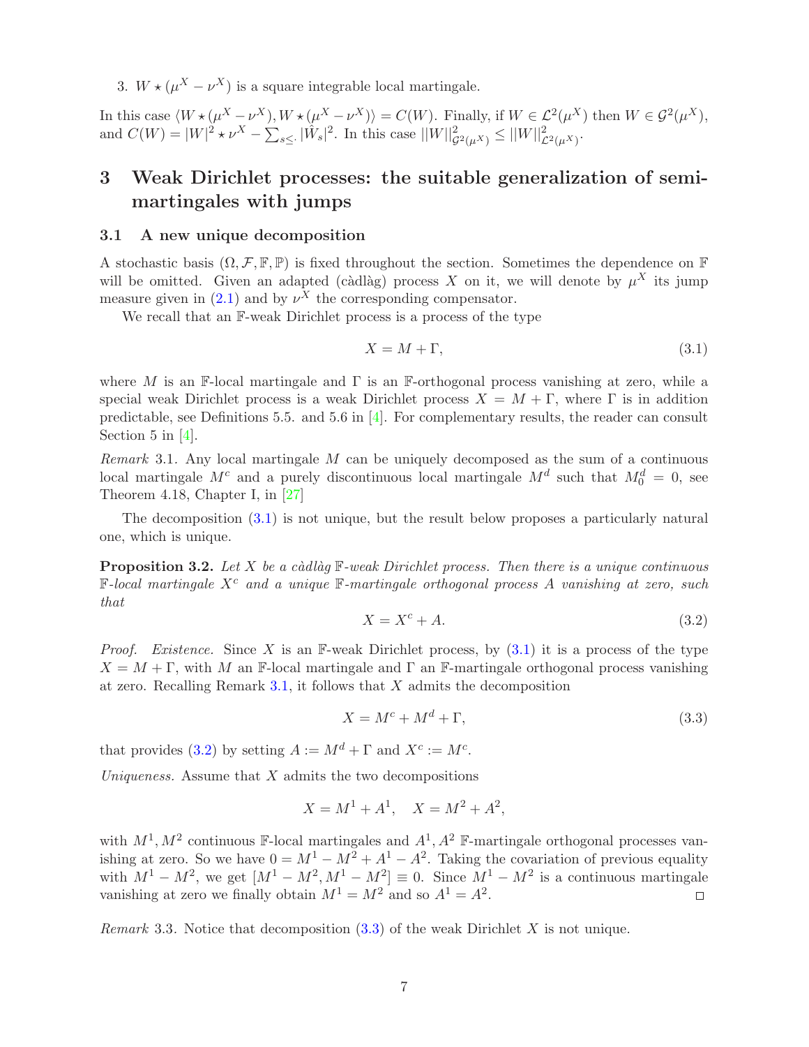3. $W \star (\mu^X - \nu^X)$ is a square integrable local martingale.

In this case $\langle W \star (\mu^X - \nu^X), W \star (\mu^X - \nu^X) \rangle = C(W)$. Finally, if $W \in \mathcal{L}^2(\mu^X)$ then $W \in \mathcal{G}^2(\mu^X)$, and $C(W) = |W|^2 \star \nu^X - \sum_{s \leq \cdot} |\hat{W}_s|^2$. In this case $||W||^2_{\mathcal{G}^2(\mu^X)} \leq ||W||^2_{\mathcal{L}^2(\mu^X)}$.

# 3 Weak Dirichlet processes: the suitable generalization of semimartingales with jumps

## 3.1 A new unique decomposition

A stochastic basis $(\Omega, \mathcal{F}, \mathbb{F}, \mathbb{P})$ is fixed throughout the section. Sometimes the dependence on $\mathbb{F}$ will be omitted. Given an adapted (càdlàg) process $X$ on it, we will denote by $\mu^X$ its jump measure given in (2.1) and by $\nu^X$ the corresponding compensator.

We recall that an $\mathbb{F}$-weak Dirichlet process is a process of the type

$$X = M + \Gamma, \tag{3.1}$$

where $M$ is an $\mathbb{F}$-local martingale and $\Gamma$ is an $\mathbb{F}$-orthogonal process vanishing at zero, while a special weak Dirichlet process is a weak Dirichlet process $X = M + \Gamma$, where $\Gamma$ is in addition predictable, see Definitions 5.5. and 5.6 in [4]. For complementary results, the reader can consult Section 5 in [4].

*Remark* 3.1. Any local martingale $M$ can be uniquely decomposed as the sum of a continuous local martingale $M^c$ and a purely discontinuous local martingale $M^d$ such that $M^d_0 = 0$, see Theorem 4.18, Chapter I, in [27]

The decomposition (3.1) is not unique, but the result below proposes a particularly natural one, which is unique.

**Proposition 3.2.** *Let $X$ be a càdlàg $\mathbb{F}$-weak Dirichlet process. Then there is a unique continuous $\mathbb{F}$-local martingale $X^c$ and a unique $\mathbb{F}$-martingale orthogonal process $A$ vanishing at zero, such that*

$$X = X^c + A. \tag{3.2}$$

*Proof.* *Existence.* Since $X$ is an $\mathbb{F}$-weak Dirichlet process, by (3.1) it is a process of the type $X = M + \Gamma$, with $M$ an $\mathbb{F}$-local martingale and $\Gamma$ an $\mathbb{F}$-martingale orthogonal process vanishing at zero. Recalling Remark 3.1, it follows that $X$ admits the decomposition

$$X = M^c + M^d + \Gamma, \tag{3.3}$$

that provides (3.2) by setting $A := M^d + \Gamma$ and $X^c := M^c$.

*Uniqueness.* Assume that $X$ admits the two decompositions

$$X = M^1 + A^1, \quad X = M^2 + A^2,$$

with $M^1, M^2$ continuous $\mathbb{F}$-local martingales and $A^1, A^2$ $\mathbb{F}$-martingale orthogonal processes vanishing at zero. So we have $0 = M^1 - M^2 + A^1 - A^2$. Taking the covariation of previous equality with $M^1 - M^2$, we get $[M^1 - M^2, M^1 - M^2] \equiv 0$. Since $M^1 - M^2$ is a continuous martingale vanishing at zero we finally obtain $M^1 = M^2$ and so $A^1 = A^2$. □

*Remark* 3.3. Notice that decomposition (3.3) of the weak Dirichlet $X$ is not unique.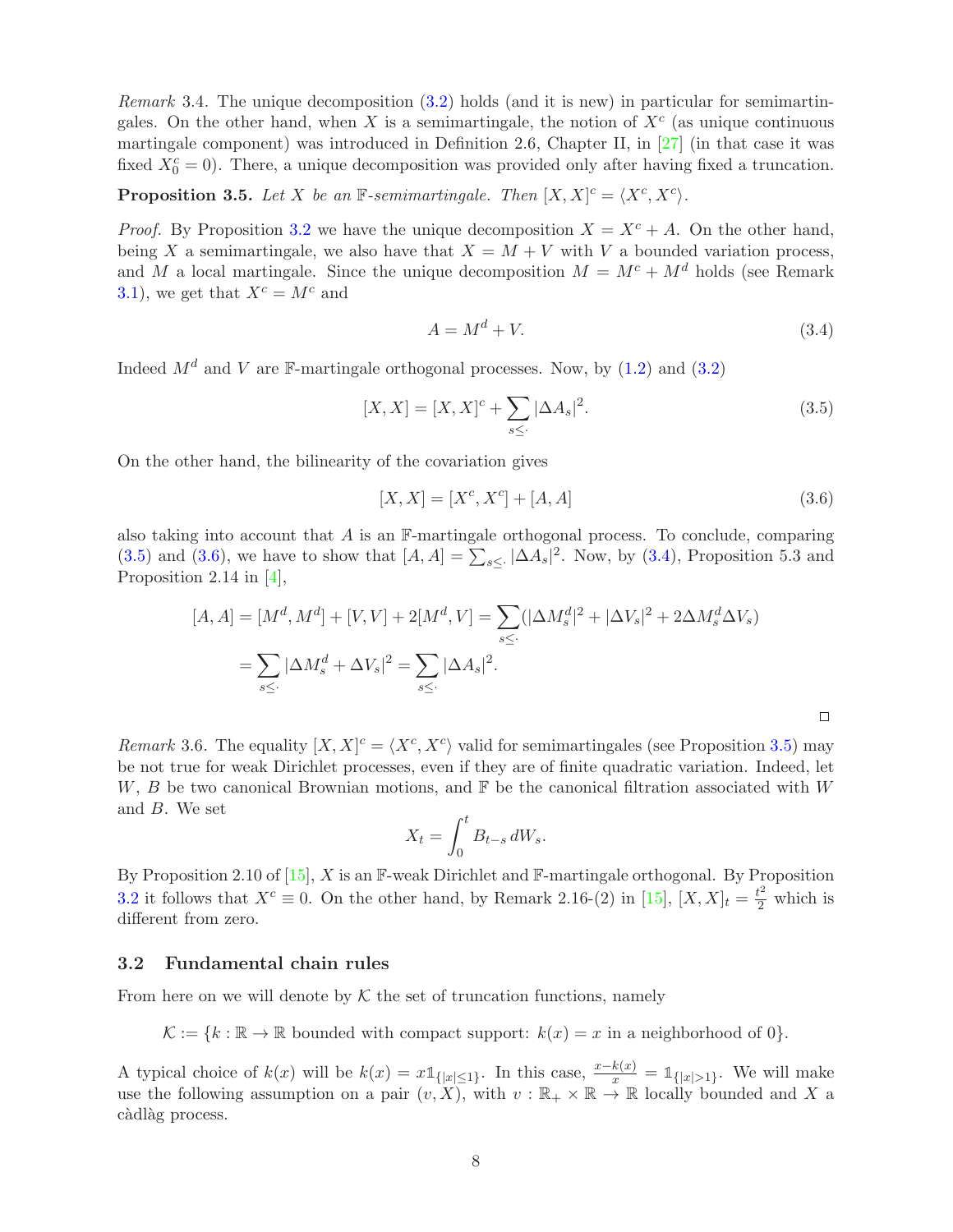*Remark* 3.4. The unique decomposition (3.2) holds (and it is new) in particular for semimartingales. On the other hand, when $X$ is a semimartingale, the notion of $X^c$ (as unique continuous martingale component) was introduced in Definition 2.6, Chapter II, in [27] (in that case it was fixed $X^c_0 = 0$). There, a unique decomposition was provided only after having fixed a truncation.

**Proposition 3.5.** *Let $X$ be an $\mathbb{F}$-semimartingale. Then $[X, X]^c = \langle X^c, X^c \rangle$.*

*Proof.* By Proposition 3.2 we have the unique decomposition $X = X^c + A$. On the other hand, being $X$ a semimartingale, we also have that $X = M + V$ with $V$ a bounded variation process, and $M$ a local martingale. Since the unique decomposition $M = M^c + M^d$ holds (see Remark 3.1), we get that $X^c = M^c$ and

$$A = M^d + V. \tag{3.4}$$

Indeed $M^d$ and $V$ are $\mathbb{F}$-martingale orthogonal processes. Now, by (1.2) and (3.2)

$$[X, X] = [X, X]^c + \sum_{s \le \cdot} |\Delta A_s|^2. \tag{3.5}$$

On the other hand, the bilinearity of the covariation gives

$$[X, X] = [X^c, X^c] + [A, A] \tag{3.6}$$

also taking into account that $A$ is an $\mathbb{F}$-martingale orthogonal process. To conclude, comparing (3.5) and (3.6), we have to show that $[A, A] = \sum_{s \le \cdot} |\Delta A_s|^2$. Now, by (3.4), Proposition 5.3 and Proposition 2.14 in [4],

$$[A, A] = [M^d, M^d] + [V, V] + 2[M^d, V] = \sum_{s \le \cdot} (|\Delta M^d_s|^2 + |\Delta V_s|^2 + 2\Delta M^d_s \Delta V_s)$$
$$= \sum_{s \le \cdot} |\Delta M^d_s + \Delta V_s|^2 = \sum_{s \le \cdot} |\Delta A_s|^2.$$

□

*Remark* 3.6. The equality $[X, X]^c = \langle X^c, X^c \rangle$ valid for semimartingales (see Proposition 3.5) may be not true for weak Dirichlet processes, even if they are of finite quadratic variation. Indeed, let $W$, $B$ be two canonical Brownian motions, and $\mathbb{F}$ be the canonical filtration associated with $W$ and $B$. We set

$$X_t = \int_0^t B_{t-s}\, dW_s.$$

By Proposition 2.10 of [15], $X$ is an $\mathbb{F}$-weak Dirichlet and $\mathbb{F}$-martingale orthogonal. By Proposition 3.2 it follows that $X^c \equiv 0$. On the other hand, by Remark 2.16-(2) in [15], $[X, X]_t = \frac{t^2}{2}$ which is different from zero.

### 3.2 Fundamental chain rules

From here on we will denote by $\mathcal{K}$ the set of truncation functions, namely

$$\mathcal{K} := \{k : \mathbb{R} \to \mathbb{R} \text{ bounded with compact support: } k(x) = x \text{ in a neighborhood of } 0\}.$$

A typical choice of $k(x)$ will be $k(x) = x\mathbb{1}_{\{|x| \le 1\}}$. In this case, $\frac{x - k(x)}{x} = \mathbb{1}_{\{|x|>1\}}$. We will make use the following assumption on a pair $(v, X)$, with $v : \mathbb{R}_+ \times \mathbb{R} \to \mathbb{R}$ locally bounded and $X$ a càdlàg process.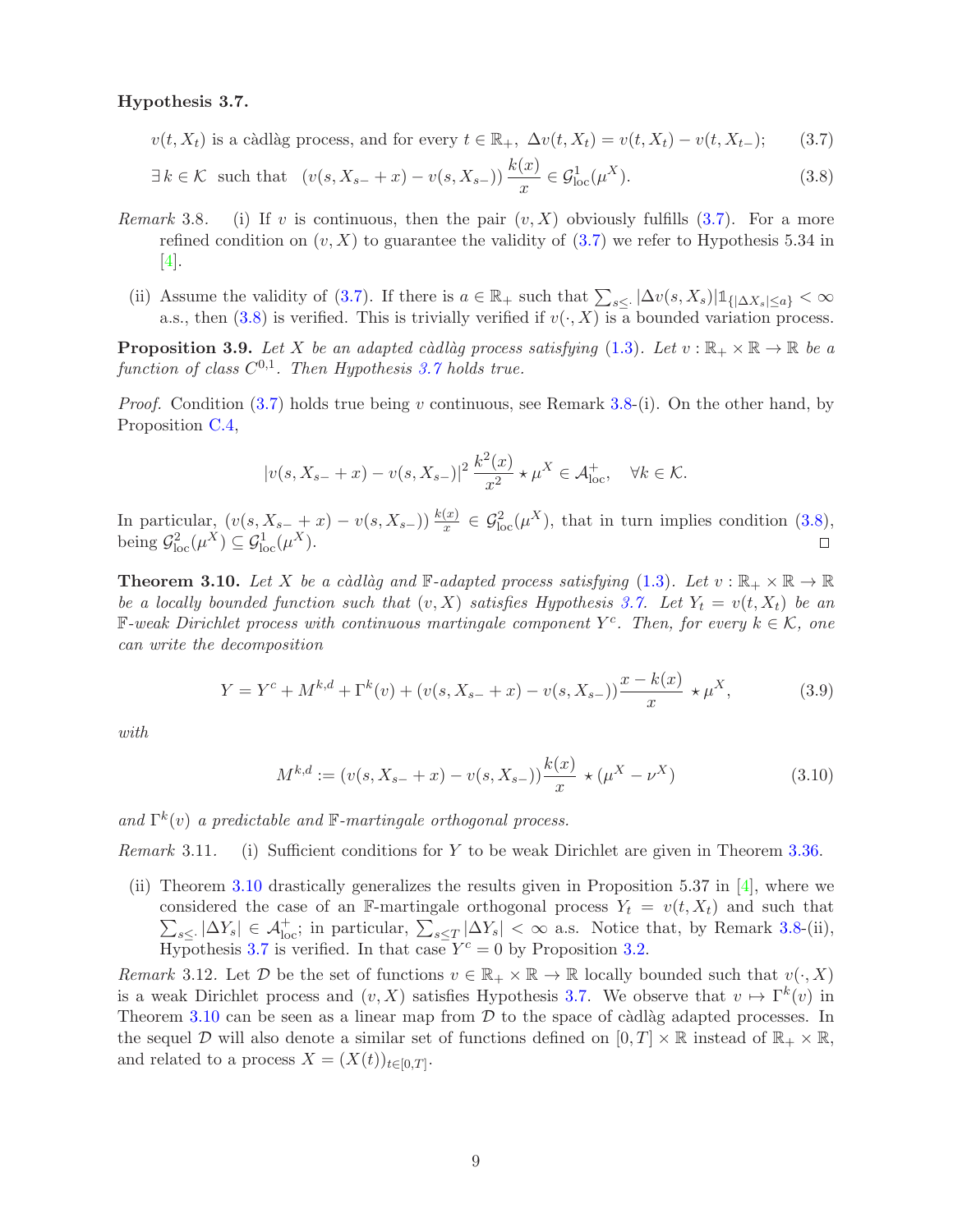**Hypothesis 3.7.**

$$v(t, X_t) \text{ is a càdlàg process, and for every } t \in \mathbb{R}_+,\ \Delta v(t, X_t) = v(t, X_t) - v(t, X_{t-}); \tag{3.7}$$

$$\exists\, k \in \mathcal{K} \text{ such that } \ (v(s, X_{s-} + x) - v(s, X_{s-}))\, \frac{k(x)}{x} \in \mathcal{G}^1_{\text{loc}}(\mu^X). \tag{3.8}$$

*Remark* 3.8. (i) If $v$ is continuous, then the pair $(v, X)$ obviously fulfills (3.7). For a more refined condition on $(v, X)$ to guarantee the validity of (3.7) we refer to Hypothesis 5.34 in [4].

(ii) Assume the validity of (3.7). If there is $a \in \mathbb{R}_+$ such that $\sum_{s\leq \cdot} |\Delta v(s, X_s)| \mathbb{1}_{\{|\Delta X_s| \leq a\}} < \infty$ a.s., then (3.8) is verified. This is trivially verified if $v(\cdot, X)$ is a bounded variation process.

**Proposition 3.9.** *Let $X$ be an adapted càdlàg process satisfying (1.3). Let $v : \mathbb{R}_+ \times \mathbb{R} \to \mathbb{R}$ be a function of class $C^{0,1}$. Then Hypothesis 3.7 holds true.*

*Proof.* Condition (3.7) holds true being $v$ continuous, see Remark 3.8-(i). On the other hand, by Proposition C.4,

$$|v(s, X_{s-} + x) - v(s, X_{s-})|^2\, \frac{k^2(x)}{x^2} \star \mu^X \in \mathcal{A}^+_{\text{loc}}, \quad \forall k \in \mathcal{K}.$$

In particular, $(v(s, X_{s-} + x) - v(s, X_{s-}))\, \frac{k(x)}{x} \in \mathcal{G}^2_{\text{loc}}(\mu^X)$, that in turn implies condition (3.8), being $\mathcal{G}^2_{\text{loc}}(\mu^X) \subseteq \mathcal{G}^1_{\text{loc}}(\mu^X)$. □

**Theorem 3.10.** *Let $X$ be a càdlàg and $\mathbb{F}$-adapted process satisfying (1.3). Let $v : \mathbb{R}_+ \times \mathbb{R} \to \mathbb{R}$ be a locally bounded function such that $(v, X)$ satisfies Hypothesis 3.7. Let $Y_t = v(t, X_t)$ be an $\mathbb{F}$-weak Dirichlet process with continuous martingale component $Y^c$. Then, for every $k \in \mathcal{K}$, one can write the decomposition*

$$Y = Y^c + M^{k,d} + \Gamma^k(v) + (v(s, X_{s-} + x) - v(s, X_{s-}))\frac{x - k(x)}{x} \star \mu^X, \tag{3.9}$$

*with*

$$M^{k,d} := (v(s, X_{s-} + x) - v(s, X_{s-}))\frac{k(x)}{x} \star (\mu^X - \nu^X) \tag{3.10}$$

*and $\Gamma^k(v)$ a predictable and $\mathbb{F}$-martingale orthogonal process.*

*Remark* 3.11. (i) Sufficient conditions for $Y$ to be weak Dirichlet are given in Theorem 3.36.

(ii) Theorem 3.10 drastically generalizes the results given in Proposition 5.37 in [4], where we considered the case of an $\mathbb{F}$-martingale orthogonal process $Y_t = v(t, X_t)$ and such that $\sum_{s\leq \cdot} |\Delta Y_s| \in \mathcal{A}^+_{\text{loc}}$; in particular, $\sum_{s\leq T} |\Delta Y_s| < \infty$ a.s. Notice that, by Remark 3.8-(ii), Hypothesis 3.7 is verified. In that case $Y^c = 0$ by Proposition 3.2.

*Remark* 3.12. Let $\mathcal{D}$ be the set of functions $v \in \mathbb{R}_+ \times \mathbb{R} \to \mathbb{R}$ locally bounded such that $v(\cdot, X)$ is a weak Dirichlet process and $(v, X)$ satisfies Hypothesis 3.7. We observe that $v \mapsto \Gamma^k(v)$ in Theorem 3.10 can be seen as a linear map from $\mathcal{D}$ to the space of càdlàg adapted processes. In the sequel $\mathcal{D}$ will also denote a similar set of functions defined on $[0, T] \times \mathbb{R}$ instead of $\mathbb{R}_+ \times \mathbb{R}$, and related to a process $X = (X(t))_{t\in[0,T]}$.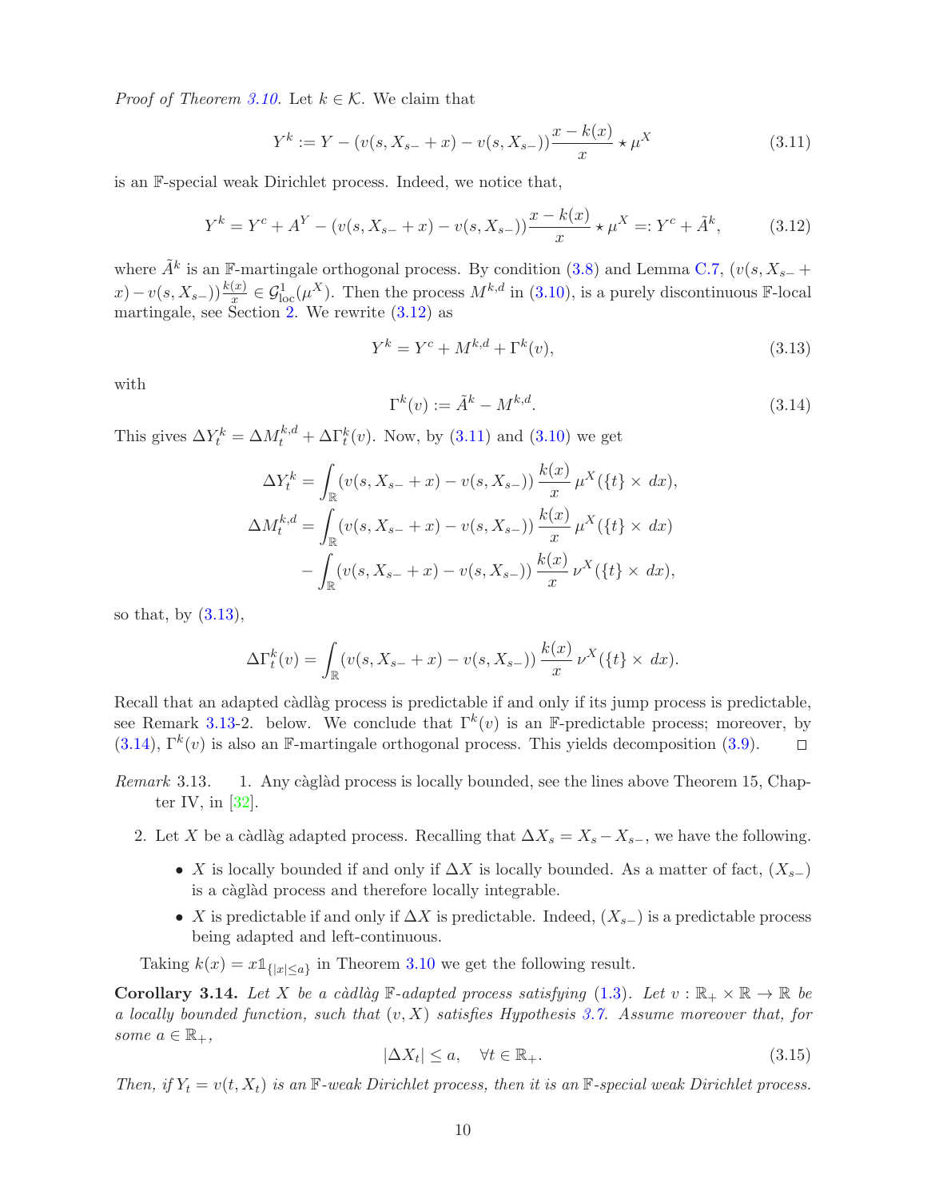*Proof of Theorem 3.10.* Let $k \in \mathcal{K}$. We claim that

$$Y^k := Y - (v(s, X_{s-} + x) - v(s, X_{s-}))\frac{x - k(x)}{x} \star \mu^X \tag{3.11}$$

is an $\mathbb{F}$-special weak Dirichlet process. Indeed, we notice that,

$$Y^k = Y^c + A^Y - (v(s, X_{s-} + x) - v(s, X_{s-}))\frac{x - k(x)}{x} \star \mu^X =: Y^c + \tilde{A}^k, \tag{3.12}$$

where $\tilde{A}^k$ is an $\mathbb{F}$-martingale orthogonal process. By condition (3.8) and Lemma C.7, $(v(s, X_{s-} + x) - v(s, X_{s-}))\frac{k(x)}{x} \in \mathcal{G}^1_{\text{loc}}(\mu^X)$. Then the process $M^{k,d}$ in (3.10), is a purely discontinuous $\mathbb{F}$-local martingale, see Section 2. We rewrite (3.12) as

$$Y^k = Y^c + M^{k,d} + \Gamma^k(v), \tag{3.13}$$

with

$$\Gamma^k(v) := \tilde{A}^k - M^{k,d}. \tag{3.14}$$

This gives $\Delta Y^k_t = \Delta M^{k,d}_t + \Delta \Gamma^k_t(v)$. Now, by (3.11) and (3.10) we get

$$\begin{aligned}
\Delta Y^k_t &= \int_{\mathbb{R}} (v(s, X_{s-} + x) - v(s, X_{s-}))\, \frac{k(x)}{x}\, \mu^X(\{t\} \times\, dx),\\
\Delta M^{k,d}_t &= \int_{\mathbb{R}} (v(s, X_{s-} + x) - v(s, X_{s-}))\, \frac{k(x)}{x}\, \mu^X(\{t\} \times\, dx)\\
&\quad - \int_{\mathbb{R}} (v(s, X_{s-} + x) - v(s, X_{s-}))\, \frac{k(x)}{x}\, \nu^X(\{t\} \times\, dx),
\end{aligned}$$

so that, by (3.13),

$$\Delta \Gamma^k_t(v) = \int_{\mathbb{R}} (v(s, X_{s-} + x) - v(s, X_{s-}))\, \frac{k(x)}{x}\, \nu^X(\{t\} \times\, dx).$$

Recall that an adapted càdlàg process is predictable if and only if its jump process is predictable, see Remark 3.13-2. below. We conclude that $\Gamma^k(v)$ is an $\mathbb{F}$-predictable process; moreover, by (3.14), $\Gamma^k(v)$ is also an $\mathbb{F}$-martingale orthogonal process. This yields decomposition (3.9). $\square$

*Remark* 3.13.
1. Any càglàd process is locally bounded, see the lines above Theorem 15, Chapter IV, in [32].
2. Let $X$ be a càdlàg adapted process. Recalling that $\Delta X_s = X_s - X_{s-}$, we have the following.
   - $X$ is locally bounded if and only if $\Delta X$ is locally bounded. As a matter of fact, $(X_{s-})$ is a càglàd process and therefore locally integrable.
   - $X$ is predictable if and only if $\Delta X$ is predictable. Indeed, $(X_{s-})$ is a predictable process being adapted and left-continuous.

Taking $k(x) = x\mathbb{1}_{\{|x| \le a\}}$ in Theorem 3.10 we get the following result.

**Corollary 3.14.** *Let $X$ be a càdlàg $\mathbb{F}$-adapted process satisfying (1.3). Let $v : \mathbb{R}_+ \times \mathbb{R} \to \mathbb{R}$ be a locally bounded function, such that $(v, X)$ satisfies Hypothesis 3.7. Assume moreover that, for some $a \in \mathbb{R}_+$,*

$$|\Delta X_t| \le a, \quad \forall t \in \mathbb{R}_+. \tag{3.15}$$

*Then, if $Y_t = v(t, X_t)$ is an $\mathbb{F}$-weak Dirichlet process, then it is an $\mathbb{F}$-special weak Dirichlet process.*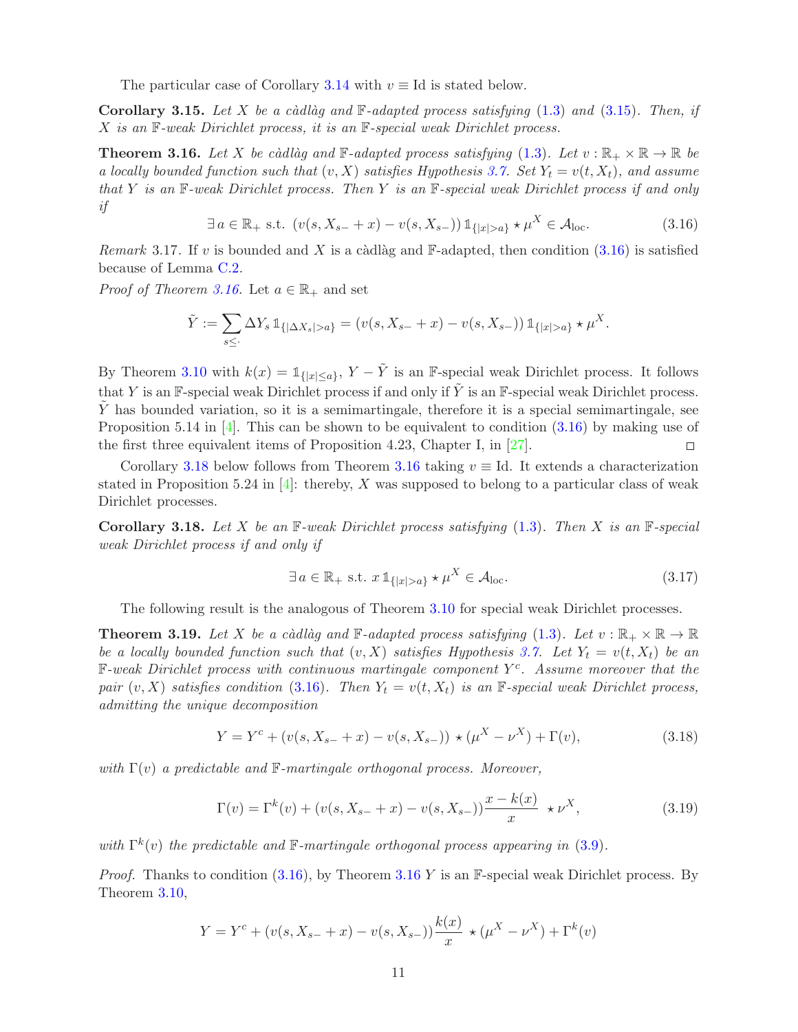The particular case of Corollary 3.14 with $v \equiv \mathrm{Id}$ is stated below.

**Corollary 3.15.** *Let $X$ be a càdlàg and $\mathbb{F}$-adapted process satisfying (1.3) and (3.15). Then, if $X$ is an $\mathbb{F}$-weak Dirichlet process, it is an $\mathbb{F}$-special weak Dirichlet process.*

**Theorem 3.16.** *Let $X$ be càdlàg and $\mathbb{F}$-adapted process satisfying (1.3). Let $v : \mathbb{R}_+ \times \mathbb{R} \to \mathbb{R}$ be a locally bounded function such that $(v, X)$ satisfies Hypothesis 3.7. Set $Y_t = v(t, X_t)$, and assume that $Y$ is an $\mathbb{F}$-weak Dirichlet process. Then $Y$ is an $\mathbb{F}$-special weak Dirichlet process if and only if*

$$\exists\, a \in \mathbb{R}_+ \text{ s.t. } (v(s, X_{s-} + x) - v(s, X_{s-}))\, \mathbb{1}_{\{|x|>a\}} \star \mu^X \in \mathcal{A}_{\mathrm{loc}}. \tag{3.16}$$

*Remark* 3.17. If $v$ is bounded and $X$ is a càdlàg and $\mathbb{F}$-adapted, then condition (3.16) is satisfied because of Lemma C.2.

*Proof of Theorem 3.16.* Let $a \in \mathbb{R}_+$ and set

$$\tilde{Y} := \sum_{s \leq \cdot} \Delta Y_s\, \mathbb{1}_{\{|\Delta X_s|>a\}} = (v(s, X_{s-} + x) - v(s, X_{s-}))\, \mathbb{1}_{\{|x|>a\}} \star \mu^X.$$

By Theorem 3.10 with $k(x) = \mathbb{1}_{\{|x|\leq a\}}$, $Y - \tilde{Y}$ is an $\mathbb{F}$-special weak Dirichlet process. It follows that $Y$ is an $\mathbb{F}$-special weak Dirichlet process if and only if $\tilde{Y}$ is an $\mathbb{F}$-special weak Dirichlet process. $\tilde{Y}$ has bounded variation, so it is a semimartingale, therefore it is a special semimartingale, see Proposition 5.14 in [4]. This can be shown to be equivalent to condition (3.16) by making use of the first three equivalent items of Proposition 4.23, Chapter I, in [27]. $\square$

Corollary 3.18 below follows from Theorem 3.16 taking $v \equiv \mathrm{Id}$. It extends a characterization stated in Proposition 5.24 in [4]: thereby, $X$ was supposed to belong to a particular class of weak Dirichlet processes.

**Corollary 3.18.** *Let $X$ be an $\mathbb{F}$-weak Dirichlet process satisfying (1.3). Then $X$ is an $\mathbb{F}$-special weak Dirichlet process if and only if*

$$\exists\, a \in \mathbb{R}_+ \text{ s.t. } x\, \mathbb{1}_{\{|x|>a\}} \star \mu^X \in \mathcal{A}_{\mathrm{loc}}. \tag{3.17}$$

The following result is the analogous of Theorem 3.10 for special weak Dirichlet processes.

**Theorem 3.19.** *Let $X$ be a càdlàg and $\mathbb{F}$-adapted process satisfying (1.3). Let $v : \mathbb{R}_+ \times \mathbb{R} \to \mathbb{R}$ be a locally bounded function such that $(v, X)$ satisfies Hypothesis 3.7. Let $Y_t = v(t, X_t)$ be an $\mathbb{F}$-weak Dirichlet process with continuous martingale component $Y^c$. Assume moreover that the pair $(v, X)$ satisfies condition (3.16). Then $Y_t = v(t, X_t)$ is an $\mathbb{F}$-special weak Dirichlet process, admitting the unique decomposition*

$$Y = Y^c + (v(s, X_{s-} + x) - v(s, X_{s-})) \star (\mu^X - \nu^X) + \Gamma(v), \tag{3.18}$$

*with $\Gamma(v)$ a predictable and $\mathbb{F}$-martingale orthogonal process. Moreover,*

$$\Gamma(v) = \Gamma^k(v) + (v(s, X_{s-} + x) - v(s, X_{s-}))\frac{x - k(x)}{x} \star \nu^X, \tag{3.19}$$

*with $\Gamma^k(v)$ the predictable and $\mathbb{F}$-martingale orthogonal process appearing in (3.9).*

*Proof.* Thanks to condition (3.16), by Theorem 3.16 $Y$ is an $\mathbb{F}$-special weak Dirichlet process. By Theorem 3.10,

$$Y = Y^c + (v(s, X_{s-} + x) - v(s, X_{s-}))\frac{k(x)}{x} \star (\mu^X - \nu^X) + \Gamma^k(v)$$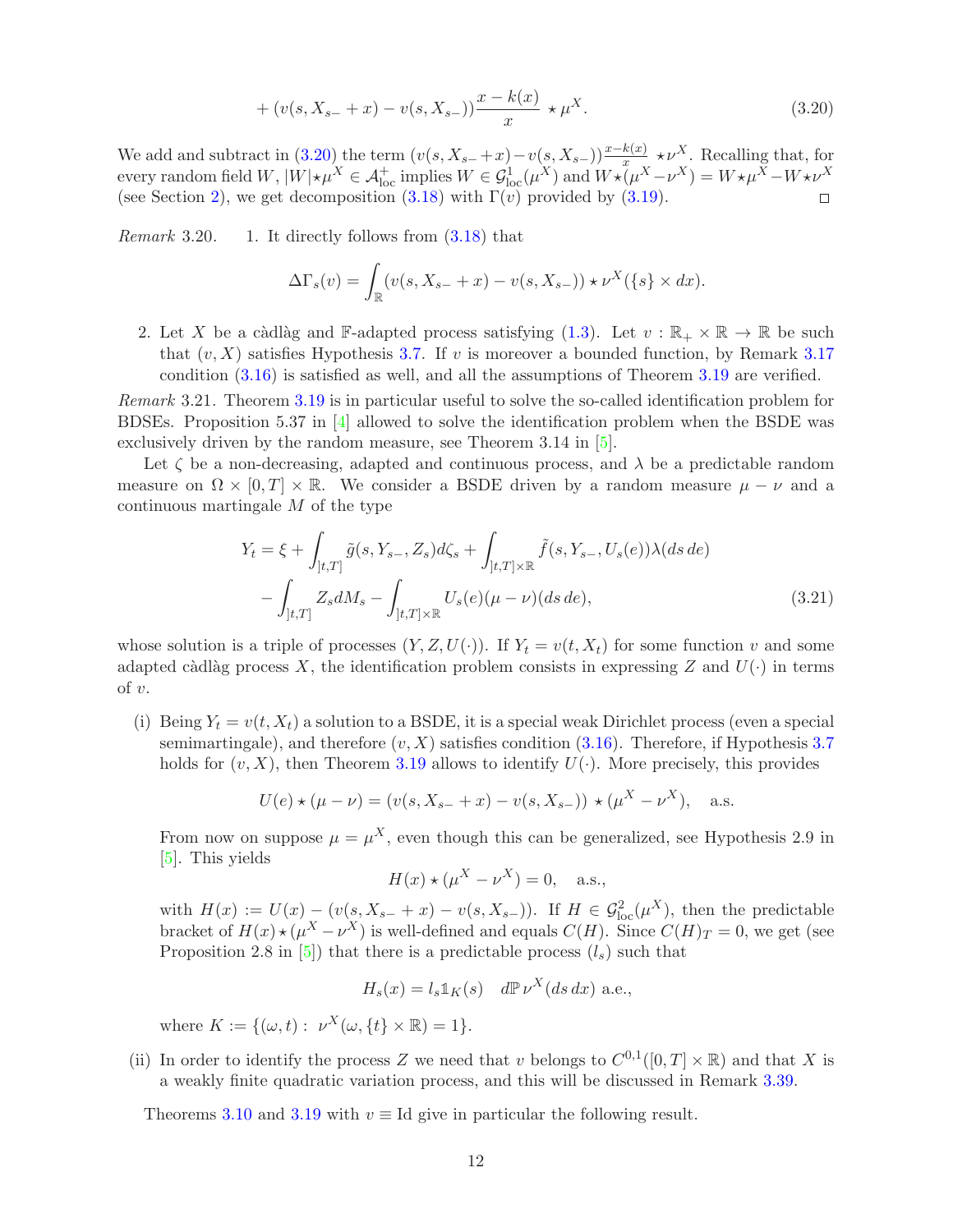$$
+ (v(s, X_{s-} + x) - v(s, X_{s-}))\frac{x - k(x)}{x} \star \mu^X. \tag{3.20}
$$

We add and subtract in (3.20) the term $(v(s, X_{s-}+x) - v(s, X_{s-}))\frac{x-k(x)}{x} \star \nu^X$. Recalling that, for every random field $W$, $|W| \star \mu^X \in \mathcal{A}^+_{\rm loc}$ implies $W \in \mathcal{G}^1_{\rm loc}(\mu^X)$ and $W \star (\mu^X - \nu^X) = W \star \mu^X - W \star \nu^X$ (see Section 2), we get decomposition (3.18) with $\Gamma(v)$ provided by (3.19). □

*Remark* 3.20.

1. It directly follows from (3.18) that

$$
\Delta \Gamma_s(v) = \int_{\mathbb{R}} (v(s, X_{s-} + x) - v(s, X_{s-})) \star \nu^X(\{s\} \times dx).
$$

2. Let $X$ be a càdlàg and $\mathbb{F}$-adapted process satisfying (1.3). Let $v : \mathbb{R}_+ \times \mathbb{R} \to \mathbb{R}$ be such that $(v, X)$ satisfies Hypothesis 3.7. If $v$ is moreover a bounded function, by Remark 3.17 condition (3.16) is satisfied as well, and all the assumptions of Theorem 3.19 are verified.

*Remark* 3.21. Theorem 3.19 is in particular useful to solve the so-called identification problem for BDSEs. Proposition 5.37 in [4] allowed to solve the identification problem when the BSDE was exclusively driven by the random measure, see Theorem 3.14 in [5].

Let $\zeta$ be a non-decreasing, adapted and continuous process, and $\lambda$ be a predictable random measure on $\Omega \times [0, T] \times \mathbb{R}$. We consider a BSDE driven by a random measure $\mu - \nu$ and a continuous martingale $M$ of the type

$$
\begin{aligned}
Y_t = \xi &+ \int_{]t,T]} \tilde{g}(s, Y_{s-}, Z_s) d\zeta_s + \int_{]t,T] \times \mathbb{R}} \tilde{f}(s, Y_{s-}, U_s(e)) \lambda(ds\, de) \\
&- \int_{]t,T]} Z_s dM_s - \int_{]t,T] \times \mathbb{R}} U_s(e)(\mu - \nu)(ds\, de),
\end{aligned} \tag{3.21}
$$

whose solution is a triple of processes $(Y, Z, U(\cdot))$. If $Y_t = v(t, X_t)$ for some function $v$ and some adapted càdlàg process $X$, the identification problem consists in expressing $Z$ and $U(\cdot)$ in terms of $v$.

(i) Being $Y_t = v(t, X_t)$ a solution to a BSDE, it is a special weak Dirichlet process (even a special semimartingale), and therefore $(v, X)$ satisfies condition (3.16). Therefore, if Hypothesis 3.7 holds for $(v, X)$, then Theorem 3.19 allows to identify $U(\cdot)$. More precisely, this provides

$$
U(e) \star (\mu - \nu) = (v(s, X_{s-} + x) - v(s, X_{s-})) \star (\mu^X - \nu^X), \quad \text{a.s.}
$$

From now on suppose $\mu = \mu^X$, even though this can be generalized, see Hypothesis 2.9 in [5]. This yields

$$
H(x) \star (\mu^X - \nu^X) = 0, \quad \text{a.s.},
$$

with $H(x) := U(x) - (v(s, X_{s-} + x) - v(s, X_{s-}))$. If $H \in \mathcal{G}^2_{\rm loc}(\mu^X)$, then the predictable bracket of $H(x) \star (\mu^X - \nu^X)$ is well-defined and equals $C(H)$. Since $C(H)_T = 0$, we get (see Proposition 2.8 in [5]) that there is a predictable process $(l_s)$ such that

$$
H_s(x) = l_s \mathbb{1}_K(s) \quad d\mathbb{P}\, \nu^X(ds\, dx) \text{ a.e.},
$$

where $K := \{(\omega, t) : \nu^X(\omega, \{t\} \times \mathbb{R}) = 1\}$.

(ii) In order to identify the process $Z$ we need that $v$ belongs to $C^{0,1}([0, T] \times \mathbb{R})$ and that $X$ is a weakly finite quadratic variation process, and this will be discussed in Remark 3.39.

Theorems 3.10 and 3.19 with $v \equiv \mathrm{Id}$ give in particular the following result.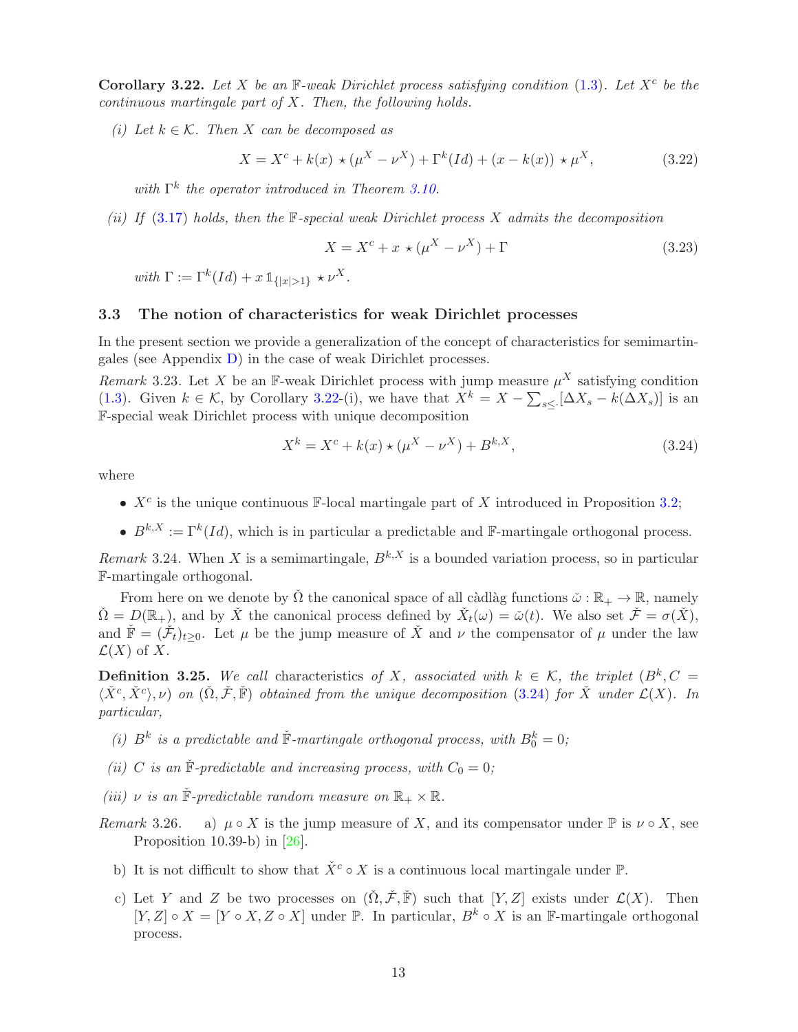**Corollary 3.22.** *Let $X$ be an $\mathbb{F}$-weak Dirichlet process satisfying condition (1.3). Let $X^c$ be the continuous martingale part of $X$. Then, the following holds.*

*(i) Let $k \in \mathcal{K}$. Then $X$ can be decomposed as*

$$X = X^c + k(x) \star (\mu^X - \nu^X) + \Gamma^k(Id) + (x - k(x)) \star \mu^X, \tag{3.22}$$

*with $\Gamma^k$ the operator introduced in Theorem 3.10.*

*(ii) If (3.17) holds, then the $\mathbb{F}$-special weak Dirichlet process $X$ admits the decomposition*

$$X = X^c + x \star (\mu^X - \nu^X) + \Gamma \tag{3.23}$$

*with $\Gamma := \Gamma^k(Id) + x\,\mathbb{1}_{\{|x|>1\}} \star \nu^X$.*

### 3.3 The notion of characteristics for weak Dirichlet processes

In the present section we provide a generalization of the concept of characteristics for semimartingales (see Appendix D) in the case of weak Dirichlet processes.

*Remark* 3.23. Let $X$ be an $\mathbb{F}$-weak Dirichlet process with jump measure $\mu^X$ satisfying condition (1.3). Given $k \in \mathcal{K}$, by Corollary 3.22-(i), we have that $X^k = X - \sum_{s \leq \cdot} [\Delta X_s - k(\Delta X_s)]$ is an $\mathbb{F}$-special weak Dirichlet process with unique decomposition

$$X^k = X^c + k(x) \star (\mu^X - \nu^X) + B^{k,X}, \tag{3.24}$$

where

- $X^c$ is the unique continuous $\mathbb{F}$-local martingale part of $X$ introduced in Proposition 3.2;
- $B^{k,X} := \Gamma^k(Id)$, which is in particular a predictable and $\mathbb{F}$-martingale orthogonal process.

*Remark* 3.24. When $X$ is a semimartingale, $B^{k,X}$ is a bounded variation process, so in particular $\mathbb{F}$-martingale orthogonal.

From here on we denote by $\check{\Omega}$ the canonical space of all càdlàg functions $\check{\omega} : \mathbb{R}_+ \to \mathbb{R}$, namely $\check{\Omega} = D(\mathbb{R}_+)$, and by $\check{X}$ the canonical process defined by $\check{X}_t(\omega) = \check{\omega}(t)$. We also set $\check{\mathcal{F}} = \sigma(\check{X})$, and $\check{\mathbb{F}} = (\check{\mathcal{F}}_t)_{t \geq 0}$. Let $\mu$ be the jump measure of $\check{X}$ and $\nu$ the compensator of $\mu$ under the law $\mathcal{L}(X)$ of $X$.

**Definition 3.25.** *We call* characteristics *of $X$, associated with $k \in \mathcal{K}$, the triplet $(B^k, C = \langle \check{X}^c, \check{X}^c \rangle, \nu)$ on $(\check{\Omega}, \check{\mathcal{F}}, \check{\mathbb{F}})$ obtained from the unique decomposition (3.24) for $\check{X}$ under $\mathcal{L}(X)$. In particular,*

*(i) $B^k$ is a predictable and $\check{\mathbb{F}}$-martingale orthogonal process, with $B^k_0 = 0$;*

*(ii) $C$ is an $\check{\mathbb{F}}$-predictable and increasing process, with $C_0 = 0$;*

*(iii) $\nu$ is an $\check{\mathbb{F}}$-predictable random measure on $\mathbb{R}_+ \times \mathbb{R}$.*

*Remark* 3.26.

a) $\mu \circ X$ is the jump measure of $X$, and its compensator under $\mathbb{P}$ is $\nu \circ X$, see Proposition 10.39-b) in [26].

b) It is not difficult to show that $\check{X}^c \circ X$ is a continuous local martingale under $\mathbb{P}$.

c) Let $Y$ and $Z$ be two processes on $(\check{\Omega}, \check{\mathcal{F}}, \check{\mathbb{F}})$ such that $[Y, Z]$ exists under $\mathcal{L}(X)$. Then $[Y, Z] \circ X = [Y \circ X, Z \circ X]$ under $\mathbb{P}$. In particular, $B^k \circ X$ is an $\mathbb{F}$-martingale orthogonal process.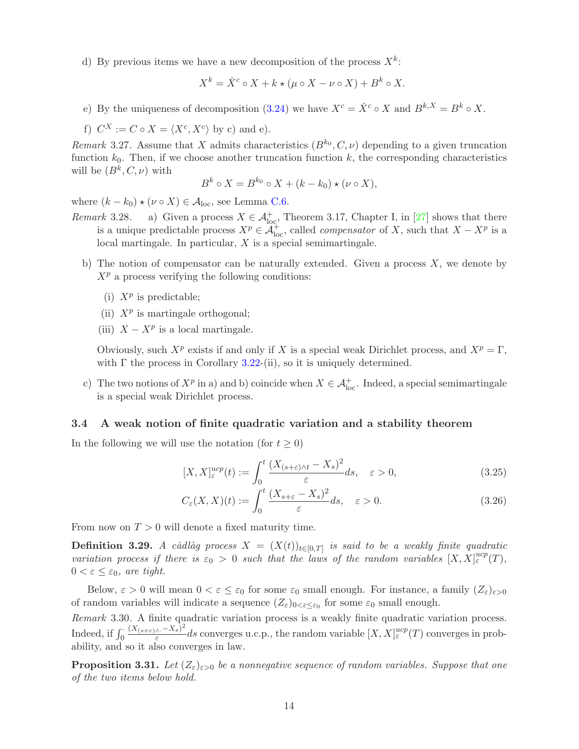d) By previous items we have a new decomposition of the process $X^k$:

$$X^k = \check{X}^c \circ X + k \star (\mu \circ X - \nu \circ X) + B^k \circ X.$$

e) By the uniqueness of decomposition (3.24) we have $X^c = \check{X}^c \circ X$ and $B^{k,X} = B^k \circ X$.

f) $C^X := C \circ X = \langle X^c, X^c \rangle$ by c) and e).

*Remark* 3.27. Assume that $X$ admits characteristics $(B^{k_0}, C, \nu)$ depending to a given truncation function $k_0$. Then, if we choose another truncation function $k$, the corresponding characteristics will be $(B^k, C, \nu)$ with

$$B^k \circ X = B^{k_0} \circ X + (k - k_0) \star (\nu \circ X),$$

where $(k - k_0) \star (\nu \circ X) \in \mathcal{A}_{\rm loc}$, see Lemma C.6.

*Remark* 3.28. a) Given a process $X \in \mathcal{A}^+_{\rm loc}$, Theorem 3.17, Chapter I, in [27] shows that there is a unique predictable process $X^p \in \mathcal{A}^+_{\rm loc}$, called *compensator* of $X$, such that $X - X^p$ is a local martingale. In particular, $X$ is a special semimartingale.

b) The notion of compensator can be naturally extended. Given a process $X$, we denote by $X^p$ a process verifying the following conditions:

   (i) $X^p$ is predictable;

   (ii) $X^p$ is martingale orthogonal;

   (iii) $X - X^p$ is a local martingale.

   Obviously, such $X^p$ exists if and only if $X$ is a special weak Dirichlet process, and $X^p = \Gamma$, with $\Gamma$ the process in Corollary 3.22-(ii), so it is uniquely determined.

c) The two notions of $X^p$ in a) and b) coincide when $X \in \mathcal{A}^+_{\rm loc}$. Indeed, a special semimartingale is a special weak Dirichlet process.

### 3.4 A weak notion of finite quadratic variation and a stability theorem

In the following we will use the notation (for $t \geq 0$)

$$[X, X]^{ucp}_\varepsilon(t) := \int_0^t \frac{(X_{(s+\varepsilon)\wedge t} - X_s)^2}{\varepsilon} ds, \quad \varepsilon > 0, \tag{3.25}$$

$$C_\varepsilon(X, X)(t) := \int_0^t \frac{(X_{s+\varepsilon} - X_s)^2}{\varepsilon} ds, \quad \varepsilon > 0. \tag{3.26}$$

From now on $T > 0$ will denote a fixed maturity time.

**Definition 3.29.** *A càdlàg process $X = (X(t))_{t \in [0,T]}$ is said to be a weakly finite quadratic variation process if there is $\varepsilon_0 > 0$ such that the laws of the random variables $[X, X]^{ucp}_\varepsilon(T)$, $0 < \varepsilon \leq \varepsilon_0$, are tight.*

Below, $\varepsilon > 0$ will mean $0 < \varepsilon \leq \varepsilon_0$ for some $\varepsilon_0$ small enough. For instance, a family $(Z_\varepsilon)_{\varepsilon > 0}$ of random variables will indicate a sequence $(Z_\varepsilon)_{0 < \varepsilon \leq \varepsilon_0}$ for some $\varepsilon_0$ small enough.

*Remark* 3.30. A finite quadratic variation process is a weakly finite quadratic variation process. Indeed, if $\int_0^\cdot \frac{(X_{(s+\varepsilon)\wedge \cdot} - X_s)^2}{\varepsilon} ds$ converges u.c.p., the random variable $[X, X]^{ucp}_\varepsilon(T)$ converges in probability, and so it also converges in law.

**Proposition 3.31.** *Let $(Z_\varepsilon)_{\varepsilon > 0}$ be a nonnegative sequence of random variables. Suppose that one of the two items below hold.*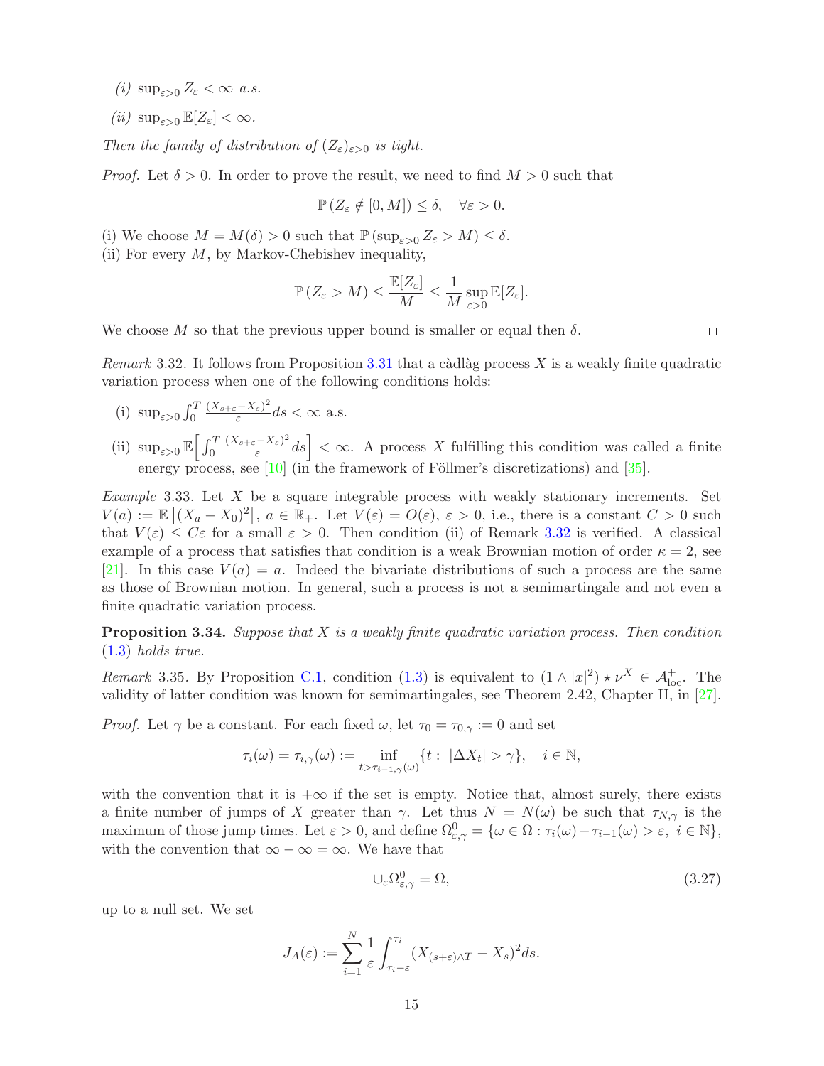*(i)* $\sup_{\varepsilon>0} Z_\varepsilon < \infty$ *a.s.*

*(ii)* $\sup_{\varepsilon>0} \mathbb{E}[Z_\varepsilon] < \infty$.

*Then the family of distribution of* $(Z_\varepsilon)_{\varepsilon>0}$ *is tight.*

*Proof.* Let $\delta > 0$. In order to prove the result, we need to find $M > 0$ such that

$$\mathbb{P}\left(Z_\varepsilon \notin [0, M]\right) \leq \delta, \quad \forall \varepsilon > 0.$$

(i) We choose $M = M(\delta) > 0$ such that $\mathbb{P}\left(\sup_{\varepsilon>0} Z_\varepsilon > M\right) \leq \delta$.
(ii) For every $M$, by Markov-Chebishev inequality,

$$\mathbb{P}\left(Z_\varepsilon > M\right) \leq \frac{\mathbb{E}[Z_\varepsilon]}{M} \leq \frac{1}{M} \sup_{\varepsilon>0} \mathbb{E}[Z_\varepsilon].$$

We choose $M$ so that the previous upper bound is smaller or equal then $\delta$. □

*Remark* 3.32. It follows from Proposition 3.31 that a càdlàg process $X$ is a weakly finite quadratic variation process when one of the following conditions holds:

(i) $\sup_{\varepsilon>0} \int_0^T \frac{(X_{s+\varepsilon} - X_s)^2}{\varepsilon} ds < \infty$ a.s.

(ii) $\sup_{\varepsilon>0} \mathbb{E}\Big[\int_0^T \frac{(X_{s+\varepsilon} - X_s)^2}{\varepsilon} ds\Big] < \infty$. A process $X$ fulfilling this condition was called a finite energy process, see [10] (in the framework of Föllmer's discretizations) and [35].

*Example* 3.33. Let $X$ be a square integrable process with weakly stationary increments. Set $V(a) := \mathbb{E}\left[(X_a - X_0)^2\right]$, $a \in \mathbb{R}_+$. Let $V(\varepsilon) = O(\varepsilon)$, $\varepsilon > 0$, i.e., there is a constant $C > 0$ such that $V(\varepsilon) \leq C\varepsilon$ for a small $\varepsilon > 0$. Then condition (ii) of Remark 3.32 is verified. A classical example of a process that satisfies that condition is a weak Brownian motion of order $\kappa = 2$, see [21]. In this case $V(a) = a$. Indeed the bivariate distributions of such a process are the same as those of Brownian motion. In general, such a process is not a semimartingale and not even a finite quadratic variation process.

**Proposition 3.34.** *Suppose that $X$ is a weakly finite quadratic variation process. Then condition* (1.3) *holds true.*

*Remark* 3.35. By Proposition C.1, condition (1.3) is equivalent to $(1 \wedge |x|^2) \star \nu^X \in \mathcal{A}^+_{\rm loc}$. The validity of latter condition was known for semimartingales, see Theorem 2.42, Chapter II, in [27].

*Proof.* Let $\gamma$ be a constant. For each fixed $\omega$, let $\tau_0 = \tau_{0,\gamma} := 0$ and set

$$\tau_i(\omega) = \tau_{i,\gamma}(\omega) := \inf_{t > \tau_{i-1,\gamma}(\omega)} \{t : \ |\Delta X_t| > \gamma\}, \quad i \in \mathbb{N},$$

with the convention that it is $+\infty$ if the set is empty. Notice that, almost surely, there exists a finite number of jumps of $X$ greater than $\gamma$. Let thus $N = N(\omega)$ be such that $\tau_{N,\gamma}$ is the maximum of those jump times. Let $\varepsilon > 0$, and define $\Omega^0_{\varepsilon,\gamma} = \{\omega \in \Omega : \tau_i(\omega) - \tau_{i-1}(\omega) > \varepsilon, \ i \in \mathbb{N}\}$, with the convention that $\infty - \infty = \infty$. We have that

$$\cup_\varepsilon \Omega^0_{\varepsilon,\gamma} = \Omega, \tag{3.27}$$

up to a null set. We set

$$J_A(\varepsilon) := \sum_{i=1}^{N} \frac{1}{\varepsilon} \int_{\tau_i - \varepsilon}^{\tau_i} (X_{(s+\varepsilon)\wedge T} - X_s)^2 ds.$$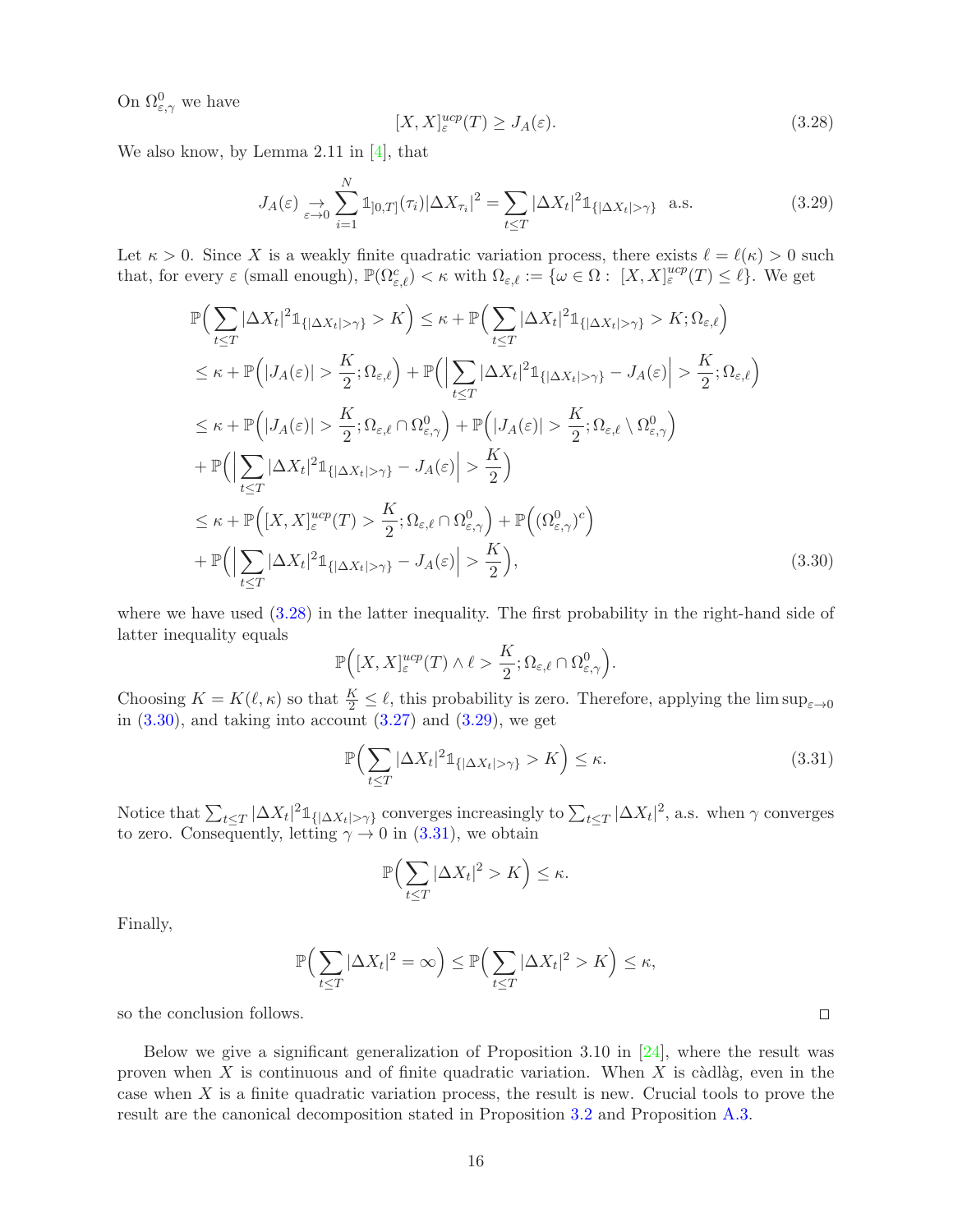On $\Omega^0_{\varepsilon,\gamma}$ we have

$$[X,X]^{ucp}_\varepsilon(T) \geq J_A(\varepsilon). \tag{3.28}$$

We also know, by Lemma 2.11 in [4], that

$$J_A(\varepsilon) \underset{\varepsilon\to 0}{\to} \sum_{i=1}^N \mathbb{1}_{]0,T]}(\tau_i)|\Delta X_{\tau_i}|^2 = \sum_{t\leq T} |\Delta X_t|^2 \mathbb{1}_{\{|\Delta X_t|>\gamma\}} \quad \text{a.s.} \tag{3.29}$$

Let $\kappa > 0$. Since $X$ is a weakly finite quadratic variation process, there exists $\ell = \ell(\kappa) > 0$ such that, for every $\varepsilon$ (small enough), $\mathbb{P}(\Omega^c_{\varepsilon,\ell}) < \kappa$ with $\Omega_{\varepsilon,\ell} := \{\omega \in \Omega : [X,X]^{ucp}_\varepsilon(T) \leq \ell\}$. We get

$$\begin{aligned}
&\mathbb{P}\Big(\sum_{t\leq T} |\Delta X_t|^2 \mathbb{1}_{\{|\Delta X_t|>\gamma\}} > K\Big) \leq \kappa + \mathbb{P}\Big(\sum_{t\leq T} |\Delta X_t|^2 \mathbb{1}_{\{|\Delta X_t|>\gamma\}} > K; \Omega_{\varepsilon,\ell}\Big) \\
&\leq \kappa + \mathbb{P}\Big(|J_A(\varepsilon)| > \frac{K}{2}; \Omega_{\varepsilon,\ell}\Big) + \mathbb{P}\Big(\Big|\sum_{t\leq T} |\Delta X_t|^2 \mathbb{1}_{\{|\Delta X_t|>\gamma\}} - J_A(\varepsilon)\Big| > \frac{K}{2}; \Omega_{\varepsilon,\ell}\Big) \\
&\leq \kappa + \mathbb{P}\Big(|J_A(\varepsilon)| > \frac{K}{2}; \Omega_{\varepsilon,\ell} \cap \Omega^0_{\varepsilon,\gamma}\Big) + \mathbb{P}\Big(|J_A(\varepsilon)| > \frac{K}{2}; \Omega_{\varepsilon,\ell} \setminus \Omega^0_{\varepsilon,\gamma}\Big) \\
&+ \mathbb{P}\Big(\Big|\sum_{t\leq T} |\Delta X_t|^2 \mathbb{1}_{\{|\Delta X_t|>\gamma\}} - J_A(\varepsilon)\Big| > \frac{K}{2}\Big) \\
&\leq \kappa + \mathbb{P}\Big([X,X]^{ucp}_\varepsilon(T) > \frac{K}{2}; \Omega_{\varepsilon,\ell} \cap \Omega^0_{\varepsilon,\gamma}\Big) + \mathbb{P}\Big((\Omega^0_{\varepsilon,\gamma})^c\Big) \\
&+ \mathbb{P}\Big(\Big|\sum_{t\leq T} |\Delta X_t|^2 \mathbb{1}_{\{|\Delta X_t|>\gamma\}} - J_A(\varepsilon)\Big| > \frac{K}{2}\Big),
\end{aligned} \tag{3.30}$$

where we have used (3.28) in the latter inequality. The first probability in the right-hand side of latter inequality equals

$$\mathbb{P}\Big([X,X]^{ucp}_\varepsilon(T) \wedge \ell > \frac{K}{2}; \Omega_{\varepsilon,\ell} \cap \Omega^0_{\varepsilon,\gamma}\Big).$$

Choosing $K = K(\ell,\kappa)$ so that $\frac{K}{2} \leq \ell$, this probability is zero. Therefore, applying the $\limsup_{\varepsilon\to 0}$ in (3.30), and taking into account (3.27) and (3.29), we get

$$\mathbb{P}\Big(\sum_{t\leq T} |\Delta X_t|^2 \mathbb{1}_{\{|\Delta X_t|>\gamma\}} > K\Big) \leq \kappa. \tag{3.31}$$

Notice that $\sum_{t\leq T} |\Delta X_t|^2 \mathbb{1}_{\{|\Delta X_t|>\gamma\}}$ converges increasingly to $\sum_{t\leq T} |\Delta X_t|^2$, a.s. when $\gamma$ converges to zero. Consequently, letting $\gamma \to 0$ in (3.31), we obtain

$$\mathbb{P}\Big(\sum_{t\leq T} |\Delta X_t|^2 > K\Big) \leq \kappa.$$

Finally,

$$\mathbb{P}\Big(\sum_{t\leq T} |\Delta X_t|^2 = \infty\Big) \leq \mathbb{P}\Big(\sum_{t\leq T} |\Delta X_t|^2 > K\Big) \leq \kappa,$$

so the conclusion follows. □

Below we give a significant generalization of Proposition 3.10 in [24], where the result was proven when $X$ is continuous and of finite quadratic variation. When $X$ is càdlàg, even in the case when $X$ is a finite quadratic variation process, the result is new. Crucial tools to prove the result are the canonical decomposition stated in Proposition 3.2 and Proposition A.3.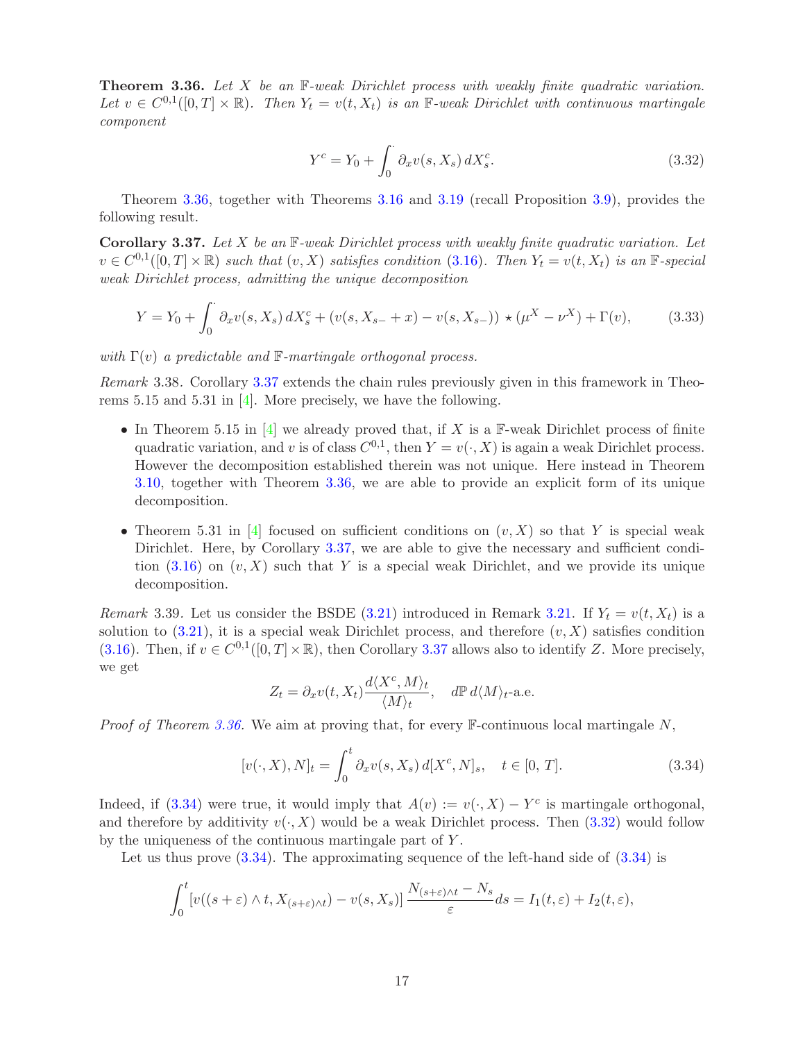**Theorem 3.36.** *Let $X$ be an $\mathbb{F}$-weak Dirichlet process with weakly finite quadratic variation. Let $v \in C^{0,1}([0,T] \times \mathbb{R})$. Then $Y_t = v(t, X_t)$ is an $\mathbb{F}$-weak Dirichlet with continuous martingale component*

$$Y^c = Y_0 + \int_0^{\cdot} \partial_x v(s, X_s)\, dX_s^c. \tag{3.32}$$

Theorem 3.36, together with Theorems 3.16 and 3.19 (recall Proposition 3.9), provides the following result.

**Corollary 3.37.** *Let $X$ be an $\mathbb{F}$-weak Dirichlet process with weakly finite quadratic variation. Let $v \in C^{0,1}([0,T] \times \mathbb{R})$ such that $(v, X)$ satisfies condition (3.16). Then $Y_t = v(t, X_t)$ is an $\mathbb{F}$-special weak Dirichlet process, admitting the unique decomposition*

$$Y = Y_0 + \int_0^{\cdot} \partial_x v(s, X_s)\, dX_s^c + (v(s, X_{s-} + x) - v(s, X_{s-})) \star (\mu^X - \nu^X) + \Gamma(v), \tag{3.33}$$

*with $\Gamma(v)$ a predictable and $\mathbb{F}$-martingale orthogonal process.*

*Remark* 3.38. Corollary 3.37 extends the chain rules previously given in this framework in Theorems 5.15 and 5.31 in [4]. More precisely, we have the following.

- In Theorem 5.15 in [4] we already proved that, if $X$ is a $\mathbb{F}$-weak Dirichlet process of finite quadratic variation, and $v$ is of class $C^{0,1}$, then $Y = v(\cdot, X)$ is again a weak Dirichlet process. However the decomposition established therein was not unique. Here instead in Theorem 3.10, together with Theorem 3.36, we are able to provide an explicit form of its unique decomposition.
- Theorem 5.31 in [4] focused on sufficient conditions on $(v, X)$ so that $Y$ is special weak Dirichlet. Here, by Corollary 3.37, we are able to give the necessary and sufficient condition (3.16) on $(v, X)$ such that $Y$ is a special weak Dirichlet, and we provide its unique decomposition.

*Remark* 3.39. Let us consider the BSDE (3.21) introduced in Remark 3.21. If $Y_t = v(t, X_t)$ is a solution to (3.21), it is a special weak Dirichlet process, and therefore $(v, X)$ satisfies condition (3.16). Then, if $v \in C^{0,1}([0,T] \times \mathbb{R})$, then Corollary 3.37 allows also to identify $Z$. More precisely, we get

$$Z_t = \partial_x v(t, X_t) \frac{d\langle X^c, M\rangle_t}{\langle M\rangle_t}, \quad d\mathbb{P}\, d\langle M\rangle_t\text{-a.e.}$$

*Proof of Theorem 3.36.* We aim at proving that, for every $\mathbb{F}$-continuous local martingale $N$,

$$[v(\cdot, X), N]_t = \int_0^t \partial_x v(s, X_s)\, d[X^c, N]_s, \quad t \in [0,\, T]. \tag{3.34}$$

Indeed, if (3.34) were true, it would imply that $A(v) := v(\cdot, X) - Y^c$ is martingale orthogonal, and therefore by additivity $v(\cdot, X)$ would be a weak Dirichlet process. Then (3.32) would follow by the uniqueness of the continuous martingale part of $Y$.

Let us thus prove (3.34). The approximating sequence of the left-hand side of (3.34) is

$$\int_0^t [v((s+\varepsilon) \wedge t, X_{(s+\varepsilon)\wedge t}) - v(s, X_s)] \frac{N_{(s+\varepsilon)\wedge t} - N_s}{\varepsilon} ds = I_1(t, \varepsilon) + I_2(t, \varepsilon),$$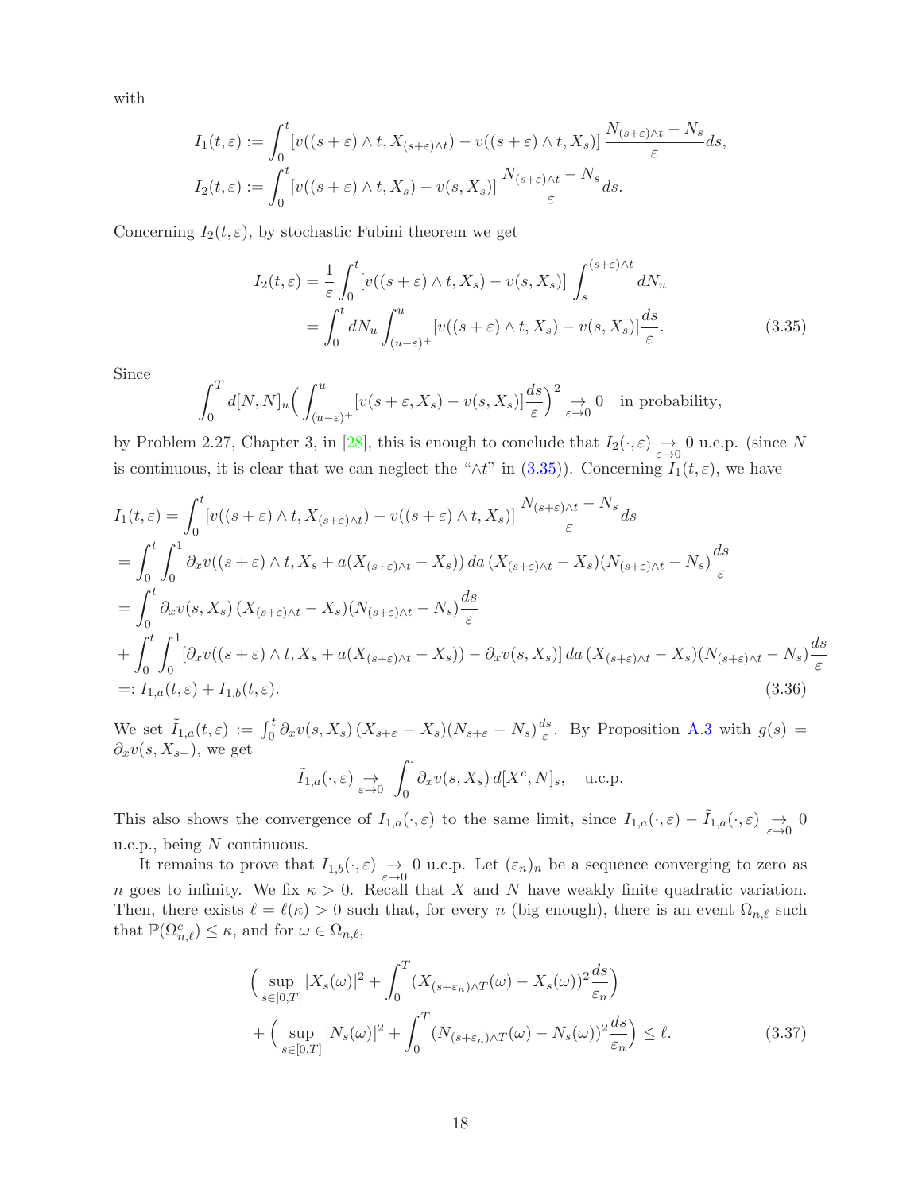with

$$
\begin{aligned}
I_1(t,\varepsilon) &:= \int_0^t [v((s+\varepsilon)\wedge t, X_{(s+\varepsilon)\wedge t}) - v((s+\varepsilon)\wedge t, X_s)] \, \frac{N_{(s+\varepsilon)\wedge t} - N_s}{\varepsilon} ds, \\
I_2(t,\varepsilon) &:= \int_0^t [v((s+\varepsilon)\wedge t, X_s) - v(s, X_s)] \, \frac{N_{(s+\varepsilon)\wedge t} - N_s}{\varepsilon} ds.
\end{aligned}
$$

Concerning $I_2(t,\varepsilon)$, by stochastic Fubini theorem we get

$$
\begin{aligned}
I_2(t,\varepsilon) &= \frac{1}{\varepsilon}\int_0^t [v((s+\varepsilon)\wedge t, X_s) - v(s, X_s)] \int_s^{(s+\varepsilon)\wedge t} dN_u \\
&= \int_0^t dN_u \int_{(u-\varepsilon)^+}^u [v((s+\varepsilon)\wedge t, X_s) - v(s, X_s)] \frac{ds}{\varepsilon}. \qquad (3.35)
\end{aligned}
$$

Since

$$
\int_0^T d[N,N]_u \Big( \int_{(u-\varepsilon)^+}^u [v(s+\varepsilon, X_s) - v(s, X_s)] \frac{ds}{\varepsilon} \Big)^2 \underset{\varepsilon\to 0}{\to} 0 \quad \text{in probability},
$$

by Problem 2.27, Chapter 3, in [28], this is enough to conclude that $I_2(\cdot,\varepsilon) \underset{\varepsilon\to 0}{\to} 0$ u.c.p. (since $N$ is continuous, it is clear that we can neglect the "$\wedge t$" in (3.35)). Concerning $I_1(t,\varepsilon)$, we have

$$
\begin{aligned}
I_1(t,\varepsilon) &= \int_0^t [v((s+\varepsilon)\wedge t, X_{(s+\varepsilon)\wedge t}) - v((s+\varepsilon)\wedge t, X_s)] \, \frac{N_{(s+\varepsilon)\wedge t} - N_s}{\varepsilon} ds \\
&= \int_0^t \int_0^1 \partial_x v((s+\varepsilon)\wedge t, X_s + a(X_{(s+\varepsilon)\wedge t} - X_s)) \, da \, (X_{(s+\varepsilon)\wedge t} - X_s)(N_{(s+\varepsilon)\wedge t} - N_s) \frac{ds}{\varepsilon} \\
&= \int_0^t \partial_x v(s, X_s) \, (X_{(s+\varepsilon)\wedge t} - X_s)(N_{(s+\varepsilon)\wedge t} - N_s) \frac{ds}{\varepsilon} \\
&+ \int_0^t \int_0^1 [\partial_x v((s+\varepsilon)\wedge t, X_s + a(X_{(s+\varepsilon)\wedge t} - X_s)) - \partial_x v(s, X_s)] \, da \, (X_{(s+\varepsilon)\wedge t} - X_s)(N_{(s+\varepsilon)\wedge t} - N_s) \frac{ds}{\varepsilon} \\
&=: I_{1,a}(t,\varepsilon) + I_{1,b}(t,\varepsilon). \qquad (3.36)
\end{aligned}
$$

We set $\tilde I_{1,a}(t,\varepsilon) := \int_0^t \partial_x v(s, X_s)\,(X_{s+\varepsilon} - X_s)(N_{s+\varepsilon} - N_s)\frac{ds}{\varepsilon}$. By Proposition A.3 with $g(s) = \partial_x v(s, X_{s-})$, we get

$$
\tilde I_{1,a}(\cdot,\varepsilon) \underset{\varepsilon\to 0}{\to} \int_0^{\cdot} \partial_x v(s, X_s) \, d[X^c, N]_s, \quad \text{u.c.p.}
$$

This also shows the convergence of $I_{1,a}(\cdot,\varepsilon)$ to the same limit, since $I_{1,a}(\cdot,\varepsilon) - \tilde I_{1,a}(\cdot,\varepsilon) \underset{\varepsilon\to 0}{\to} 0$ u.c.p., being $N$ continuous.

It remains to prove that $I_{1,b}(\cdot,\varepsilon) \underset{\varepsilon\to 0}{\to} 0$ u.c.p. Let $(\varepsilon_n)_n$ be a sequence converging to zero as $n$ goes to infinity. We fix $\kappa > 0$. Recall that $X$ and $N$ have weakly finite quadratic variation. Then, there exists $\ell = \ell(\kappa) > 0$ such that, for every $n$ (big enough), there is an event $\Omega_{n,\ell}$ such that $\mathbb{P}(\Omega_{n,\ell}^c) \le \kappa$, and for $\omega \in \Omega_{n,\ell}$,

$$
\begin{aligned}
&\Big( \sup_{s\in[0,T]} |X_s(\omega)|^2 + \int_0^T (X_{(s+\varepsilon_n)\wedge T}(\omega) - X_s(\omega))^2 \frac{ds}{\varepsilon_n} \Big) \\
&+ \Big( \sup_{s\in[0,T]} |N_s(\omega)|^2 + \int_0^T (N_{(s+\varepsilon_n)\wedge T}(\omega) - N_s(\omega))^2 \frac{ds}{\varepsilon_n} \Big) \le \ell. \qquad (3.37)
\end{aligned}
$$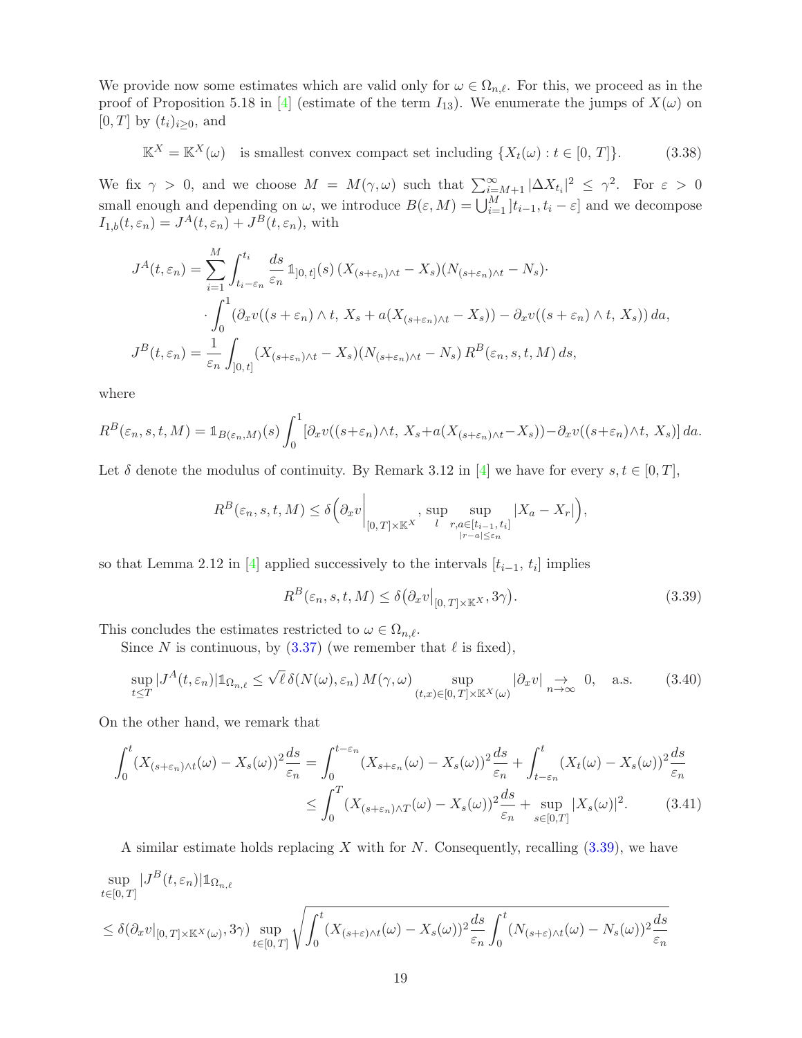We provide now some estimates which are valid only for $\omega \in \Omega_{n,\ell}$. For this, we proceed as in the proof of Proposition 5.18 in [4] (estimate of the term $I_{13}$). We enumerate the jumps of $X(\omega)$ on $[0,T]$ by $(t_i)_{i\geq 0}$, and

$$\mathbb{K}^X = \mathbb{K}^X(\omega) \quad \text{is smallest convex compact set including } \{X_t(\omega) : t \in [0,T]\}. \tag{3.38}$$

We fix $\gamma > 0$, and we choose $M = M(\gamma, \omega)$ such that $\sum_{i=M+1}^{\infty} |\Delta X_{t_i}|^2 \leq \gamma^2$. For $\varepsilon > 0$ small enough and depending on $\omega$, we introduce $B(\varepsilon, M) = \bigcup_{i=1}^{M} ]t_{i-1}, t_i - \varepsilon]$ and we decompose $I_{1,b}(t, \varepsilon_n) = J^A(t, \varepsilon_n) + J^B(t, \varepsilon_n)$, with

$$
\begin{aligned}
J^A(t, \varepsilon_n) = \sum_{i=1}^{M} \int_{t_i - \varepsilon_n}^{t_i} \frac{ds}{\varepsilon_n} \mathbb{1}_{]0,t]}(s) \, (X_{(s+\varepsilon_n)\wedge t} - X_s)(N_{(s+\varepsilon_n)\wedge t} - N_s) \cdot \\
\cdot \int_0^1 (\partial_x v((s+\varepsilon_n)\wedge t, \, X_s + a(X_{(s+\varepsilon_n)\wedge t} - X_s)) - \partial_x v((s+\varepsilon_n)\wedge t, \, X_s)) \, da, \\
J^B(t, \varepsilon_n) = \frac{1}{\varepsilon_n} \int_{]0,t]} (X_{(s+\varepsilon_n)\wedge t} - X_s)(N_{(s+\varepsilon_n)\wedge t} - N_s) \, R^B(\varepsilon_n, s, t, M) \, ds,
\end{aligned}
$$

where

$$R^B(\varepsilon_n, s, t, M) = \mathbb{1}_{B(\varepsilon_n, M)}(s) \int_0^1 [\partial_x v((s+\varepsilon_n)\wedge t, \, X_s + a(X_{(s+\varepsilon_n)\wedge t} - X_s)) - \partial_x v((s+\varepsilon_n)\wedge t, \, X_s)] \, da.$$

Let $\delta$ denote the modulus of continuity. By Remark 3.12 in [4] we have for every $s, t \in [0,T]$,

$$R^B(\varepsilon_n, s, t, M) \leq \delta\Big(\partial_x v\Big|_{[0,T]\times\mathbb{K}^X}, \sup_{l} \sup_{\substack{r,a \in [t_{i-1}, t_i] \\ |r-a| \leq \varepsilon_n}} |X_a - X_r|\Big),$$

so that Lemma 2.12 in [4] applied successively to the intervals $[t_{i-1}, t_i]$ implies

$$R^B(\varepsilon_n, s, t, M) \leq \delta\big(\partial_x v\big|_{[0,T]\times\mathbb{K}^X}, 3\gamma\big). \tag{3.39}$$

This concludes the estimates restricted to $\omega \in \Omega_{n,\ell}$.

Since $N$ is continuous, by (3.37) (we remember that $\ell$ is fixed),

$$\sup_{t\leq T} |J^A(t, \varepsilon_n)| \mathbb{1}_{\Omega_{n,\ell}} \leq \sqrt{\ell} \, \delta(N(\omega), \varepsilon_n) \, M(\gamma, \omega) \sup_{(t,x)\in[0,T]\times\mathbb{K}^X(\omega)} |\partial_x v| \underset{n\to\infty}{\rightarrow} 0, \quad \text{a.s.} \tag{3.40}$$

On the other hand, we remark that

$$
\begin{aligned}
\int_0^t (X_{(s+\varepsilon_n)\wedge t}(\omega) - X_s(\omega))^2 \frac{ds}{\varepsilon_n} &= \int_0^{t-\varepsilon_n} (X_{s+\varepsilon_n}(\omega) - X_s(\omega))^2 \frac{ds}{\varepsilon_n} + \int_{t-\varepsilon_n}^t (X_t(\omega) - X_s(\omega))^2 \frac{ds}{\varepsilon_n} \\
&\leq \int_0^T (X_{(s+\varepsilon_n)\wedge T}(\omega) - X_s(\omega))^2 \frac{ds}{\varepsilon_n} + \sup_{s\in[0,T]} |X_s(\omega)|^2. \qquad (3.41)
\end{aligned}
$$

A similar estimate holds replacing $X$ with for $N$. Consequently, recalling (3.39), we have

$$
\begin{aligned}
&\sup_{t\in[0,T]} |J^B(t, \varepsilon_n)| \mathbb{1}_{\Omega_{n,\ell}} \\
&\leq \delta(\partial_x v|_{[0,T]\times\mathbb{K}^X(\omega)}, 3\gamma) \sup_{t\in[0,T]} \sqrt{\int_0^t (X_{(s+\varepsilon)\wedge t}(\omega) - X_s(\omega))^2 \frac{ds}{\varepsilon_n} \int_0^t (N_{(s+\varepsilon)\wedge t}(\omega) - N_s(\omega))^2 \frac{ds}{\varepsilon_n}}
\end{aligned}
$$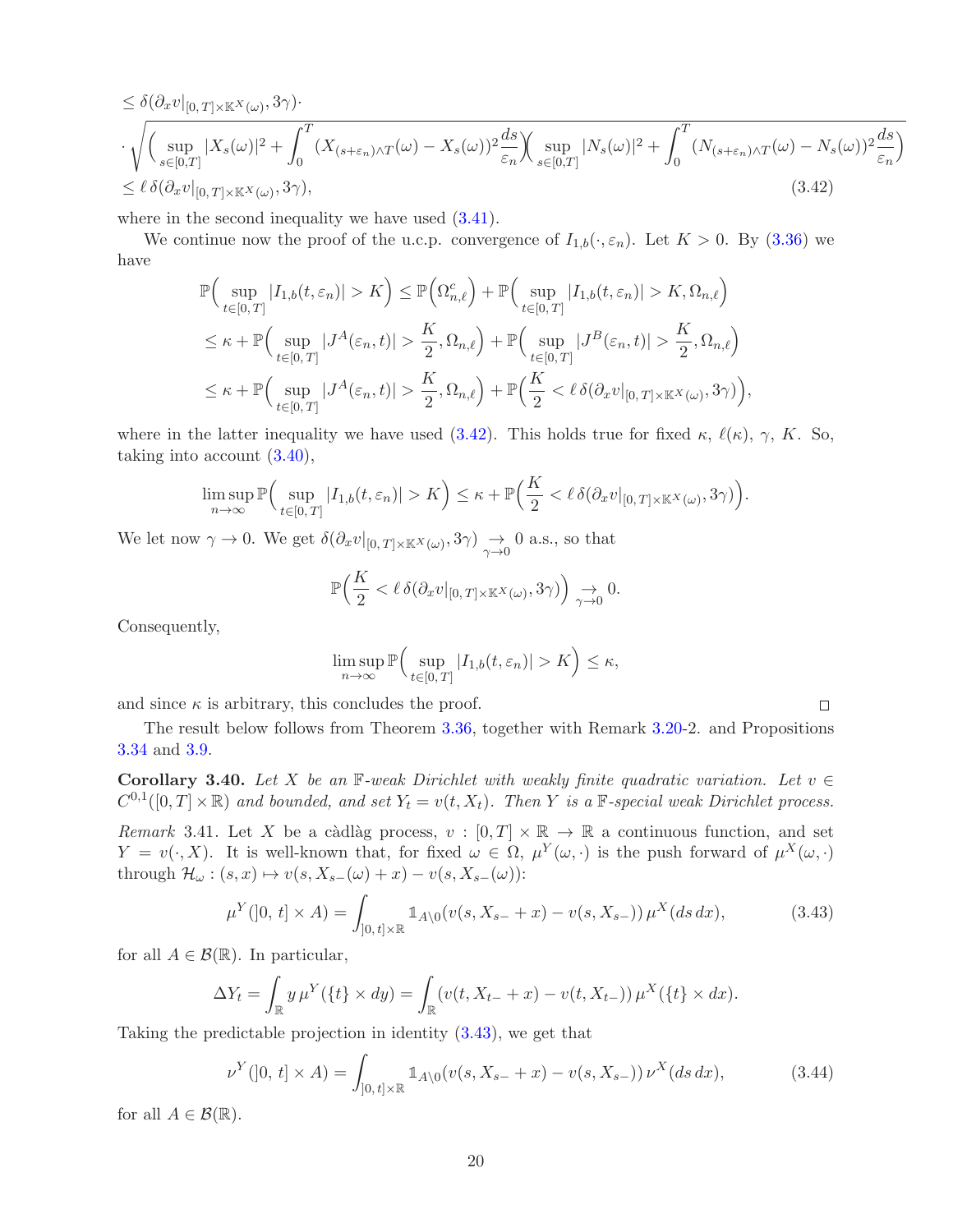$$
\begin{aligned}
&\leq \delta(\partial_x v|_{[0,T]\times \mathbb{K}^X(\omega)}, 3\gamma)\cdot \\
&\cdot \sqrt{\Big(\sup_{s\in[0,T]}|X_s(\omega)|^2 + \int_0^T (X_{(s+\varepsilon_n)\wedge T}(\omega) - X_s(\omega))^2 \frac{ds}{\varepsilon_n}\Big)\Big(\sup_{s\in[0,T]}|N_s(\omega)|^2 + \int_0^T (N_{(s+\varepsilon_n)\wedge T}(\omega) - N_s(\omega))^2 \frac{ds}{\varepsilon_n}\Big)} \\
&\leq \ell\, \delta(\partial_x v|_{[0,T]\times \mathbb{K}^X(\omega)}, 3\gamma), \qquad (3.42)
\end{aligned}
$$

where in the second inequality we have used (3.41).

We continue now the proof of the u.c.p. convergence of $I_{1,b}(\cdot,\varepsilon_n)$. Let $K>0$. By (3.36) we have

$$
\begin{aligned}
\mathbb{P}\Big(\sup_{t\in[0,T]}|I_{1,b}(t,\varepsilon_n)| > K\Big) &\leq \mathbb{P}\Big(\Omega_{n,\ell}^c\Big) + \mathbb{P}\Big(\sup_{t\in[0,T]}|I_{1,b}(t,\varepsilon_n)| > K, \Omega_{n,\ell}\Big) \\
&\leq \kappa + \mathbb{P}\Big(\sup_{t\in[0,T]}|J^A(\varepsilon_n,t)| > \frac{K}{2}, \Omega_{n,\ell}\Big) + \mathbb{P}\Big(\sup_{t\in[0,T]}|J^B(\varepsilon_n,t)| > \frac{K}{2}, \Omega_{n,\ell}\Big) \\
&\leq \kappa + \mathbb{P}\Big(\sup_{t\in[0,T]}|J^A(\varepsilon_n,t)| > \frac{K}{2}, \Omega_{n,\ell}\Big) + \mathbb{P}\Big(\frac{K}{2} < \ell\, \delta(\partial_x v|_{[0,T]\times \mathbb{K}^X(\omega)}, 3\gamma)\Big),
\end{aligned}
$$

where in the latter inequality we have used (3.42). This holds true for fixed $\kappa$, $\ell(\kappa)$, $\gamma$, $K$. So, taking into account (3.40),

$$
\limsup_{n\to\infty} \mathbb{P}\Big(\sup_{t\in[0,T]}|I_{1,b}(t,\varepsilon_n)| > K\Big) \leq \kappa + \mathbb{P}\Big(\frac{K}{2} < \ell\, \delta(\partial_x v|_{[0,T]\times \mathbb{K}^X(\omega)}, 3\gamma)\Big).
$$

We let now $\gamma\to 0$. We get $\delta(\partial_x v|_{[0,T]\times \mathbb{K}^X(\omega)}, 3\gamma) \underset{\gamma\to 0}{\to} 0$ a.s., so that

$$
\mathbb{P}\Big(\frac{K}{2} < \ell\, \delta(\partial_x v|_{[0,T]\times \mathbb{K}^X(\omega)}, 3\gamma)\Big) \underset{\gamma\to 0}{\to} 0.
$$

Consequently,

$$
\limsup_{n\to\infty} \mathbb{P}\Big(\sup_{t\in[0,T]}|I_{1,b}(t,\varepsilon_n)| > K\Big) \leq \kappa,
$$

and since $\kappa$ is arbitrary, this concludes the proof. □

The result below follows from Theorem 3.36, together with Remark 3.20-2. and Propositions 3.34 and 3.9.

**Corollary 3.40.** *Let $X$ be an $\mathbb{F}$-weak Dirichlet with weakly finite quadratic variation. Let $v \in C^{0,1}([0,T]\times\mathbb{R})$ and bounded, and set $Y_t = v(t,X_t)$. Then $Y$ is a $\mathbb{F}$-special weak Dirichlet process.*

*Remark* 3.41. Let $X$ be a càdlàg process, $v : [0,T]\times\mathbb{R}\to\mathbb{R}$ a continuous function, and set $Y = v(\cdot, X)$. It is well-known that, for fixed $\omega\in\Omega$, $\mu^Y(\omega,\cdot)$ is the push forward of $\mu^X(\omega,\cdot)$ through $\mathcal{H}_\omega : (s,x)\mapsto v(s, X_{s-}(\omega)+x) - v(s, X_{s-}(\omega))$:

$$
\mu^Y(]0,\,t]\times A) = \int_{]0,\,t]\times\mathbb{R}} \mathbb{1}_{A\setminus 0}(v(s,X_{s-}+x) - v(s,X_{s-}))\,\mu^X(ds\,dx), \qquad (3.43)
$$

for all $A\in\mathcal{B}(\mathbb{R})$. In particular,

$$
\Delta Y_t = \int_{\mathbb{R}} y\,\mu^Y(\{t\}\times dy) = \int_{\mathbb{R}} (v(t,X_{t-}+x) - v(t,X_{t-}))\,\mu^X(\{t\}\times dx).
$$

Taking the predictable projection in identity (3.43), we get that

$$
\nu^Y(]0,\,t]\times A) = \int_{]0,\,t]\times\mathbb{R}} \mathbb{1}_{A\setminus 0}(v(s,X_{s-}+x) - v(s,X_{s-}))\,\nu^X(ds\,dx), \qquad (3.44)
$$

for all $A\in\mathcal{B}(\mathbb{R})$.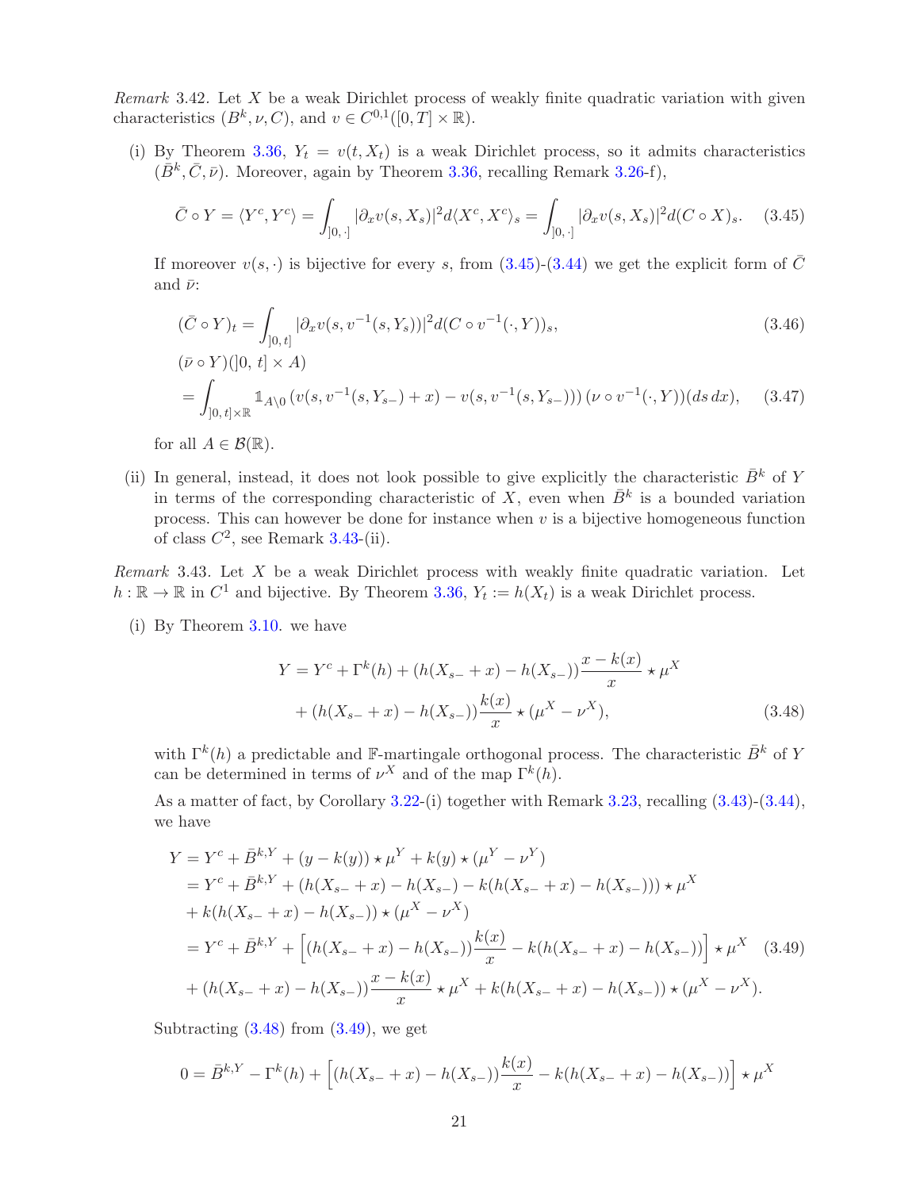*Remark* 3.42. Let $X$ be a weak Dirichlet process of weakly finite quadratic variation with given characteristics $(B^k, \nu, C)$, and $v \in C^{0,1}([0,T] \times \mathbb{R})$.

(i) By Theorem 3.36, $Y_t = v(t, X_t)$ is a weak Dirichlet process, so it admits characteristics $(\bar{B}^k, \bar{C}, \bar{\nu})$. Moreover, again by Theorem 3.36, recalling Remark 3.26-f),

$$\bar{C} \circ Y = \langle Y^c, Y^c \rangle = \int_{]0,\,\cdot]} |\partial_x v(s, X_s)|^2 d\langle X^c, X^c \rangle_s = \int_{]0,\,\cdot]} |\partial_x v(s, X_s)|^2 d(C \circ X)_s. \tag{3.45}$$

If moreover $v(s, \cdot)$ is bijective for every $s$, from (3.45)-(3.44) we get the explicit form of $\bar{C}$ and $\bar{\nu}$:

$$(\bar{C} \circ Y)_t = \int_{]0,\,t]} |\partial_x v(s, v^{-1}(s, Y_s))|^2 d(C \circ v^{-1}(\cdot, Y))_s, \tag{3.46}$$

$$\begin{aligned}
&(\bar{\nu} \circ Y)(]0,\,t] \times A) \\
&= \int_{]0,\,t] \times \mathbb{R}} \mathbb{1}_{A \setminus 0} \left( v(s, v^{-1}(s, Y_{s-}) + x) - v(s, v^{-1}(s, Y_{s-})) \right) (\nu \circ v^{-1}(\cdot, Y))(ds\, dx), 
\end{aligned}\tag{3.47}$$

for all $A \in \mathcal{B}(\mathbb{R})$.

(ii) In general, instead, it does not look possible to give explicitly the characteristic $\bar{B}^k$ of $Y$ in terms of the corresponding characteristic of $X$, even when $\bar{B}^k$ is a bounded variation process. This can however be done for instance when $v$ is a bijective homogeneous function of class $C^2$, see Remark 3.43-(ii).

*Remark* 3.43. Let $X$ be a weak Dirichlet process with weakly finite quadratic variation. Let $h : \mathbb{R} \to \mathbb{R}$ in $C^1$ and bijective. By Theorem 3.36, $Y_t := h(X_t)$ is a weak Dirichlet process.

(i) By Theorem 3.10. we have

$$\begin{aligned}
Y &= Y^c + \Gamma^k(h) + (h(X_{s-} + x) - h(X_{s-})) \frac{x - k(x)}{x} \star \mu^X \\
&\quad + (h(X_{s-} + x) - h(X_{s-})) \frac{k(x)}{x} \star (\mu^X - \nu^X),
\end{aligned}\tag{3.48}$$

with $\Gamma^k(h)$ a predictable and $\mathbb{F}$-martingale orthogonal process. The characteristic $\bar{B}^k$ of $Y$ can be determined in terms of $\nu^X$ and of the map $\Gamma^k(h)$.

As a matter of fact, by Corollary 3.22-(i) together with Remark 3.23, recalling (3.43)-(3.44), we have

$$\begin{aligned}
Y &= Y^c + \bar{B}^{k,Y} + (y - k(y)) \star \mu^Y + k(y) \star (\mu^Y - \nu^Y) \\
&= Y^c + \bar{B}^{k,Y} + (h(X_{s-} + x) - h(X_{s-}) - k(h(X_{s-} + x) - h(X_{s-}))) \star \mu^X \\
&\quad + k(h(X_{s-} + x) - h(X_{s-})) \star (\mu^X - \nu^X) \\
&= Y^c + \bar{B}^{k,Y} + \left[ (h(X_{s-} + x) - h(X_{s-})) \frac{k(x)}{x} - k(h(X_{s-} + x) - h(X_{s-})) \right] \star \mu^X \\
&\quad + (h(X_{s-} + x) - h(X_{s-})) \frac{x - k(x)}{x} \star \mu^X + k(h(X_{s-} + x) - h(X_{s-})) \star (\mu^X - \nu^X).
\end{aligned}\tag{3.49}$$

Subtracting (3.48) from (3.49), we get

$$0 = \bar{B}^{k,Y} - \Gamma^k(h) + \left[ (h(X_{s-} + x) - h(X_{s-})) \frac{k(x)}{x} - k(h(X_{s-} + x) - h(X_{s-})) \right] \star \mu^X$$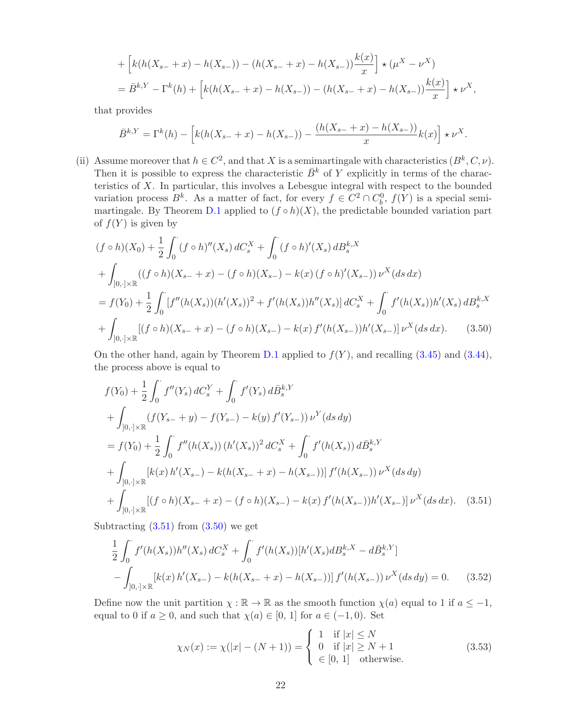$$
+ \Big[k(h(X_{s-}+x)-h(X_{s-})) - (h(X_{s-}+x)-h(X_{s-}))\frac{k(x)}{x}\Big] \star (\mu^X - \nu^X)
$$

$$
= \bar B^{k,Y} - \Gamma^k(h) + \Big[k(h(X_{s-}+x)-h(X_{s-})) - (h(X_{s-}+x)-h(X_{s-}))\frac{k(x)}{x}\Big] \star \nu^X,
$$

that provides

$$
\bar B^{k,Y} = \Gamma^k(h) - \Big[k(h(X_{s-}+x)-h(X_{s-})) - \frac{(h(X_{s-}+x)-h(X_{s-}))}{x} k(x)\Big] \star \nu^X.
$$

(ii) Assume moreover that $h \in C^2$, and that $X$ is a semimartingale with characteristics $(B^k, C, \nu)$. Then it is possible to express the characteristic $\bar B^k$ of $Y$ explicitly in terms of the characteristics of $X$. In particular, this involves a Lebesgue integral with respect to the bounded variation process $B^k$. As a matter of fact, for every $f \in C^2 \cap C^0_b$, $f(Y)$ is a special semimartingale. By Theorem D.1 applied to $(f\circ h)(X)$, the predictable bounded variation part of $f(Y)$ is given by

$$
\begin{aligned}
&(f\circ h)(X_0) + \frac{1}{2}\int_0^{\cdot} (f\circ h)''(X_s)\, dC^X_s + \int_0^{\cdot} (f\circ h)'(X_s)\, dB^{k,X}_s \\
&+ \int_{]0,\cdot]\times\mathbb{R}} ((f\circ h)(X_{s-}+x) - (f\circ h)(X_{s-}) - k(x)\,(f\circ h)'(X_{s-}))\,\nu^X(ds\,dx) \\
&= f(Y_0) + \frac{1}{2}\int_0^{\cdot} [f''(h(X_s))(h'(X_s))^2 + f'(h(X_s))h''(X_s)]\, dC^X_s + \int_0^{\cdot} f'(h(X_s))h'(X_s)\, dB^{k,X}_s \\
&+ \int_{]0,\cdot]\times\mathbb{R}} [(f\circ h)(X_{s-}+x) - (f\circ h)(X_{s-}) - k(x)\, f'(h(X_{s-}))h'(X_{s-})]\,\nu^X(ds\,dx). \qquad (3.50)
\end{aligned}
$$

On the other hand, again by Theorem D.1 applied to $f(Y)$, and recalling (3.45) and (3.44), the process above is equal to

$$
\begin{aligned}
&f(Y_0) + \frac{1}{2}\int_0^{\cdot} f''(Y_s)\, dC^Y_s + \int_0^{\cdot} f'(Y_s)\, d\bar B^{k,Y}_s \\
&+ \int_{]0,\cdot]\times\mathbb{R}} (f(Y_{s-}+y) - f(Y_{s-}) - k(y)\, f'(Y_{s-}))\,\nu^Y(ds\,dy) \\
&= f(Y_0) + \frac{1}{2}\int_0^{\cdot} f''(h(X_s))\,(h'(X_s))^2\, dC^X_s + \int_0^{\cdot} f'(h(X_s))\, d\bar B^{k,Y}_s \\
&+ \int_{]0,\cdot]\times\mathbb{R}} [k(x)\,h'(X_{s-}) - k(h(X_{s-}+x) - h(X_{s-}))]\, f'(h(X_{s-}))\,\nu^X(ds\,dy) \\
&+ \int_{]0,\cdot]\times\mathbb{R}} [(f\circ h)(X_{s-}+x) - (f\circ h)(X_{s-}) - k(x)\, f'(h(X_{s-}))h'(X_{s-})]\,\nu^X(ds\,dx). \qquad (3.51)
\end{aligned}
$$

Subtracting (3.51) from (3.50) we get

$$
\begin{aligned}
&\frac{1}{2}\int_0^{\cdot} f'(h(X_s))h''(X_s)\, dC^X_s + \int_0^{\cdot} f'(h(X_s))[h'(X_s)dB^{k,X}_s - d\bar B^{k,Y}_s] \\
&- \int_{]0,\cdot]\times\mathbb{R}} [k(x)\,h'(X_{s-}) - k(h(X_{s-}+x) - h(X_{s-}))]\, f'(h(X_{s-}))\,\nu^X(ds\,dy) = 0. \qquad (3.52)
\end{aligned}
$$

Define now the unit partition $\chi : \mathbb{R} \to \mathbb{R}$ as the smooth function $\chi(a)$ equal to 1 if $a \le -1$, equal to 0 if $a \ge 0$, and such that $\chi(a) \in [0,1]$ for $a \in (-1, 0)$. Set

$$
\chi_N(x) := \chi(|x| - (N+1)) = \begin{cases} 1 & \text{if } |x| \le N \\ 0 & \text{if } |x| \ge N+1 \\ \in [0,1] & \text{otherwise.} \end{cases} \qquad (3.53)
$$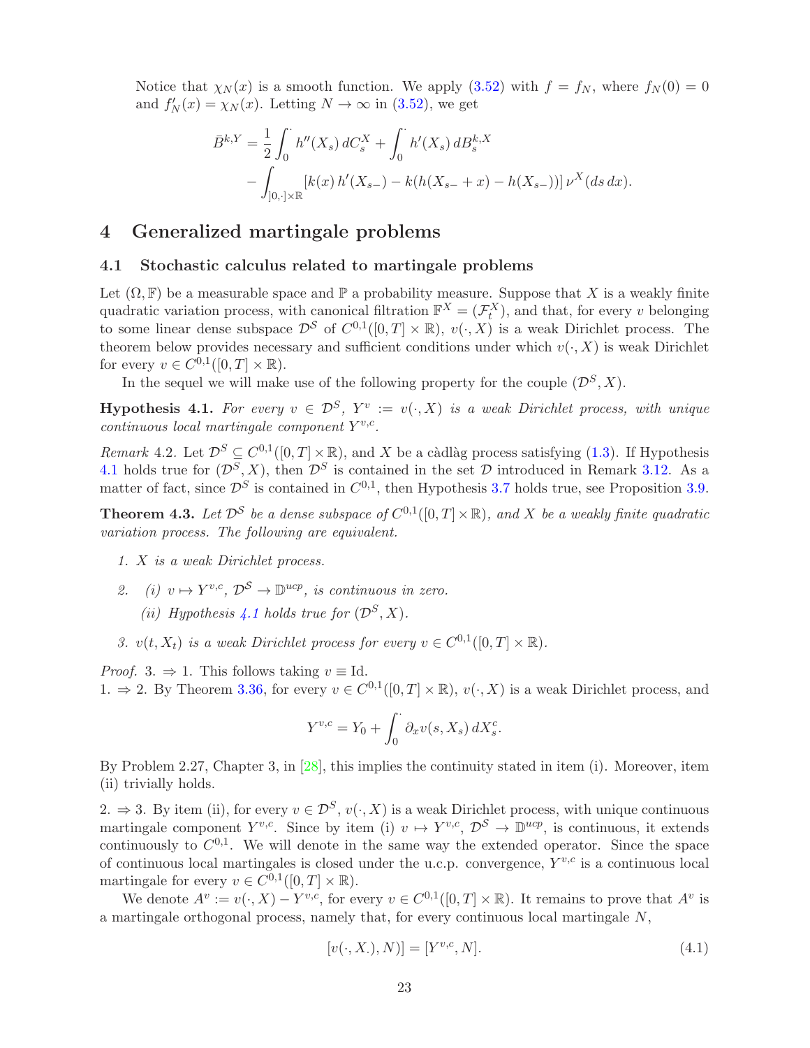Notice that $\chi_N(x)$ is a smooth function. We apply (3.52) with $f = f_N$, where $f_N(0) = 0$ and $f_N'(x) = \chi_N(x)$. Letting $N \to \infty$ in (3.52), we get

$$\bar{B}^{k,Y} = \frac{1}{2}\int_0^{\cdot} h''(X_s)\, dC_s^X + \int_0^{\cdot} h'(X_s)\, dB_s^{k,X} \\ - \int_{]0,\cdot]\times\mathbb{R}} [k(x)\, h'(X_{s-}) - k(h(X_{s-}+x) - h(X_{s-}))]\, \nu^X(ds\, dx).$$

# 4 Generalized martingale problems

## 4.1 Stochastic calculus related to martingale problems

Let $(\Omega, \mathbb{F})$ be a measurable space and $\mathbb{P}$ a probability measure. Suppose that $X$ is a weakly finite quadratic variation process, with canonical filtration $\mathbb{F}^X = (\mathcal{F}_t^X)$, and that, for every $v$ belonging to some linear dense subspace $\mathcal{D}^\mathcal{S}$ of $C^{0,1}([0,T]\times\mathbb{R})$, $v(\cdot, X)$ is a weak Dirichlet process. The theorem below provides necessary and sufficient conditions under which $v(\cdot, X)$ is weak Dirichlet for every $v \in C^{0,1}([0,T]\times\mathbb{R})$.

In the sequel we will make use of the following property for the couple $(\mathcal{D}^\mathcal{S}, X)$.

**Hypothesis 4.1.** *For every $v \in \mathcal{D}^\mathcal{S}$, $Y^v := v(\cdot, X)$ is a weak Dirichlet process, with unique continuous local martingale component $Y^{v,c}$.*

*Remark* 4.2. Let $\mathcal{D}^\mathcal{S} \subseteq C^{0,1}([0,T]\times\mathbb{R})$, and $X$ be a càdlàg process satisfying (1.3). If Hypothesis 4.1 holds true for $(\mathcal{D}^\mathcal{S}, X)$, then $\mathcal{D}^\mathcal{S}$ is contained in the set $\mathcal{D}$ introduced in Remark 3.12. As a matter of fact, since $\mathcal{D}^\mathcal{S}$ is contained in $C^{0,1}$, then Hypothesis 3.7 holds true, see Proposition 3.9.

**Theorem 4.3.** *Let $\mathcal{D}^\mathcal{S}$ be a dense subspace of $C^{0,1}([0,T]\times\mathbb{R})$, and $X$ be a weakly finite quadratic variation process. The following are equivalent.*

1. *$X$ is a weak Dirichlet process.*
2. *(i) $v \mapsto Y^{v,c}$, $\mathcal{D}^\mathcal{S} \to \mathbb{D}^{ucp}$, is continuous in zero.*
   *(ii) Hypothesis 4.1 holds true for $(\mathcal{D}^\mathcal{S}, X)$.*
3. *$v(t, X_t)$ is a weak Dirichlet process for every $v \in C^{0,1}([0,T]\times\mathbb{R})$.*

*Proof.* 3. $\Rightarrow$ 1. This follows taking $v \equiv \mathrm{Id}$.
1. $\Rightarrow$ 2. By Theorem 3.36, for every $v \in C^{0,1}([0,T]\times\mathbb{R})$, $v(\cdot, X)$ is a weak Dirichlet process, and

$$Y^{v,c} = Y_0 + \int_0^{\cdot} \partial_x v(s, X_s)\, dX_s^c.$$

By Problem 2.27, Chapter 3, in [28], this implies the continuity stated in item (i). Moreover, item (ii) trivially holds.

2. $\Rightarrow$ 3. By item (ii), for every $v \in \mathcal{D}^\mathcal{S}$, $v(\cdot, X)$ is a weak Dirichlet process, with unique continuous martingale component $Y^{v,c}$. Since by item (i) $v \mapsto Y^{v,c}$, $\mathcal{D}^\mathcal{S} \to \mathbb{D}^{ucp}$, is continuous, it extends continuously to $C^{0,1}$. We will denote in the same way the extended operator. Since the space of continuous local martingales is closed under the u.c.p. convergence, $Y^{v,c}$ is a continuous local martingale for every $v \in C^{0,1}([0,T]\times\mathbb{R})$.

We denote $A^v := v(\cdot, X) - Y^{v,c}$, for every $v \in C^{0,1}([0,T]\times\mathbb{R})$. It remains to prove that $A^v$ is a martingale orthogonal process, namely that, for every continuous local martingale $N$,

$$[v(\cdot, X_\cdot), N)] = [Y^{v,c}, N]. \tag{4.1}$$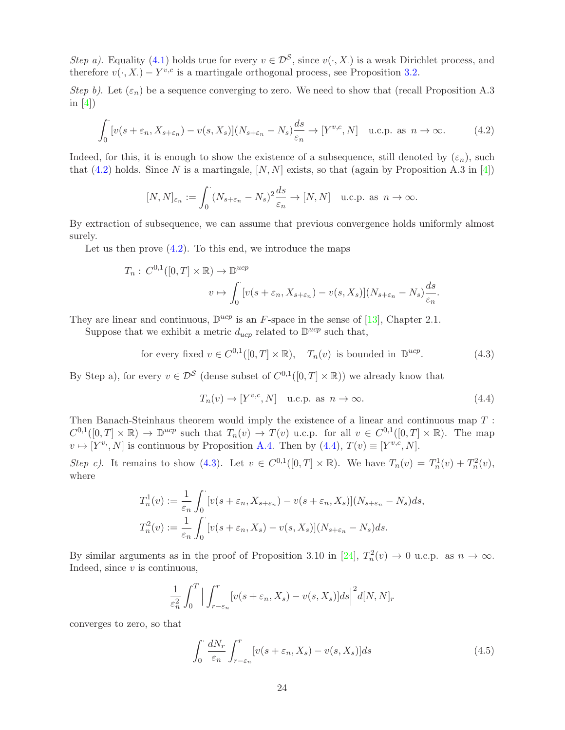*Step a).* Equality (4.1) holds true for every $v \in \mathcal{D}^{\mathcal{S}}$, since $v(\cdot, X_\cdot)$ is a weak Dirichlet process, and therefore $v(\cdot, X_\cdot) - Y^{v,c}$ is a martingale orthogonal process, see Proposition 3.2.

*Step b).* Let $(\varepsilon_n)$ be a sequence converging to zero. We need to show that (recall Proposition A.3 in [4])

$$\int_0^\cdot [v(s+\varepsilon_n, X_{s+\varepsilon_n}) - v(s, X_s)](N_{s+\varepsilon_n} - N_s)\frac{ds}{\varepsilon_n} \to [Y^{v,c}, N] \quad \text{u.c.p. as } n \to \infty. \tag{4.2}$$

Indeed, for this, it is enough to show the existence of a subsequence, still denoted by $(\varepsilon_n)$, such that (4.2) holds. Since $N$ is a martingale, $[N, N]$ exists, so that (again by Proposition A.3 in [4])

$$[N, N]_{\varepsilon_n} := \int_0^\cdot (N_{s+\varepsilon_n} - N_s)^2 \frac{ds}{\varepsilon_n} \to [N, N] \quad \text{u.c.p. as } n \to \infty.$$

By extraction of subsequence, we can assume that previous convergence holds uniformly almost surely.

Let us then prove (4.2). To this end, we introduce the maps

$$\begin{aligned} T_n :\, & C^{0,1}([0,T] \times \mathbb{R}) \to \mathbb{D}^{ucp} \\ & \qquad v \mapsto \int_0^\cdot [v(s+\varepsilon_n, X_{s+\varepsilon_n}) - v(s, X_s)](N_{s+\varepsilon_n} - N_s)\frac{ds}{\varepsilon_n}. \end{aligned}$$

They are linear and continuous, $\mathbb{D}^{ucp}$ is an $F$-space in the sense of [13], Chapter 2.1.

Suppose that we exhibit a metric $d_{ucp}$ related to $\mathbb{D}^{ucp}$ such that,

$$\text{for every fixed } v \in C^{0,1}([0,T] \times \mathbb{R}), \quad T_n(v) \text{ is bounded in } \mathbb{D}^{ucp}. \tag{4.3}$$

By Step a), for every $v \in \mathcal{D}^{\mathcal{S}}$ (dense subset of $C^{0,1}([0,T] \times \mathbb{R})$) we already know that

$$T_n(v) \to [Y^{v,c}, N] \quad \text{u.c.p. as } n \to \infty. \tag{4.4}$$

Then Banach-Steinhaus theorem would imply the existence of a linear and continuous map $T : C^{0,1}([0,T] \times \mathbb{R}) \to \mathbb{D}^{ucp}$ such that $T_n(v) \to T(v)$ u.c.p. for all $v \in C^{0,1}([0,T] \times \mathbb{R})$. The map $v \mapsto [Y^{v,}, N]$ is continuous by Proposition A.4. Then by (4.4), $T(v) \equiv [Y^{v,c}, N]$.

*Step c).* It remains to show (4.3). Let $v \in C^{0,1}([0,T] \times \mathbb{R})$. We have $T_n(v) = T_n^1(v) + T_n^2(v)$, where

$$\begin{aligned} T_n^1(v) &:= \frac{1}{\varepsilon_n}\int_0^\cdot [v(s+\varepsilon_n, X_{s+\varepsilon_n}) - v(s+\varepsilon_n, X_s)](N_{s+\varepsilon_n} - N_s)ds, \\ T_n^2(v) &:= \frac{1}{\varepsilon_n}\int_0^\cdot [v(s+\varepsilon_n, X_s) - v(s, X_s)](N_{s+\varepsilon_n} - N_s)ds. \end{aligned}$$

By similar arguments as in the proof of Proposition 3.10 in [24], $T_n^2(v) \to 0$ u.c.p. as $n \to \infty$. Indeed, since $v$ is continuous,

$$\frac{1}{\varepsilon_n^2}\int_0^T \Big| \int_{r-\varepsilon_n}^r [v(s+\varepsilon_n, X_s) - v(s, X_s)]ds\Big|^2 d[N, N]_r$$

converges to zero, so that

$$\int_0^\cdot \frac{dN_r}{\varepsilon_n}\int_{r-\varepsilon_n}^r [v(s+\varepsilon_n, X_s) - v(s, X_s)]ds \tag{4.5}$$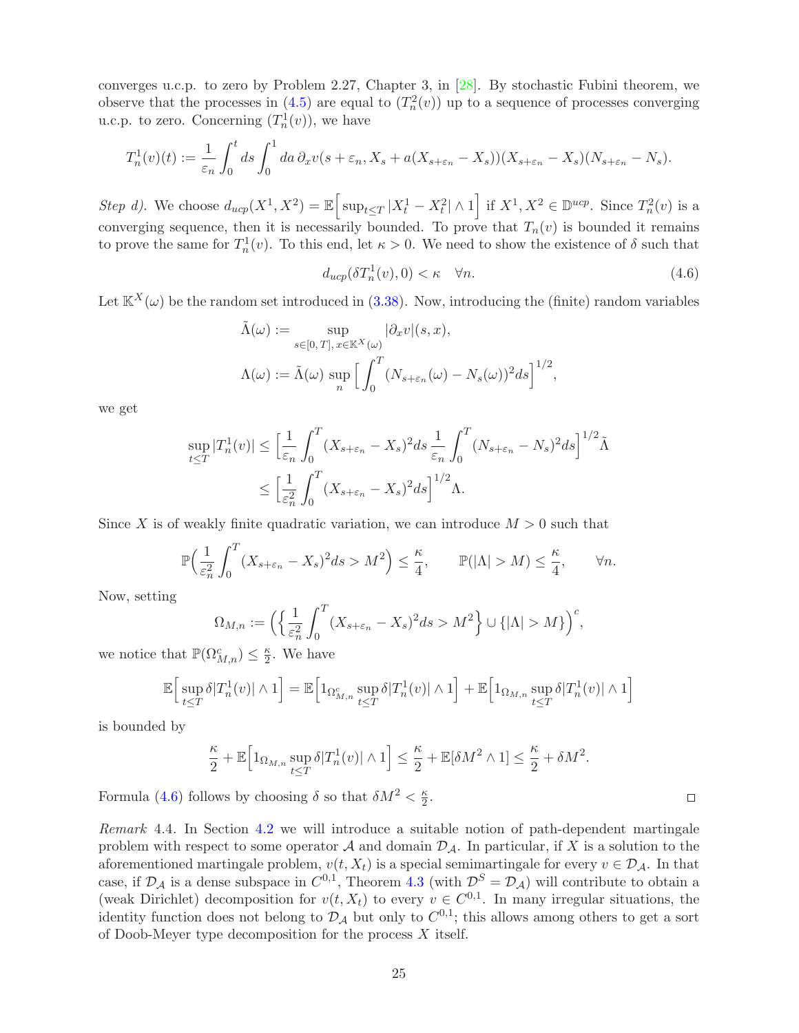converges u.c.p. to zero by Problem 2.27, Chapter 3, in [28]. By stochastic Fubini theorem, we observe that the processes in (4.5) are equal to $(T_n^2(v))$ up to a sequence of processes converging u.c.p. to zero. Concerning $(T_n^1(v))$, we have

$$T_n^1(v)(t) := \frac{1}{\varepsilon_n}\int_0^t ds \int_0^1 da\, \partial_x v(s+\varepsilon_n, X_s + a(X_{s+\varepsilon_n} - X_s))(X_{s+\varepsilon_n} - X_s)(N_{s+\varepsilon_n} - N_s).$$

*Step d).* We choose $d_{ucp}(X^1, X^2) = \mathbb{E}\Big[\sup_{t\le T}|X_t^1 - X_t^2| \wedge 1\Big]$ if $X^1, X^2 \in \mathbb{D}^{ucp}$. Since $T_n^2(v)$ is a converging sequence, then it is necessarily bounded. To prove that $T_n(v)$ is bounded it remains to prove the same for $T_n^1(v)$. To this end, let $\kappa > 0$. We need to show the existence of $\delta$ such that

$$d_{ucp}(\delta T_n^1(v), 0) < \kappa \quad \forall n. \tag{4.6}$$

Let $\mathbb{K}^X(\omega)$ be the random set introduced in (3.38). Now, introducing the (finite) random variables

$$\tilde{\Lambda}(\omega) := \sup_{s\in[0,T],\, x\in\mathbb{K}^X(\omega)} |\partial_x v|(s,x),$$
$$\Lambda(\omega) := \tilde{\Lambda}(\omega)\, \sup_n \Big[\int_0^T (N_{s+\varepsilon_n}(\omega) - N_s(\omega))^2 ds\Big]^{1/2},$$

we get

$$\begin{aligned}
\sup_{t\le T}|T_n^1(v)| &\le \Big[\frac{1}{\varepsilon_n}\int_0^T (X_{s+\varepsilon_n} - X_s)^2 ds\, \frac{1}{\varepsilon_n}\int_0^T (N_{s+\varepsilon_n} - N_s)^2 ds\Big]^{1/2}\tilde{\Lambda}\\
&\le \Big[\frac{1}{\varepsilon_n^2}\int_0^T (X_{s+\varepsilon_n} - X_s)^2 ds\Big]^{1/2}\Lambda.
\end{aligned}$$

Since $X$ is of weakly finite quadratic variation, we can introduce $M > 0$ such that

$$\mathbb{P}\Big(\frac{1}{\varepsilon_n^2}\int_0^T (X_{s+\varepsilon_n} - X_s)^2 ds > M^2\Big) \le \frac{\kappa}{4}, \qquad \mathbb{P}(|\Lambda| > M) \le \frac{\kappa}{4}, \qquad \forall n.$$

Now, setting

$$\Omega_{M,n} := \Big(\Big\{\frac{1}{\varepsilon_n^2}\int_0^T (X_{s+\varepsilon_n} - X_s)^2 ds > M^2\Big\} \cup \{|\Lambda| > M\}\Big)^c,$$

we notice that $\mathbb{P}(\Omega_{M,n}^c) \le \frac{\kappa}{2}$. We have

$$\mathbb{E}\Big[\sup_{t\le T}\delta|T_n^1(v)| \wedge 1\Big] = \mathbb{E}\Big[1_{\Omega_{M,n}^c}\sup_{t\le T}\delta|T_n^1(v)| \wedge 1\Big] + \mathbb{E}\Big[1_{\Omega_{M,n}}\sup_{t\le T}\delta|T_n^1(v)| \wedge 1\Big]$$

is bounded by

$$\frac{\kappa}{2} + \mathbb{E}\Big[1_{\Omega_{M,n}}\sup_{t\le T}\delta|T_n^1(v)| \wedge 1\Big] \le \frac{\kappa}{2} + \mathbb{E}[\delta M^2 \wedge 1] \le \frac{\kappa}{2} + \delta M^2.$$

Formula (4.6) follows by choosing $\delta$ so that $\delta M^2 < \frac{\kappa}{2}$. □

*Remark* 4.4. In Section 4.2 we will introduce a suitable notion of path-dependent martingale problem with respect to some operator $\mathcal{A}$ and domain $\mathcal{D}_\mathcal{A}$. In particular, if $X$ is a solution to the aforementioned martingale problem, $v(t, X_t)$ is a special semimartingale for every $v \in \mathcal{D}_\mathcal{A}$. In that case, if $\mathcal{D}_\mathcal{A}$ is a dense subspace in $C^{0,1}$, Theorem 4.3 (with $\mathcal{D}^S = \mathcal{D}_\mathcal{A}$) will contribute to obtain a (weak Dirichlet) decomposition for $v(t, X_t)$ to every $v \in C^{0,1}$. In many irregular situations, the identity function does not belong to $\mathcal{D}_\mathcal{A}$ but only to $C^{0,1}$; this allows among others to get a sort of Doob-Meyer type decomposition for the process $X$ itself.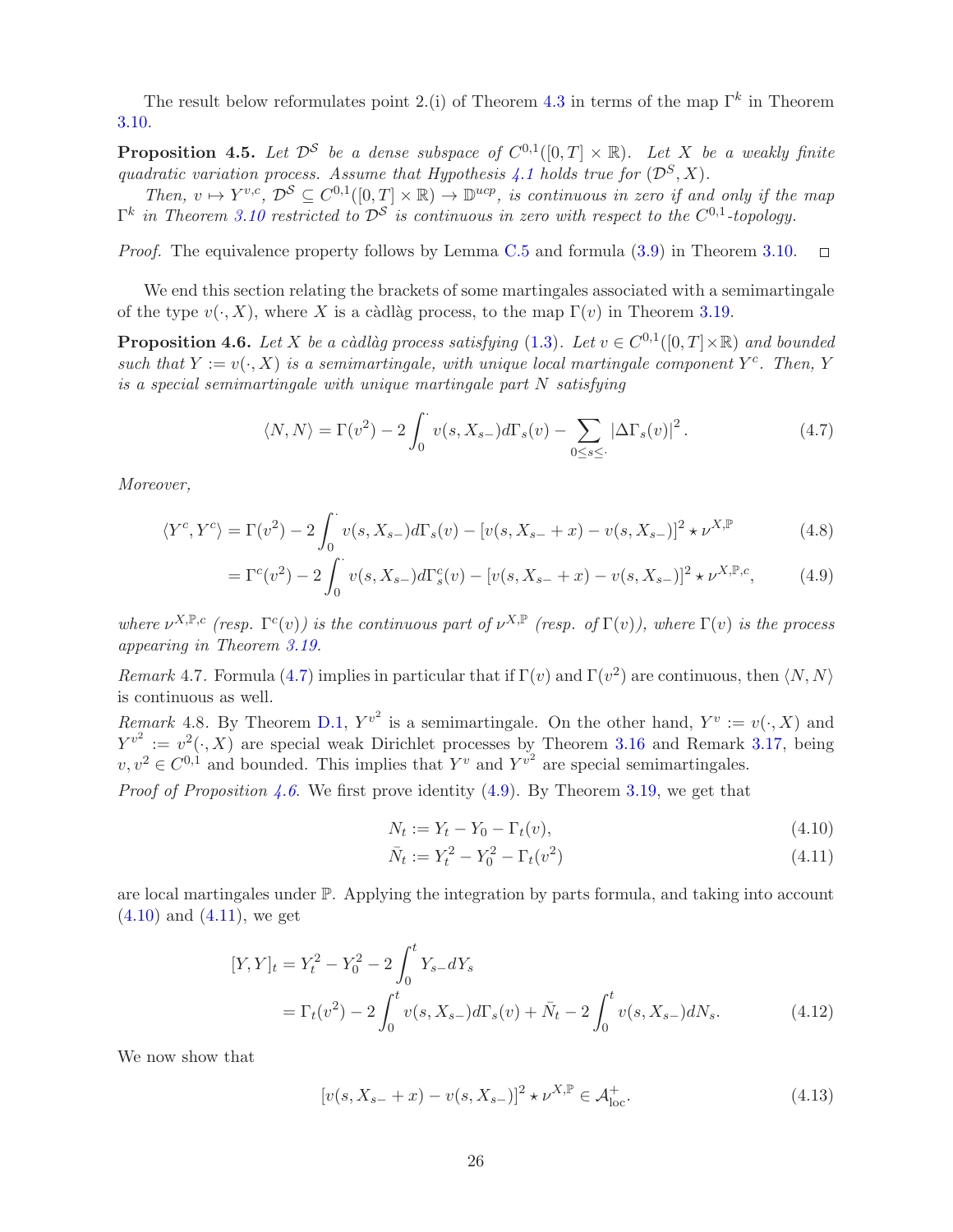The result below reformulates point 2.(i) of Theorem 4.3 in terms of the map $\Gamma^k$ in Theorem 3.10.

**Proposition 4.5.** *Let $\mathcal{D}^{\mathcal{S}}$ be a dense subspace of $C^{0,1}([0,T]\times\mathbb{R})$. Let $X$ be a weakly finite quadratic variation process. Assume that Hypothesis 4.1 holds true for $(\mathcal{D}^{\mathcal{S}}, X)$.*

*Then, $v \mapsto Y^{v,c}$, $\mathcal{D}^{\mathcal{S}} \subseteq C^{0,1}([0,T]\times\mathbb{R}) \to \mathbb{D}^{ucp}$, is continuous in zero if and only if the map $\Gamma^k$ in Theorem 3.10 restricted to $\mathcal{D}^{\mathcal{S}}$ is continuous in zero with respect to the $C^{0,1}$-topology.*

*Proof.* The equivalence property follows by Lemma C.5 and formula (3.9) in Theorem 3.10. $\square$

We end this section relating the brackets of some martingales associated with a semimartingale of the type $v(\cdot, X)$, where $X$ is a càdlàg process, to the map $\Gamma(v)$ in Theorem 3.19.

**Proposition 4.6.** *Let $X$ be a càdlàg process satisfying (1.3). Let $v \in C^{0,1}([0,T]\times\mathbb{R})$ and bounded such that $Y := v(\cdot, X)$ is a semimartingale, with unique local martingale component $Y^c$. Then, $Y$ is a special semimartingale with unique martingale part $N$ satisfying*

$$\langle N, N\rangle = \Gamma(v^2) - 2\int_0^{\cdot} v(s, X_{s-})d\Gamma_s(v) - \sum_{0\le s\le \cdot} |\Delta\Gamma_s(v)|^2. \tag{4.7}$$

*Moreover,*

$$\langle Y^c, Y^c\rangle = \Gamma(v^2) - 2\int_0^{\cdot} v(s, X_{s-})d\Gamma_s(v) - [v(s, X_{s-}+x) - v(s, X_{s-})]^2 \star \nu^{X,\mathbb{P}} \tag{4.8}$$

$$= \Gamma^c(v^2) - 2\int_0^{\cdot} v(s, X_{s-})d\Gamma^c_s(v) - [v(s, X_{s-}+x) - v(s, X_{s-})]^2 \star \nu^{X,\mathbb{P},c}, \tag{4.9}$$

*where $\nu^{X,\mathbb{P},c}$ (resp. $\Gamma^c(v)$) is the continuous part of $\nu^{X,\mathbb{P}}$ (resp. of $\Gamma(v)$), where $\Gamma(v)$ is the process appearing in Theorem 3.19.*

*Remark* 4.7. Formula (4.7) implies in particular that if $\Gamma(v)$ and $\Gamma(v^2)$ are continuous, then $\langle N, N\rangle$ is continuous as well.

*Remark* 4.8. By Theorem D.1, $Y^{v^2}$ is a semimartingale. On the other hand, $Y^v := v(\cdot, X)$ and $Y^{v^2} := v^2(\cdot, X)$ are special weak Dirichlet processes by Theorem 3.16 and Remark 3.17, being $v, v^2 \in C^{0,1}$ and bounded. This implies that $Y^v$ and $Y^{v^2}$ are special semimartingales.

*Proof of Proposition 4.6.* We first prove identity (4.9). By Theorem 3.19, we get that

$$N_t := Y_t - Y_0 - \Gamma_t(v), \tag{4.10}$$

$$\bar{N}_t := Y_t^2 - Y_0^2 - \Gamma_t(v^2) \tag{4.11}$$

are local martingales under $\mathbb{P}$. Applying the integration by parts formula, and taking into account (4.10) and (4.11), we get

$$\begin{aligned}
[Y,Y]_t &= Y_t^2 - Y_0^2 - 2\int_0^t Y_{s-}dY_s \\
&= \Gamma_t(v^2) - 2\int_0^t v(s, X_{s-})d\Gamma_s(v) + \bar{N}_t - 2\int_0^t v(s, X_{s-})dN_s.
\end{aligned} \tag{4.12}$$

We now show that

$$[v(s, X_{s-}+x) - v(s, X_{s-})]^2 \star \nu^{X,\mathbb{P}} \in \mathcal{A}^+_{\rm loc}. \tag{4.13}$$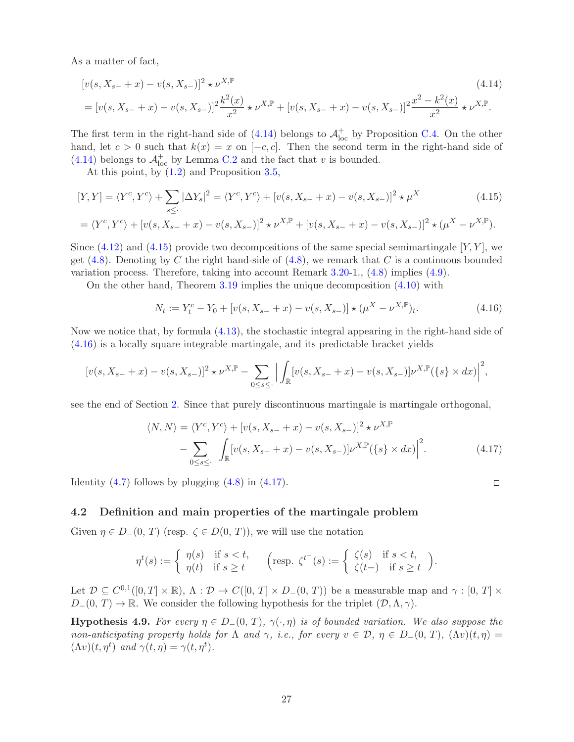As a matter of fact,

$$
\begin{aligned}
&[v(s, X_{s-}+x) - v(s, X_{s-})]^2 \star \nu^{X,\mathbb{P}} \qquad (4.14)\\
&= [v(s, X_{s-}+x) - v(s, X_{s-})]^2 \frac{k^2(x)}{x^2} \star \nu^{X,\mathbb{P}} + [v(s, X_{s-}+x) - v(s, X_{s-})]^2 \frac{x^2 - k^2(x)}{x^2} \star \nu^{X,\mathbb{P}}.
\end{aligned}
$$

The first term in the right-hand side of (4.14) belongs to $\mathcal{A}^+_{\rm loc}$ by Proposition C.4. On the other hand, let $c > 0$ such that $k(x) = x$ on $[-c, c]$. Then the second term in the right-hand side of (4.14) belongs to $\mathcal{A}^+_{\rm loc}$ by Lemma C.2 and the fact that $v$ is bounded.

At this point, by (1.2) and Proposition 3.5,

$$
\begin{aligned}
[Y, Y] &= \langle Y^c, Y^c\rangle + \sum_{s \leq \cdot} |\Delta Y_s|^2 = \langle Y^c, Y^c\rangle + [v(s, X_{s-}+x) - v(s, X_{s-})]^2 \star \mu^X \qquad (4.15)\\
&= \langle Y^c, Y^c\rangle + [v(s, X_{s-}+x) - v(s, X_{s-})]^2 \star \nu^{X,\mathbb{P}} + [v(s, X_{s-}+x) - v(s, X_{s-})]^2 \star (\mu^X - \nu^{X,\mathbb{P}}).
\end{aligned}
$$

Since (4.12) and (4.15) provide two decompositions of the same special semimartingale $[Y, Y]$, we get (4.8). Denoting by $C$ the right hand-side of (4.8), we remark that $C$ is a continuous bounded variation process. Therefore, taking into account Remark 3.20-1., (4.8) implies (4.9).

On the other hand, Theorem 3.19 implies the unique decomposition (4.10) with

$$
N_t := Y^c_t - Y_0 + [v(s, X_{s-}+x) - v(s, X_{s-})] \star (\mu^X - \nu^{X,\mathbb{P}})_t. \qquad (4.16)
$$

Now we notice that, by formula (4.13), the stochastic integral appearing in the right-hand side of (4.16) is a locally square integrable martingale, and its predictable bracket yields

$$
[v(s, X_{s-}+x) - v(s, X_{s-})]^2 \star \nu^{X,\mathbb{P}} - \sum_{0 \leq s \leq \cdot} \Big| \int_{\mathbb{R}} [v(s, X_{s-}+x) - v(s, X_{s-})] \nu^{X,\mathbb{P}}(\{s\} \times dx)\Big|^2,
$$

see the end of Section 2. Since that purely discontinuous martingale is martingale orthogonal,

$$
\begin{aligned}
\langle N, N\rangle &= \langle Y^c, Y^c\rangle + [v(s, X_{s-}+x) - v(s, X_{s-})]^2 \star \nu^{X,\mathbb{P}}\\
&\quad - \sum_{0 \leq s \leq \cdot} \Big| \int_{\mathbb{R}} [v(s, X_{s-}+x) - v(s, X_{s-})] \nu^{X,\mathbb{P}}(\{s\} \times dx)\Big|^2. \qquad (4.17)
\end{aligned}
$$

Identity (4.7) follows by plugging (4.8) in (4.17). □

## 4.2 Definition and main properties of the martingale problem

Given $\eta \in D_-(0, T)$ (resp. $\zeta \in D(0, T)$), we will use the notation

$$
\eta^t(s) := \begin{cases} \eta(s) & \text{if } s < t, \\ \eta(t) & \text{if } s \geq t \end{cases} \qquad \left(\text{resp. } \zeta^{t^-}(s) := \begin{cases} \zeta(s) & \text{if } s < t, \\ \zeta(t-) & \text{if } s \geq t \end{cases}\right).
$$

Let $\mathcal{D} \subseteq C^{0,1}([0, T] \times \mathbb{R})$, $\Lambda : \mathcal{D} \to C([0, T] \times D_-(0, T))$ be a measurable map and $\gamma : [0, T] \times D_-(0, T) \to \mathbb{R}$. We consider the following hypothesis for the triplet $(\mathcal{D}, \Lambda, \gamma)$.

**Hypothesis 4.9.** *For every $\eta \in D_-(0, T)$, $\gamma(\cdot, \eta)$ is of bounded variation. We also suppose the non-anticipating property holds for $\Lambda$ and $\gamma$, i.e., for every $v \in \mathcal{D}$, $\eta \in D_-(0, T)$, $(\Lambda v)(t, \eta) = (\Lambda v)(t, \eta^t)$ and $\gamma(t, \eta) = \gamma(t, \eta^t)$.*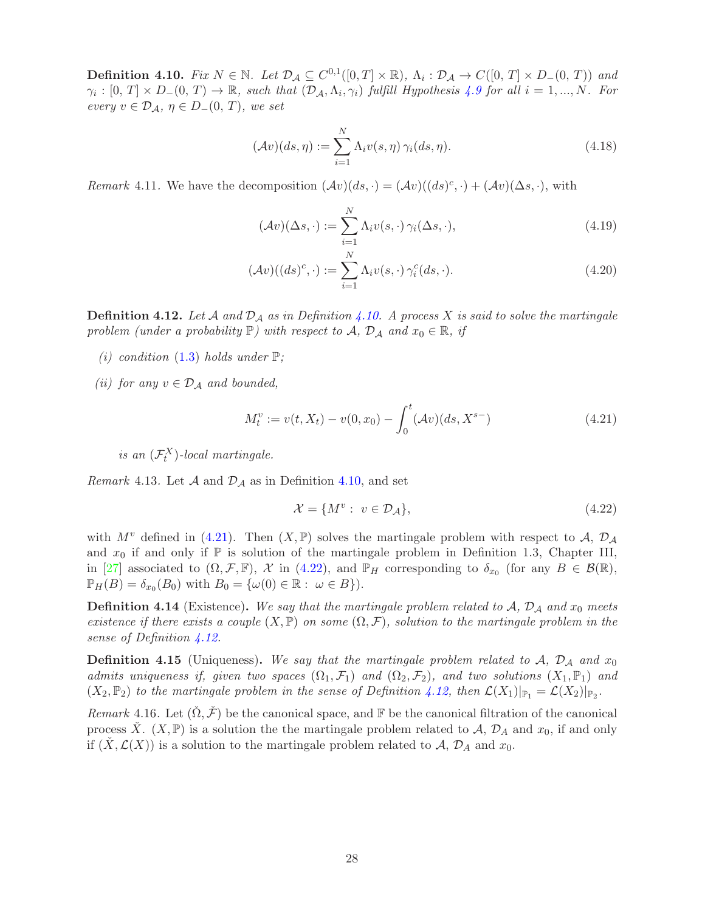**Definition 4.10.** *Fix $N \in \mathbb{N}$. Let $\mathcal{D}_\mathcal{A} \subseteq C^{0,1}([0,T] \times \mathbb{R})$, $\Lambda_i : \mathcal{D}_\mathcal{A} \to C([0,T] \times D_-(0,T))$ and $\gamma_i : [0,T] \times D_-(0,T) \to \mathbb{R}$, such that $(\mathcal{D}_\mathcal{A}, \Lambda_i, \gamma_i)$ fulfill Hypothesis 4.9 for all $i = 1, ..., N$. For every $v \in \mathcal{D}_\mathcal{A}$, $\eta \in D_-(0,T)$, we set*

$$(\mathcal{A}v)(ds, \eta) := \sum_{i=1}^{N} \Lambda_i v(s, \eta)\, \gamma_i(ds, \eta). \tag{4.18}$$

*Remark* 4.11. We have the decomposition $(\mathcal{A}v)(ds, \cdot) = (\mathcal{A}v)((ds)^c, \cdot) + (\mathcal{A}v)(\Delta s, \cdot)$, with

$$(\mathcal{A}v)(\Delta s, \cdot) := \sum_{i=1}^{N} \Lambda_i v(s, \cdot)\, \gamma_i(\Delta s, \cdot), \tag{4.19}$$

$$(\mathcal{A}v)((ds)^c, \cdot) := \sum_{i=1}^{N} \Lambda_i v(s, \cdot)\, \gamma_i^c(ds, \cdot). \tag{4.20}$$

**Definition 4.12.** *Let $\mathcal{A}$ and $\mathcal{D}_\mathcal{A}$ as in Definition 4.10. A process $X$ is said to solve the martingale problem (under a probability $\mathbb{P}$) with respect to $\mathcal{A}$, $\mathcal{D}_\mathcal{A}$ and $x_0 \in \mathbb{R}$, if*

- *(i) condition (1.3) holds under $\mathbb{P}$;*
- *(ii) for any $v \in \mathcal{D}_\mathcal{A}$ and bounded,*

$$M_t^v := v(t, X_t) - v(0, x_0) - \int_0^t (\mathcal{A}v)(ds, X^{s-}) \tag{4.21}$$

  *is an $(\mathcal{F}_t^X)$-local martingale.*

*Remark* 4.13. Let $\mathcal{A}$ and $\mathcal{D}_\mathcal{A}$ as in Definition 4.10, and set

$$\mathcal{X} = \{M^v : \ v \in \mathcal{D}_\mathcal{A}\}, \tag{4.22}$$

with $M^v$ defined in (4.21). Then $(X, \mathbb{P})$ solves the martingale problem with respect to $\mathcal{A}$, $\mathcal{D}_\mathcal{A}$ and $x_0$ if and only if $\mathbb{P}$ is solution of the martingale problem in Definition 1.3, Chapter III, in [27] associated to $(\Omega, \mathcal{F}, \mathbb{F})$, $\mathcal{X}$ in (4.22), and $\mathbb{P}_H$ corresponding to $\delta_{x_0}$ (for any $B \in \mathcal{B}(\mathbb{R})$, $\mathbb{P}_H(B) = \delta_{x_0}(B_0)$ with $B_0 = \{\omega(0) \in \mathbb{R} : \ \omega \in B\}$).

**Definition 4.14** (Existence)**.** *We say that the martingale problem related to $\mathcal{A}$, $\mathcal{D}_\mathcal{A}$ and $x_0$ meets existence if there exists a couple $(X, \mathbb{P})$ on some $(\Omega, \mathcal{F})$, solution to the martingale problem in the sense of Definition 4.12.*

**Definition 4.15** (Uniqueness)**.** *We say that the martingale problem related to $\mathcal{A}$, $\mathcal{D}_\mathcal{A}$ and $x_0$ admits uniqueness if, given two spaces $(\Omega_1, \mathcal{F}_1)$ and $(\Omega_2, \mathcal{F}_2)$, and two solutions $(X_1, \mathbb{P}_1)$ and $(X_2, \mathbb{P}_2)$ to the martingale problem in the sense of Definition 4.12, then $\mathcal{L}(X_1)|_{\mathbb{P}_1} = \mathcal{L}(X_2)|_{\mathbb{P}_2}$.*

*Remark* 4.16. Let $(\check{\Omega}, \check{\mathcal{F}})$ be the canonical space, and $\mathbb{F}$ be the canonical filtration of the canonical process $\check{X}$. $(X, \mathbb{P})$ is a solution the the martingale problem related to $\mathcal{A}$, $\mathcal{D}_A$ and $x_0$, if and only if $(\check{X}, \mathcal{L}(X))$ is a solution to the martingale problem related to $\mathcal{A}$, $\mathcal{D}_\mathcal{A}$ and $x_0$.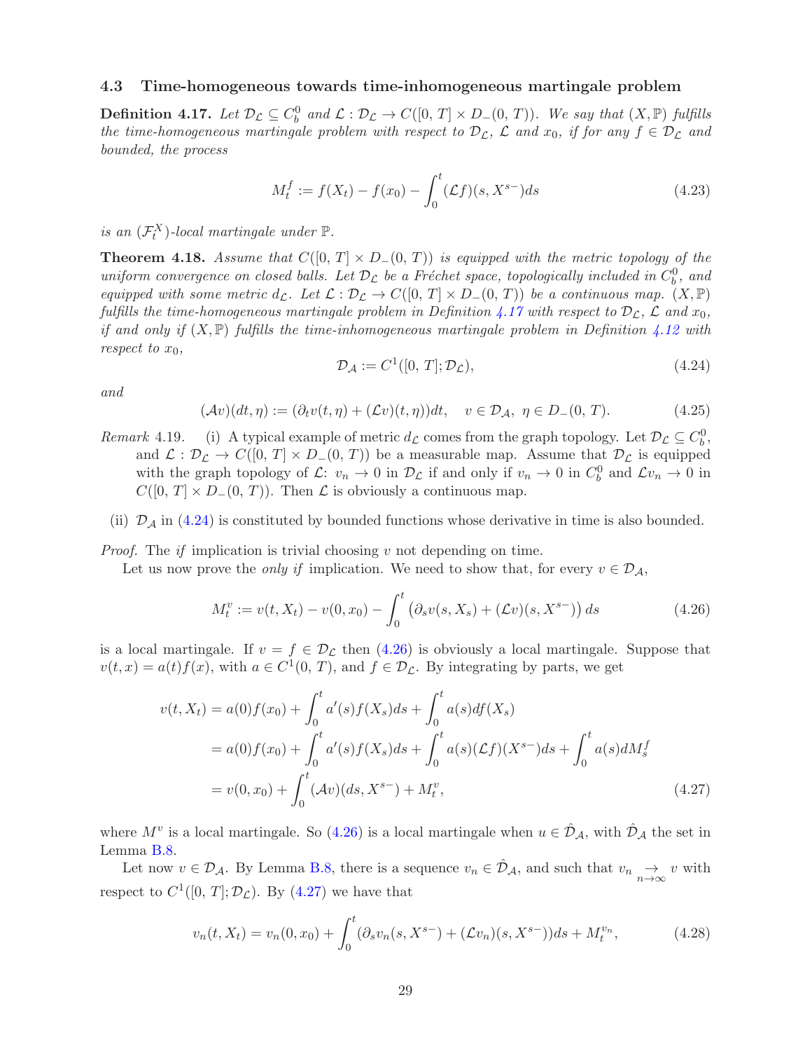### 4.3 Time-homogeneous towards time-inhomogeneous martingale problem

**Definition 4.17.** *Let $\mathcal{D}_\mathcal{L} \subseteq C_b^0$ and $\mathcal{L} : \mathcal{D}_\mathcal{L} \to C([0, T] \times D_-(0, T))$. We say that $(X, \mathbb{P})$ fulfills the time-homogeneous martingale problem with respect to $\mathcal{D}_\mathcal{L}$, $\mathcal{L}$ and $x_0$, if for any $f \in \mathcal{D}_\mathcal{L}$ and bounded, the process*

$$M_t^f := f(X_t) - f(x_0) - \int_0^t (\mathcal{L}f)(s, X^{s-})ds \tag{4.23}$$

*is an $(\mathcal{F}_t^X)$-local martingale under $\mathbb{P}$.*

**Theorem 4.18.** *Assume that $C([0, T] \times D_-(0, T))$ is equipped with the metric topology of the uniform convergence on closed balls. Let $\mathcal{D}_\mathcal{L}$ be a Fréchet space, topologically included in $C_b^0$, and equipped with some metric $d_\mathcal{L}$. Let $\mathcal{L} : \mathcal{D}_\mathcal{L} \to C([0, T] \times D_-(0, T))$ be a continuous map. $(X, \mathbb{P})$ fulfills the time-homogeneous martingale problem in Definition 4.17 with respect to $\mathcal{D}_\mathcal{L}$, $\mathcal{L}$ and $x_0$, if and only if $(X, \mathbb{P})$ fulfills the time-inhomogeneous martingale problem in Definition 4.12 with respect to $x_0$,*

$$\mathcal{D}_\mathcal{A} := C^1([0, T]; \mathcal{D}_\mathcal{L}), \tag{4.24}$$

*and*

$$(\mathcal{A}v)(dt, \eta) := (\partial_t v(t, \eta) + (\mathcal{L}v)(t, \eta))dt, \quad v \in \mathcal{D}_\mathcal{A},\ \eta \in D_-(0, T). \tag{4.25}$$

*Remark* 4.19. (i) A typical example of metric $d_\mathcal{L}$ comes from the graph topology. Let $\mathcal{D}_\mathcal{L} \subseteq C_b^0$, and $\mathcal{L} : \mathcal{D}_\mathcal{L} \to C([0, T] \times D_-(0, T))$ be a measurable map. Assume that $\mathcal{D}_\mathcal{L}$ is equipped with the graph topology of $\mathcal{L}$: $v_n \to 0$ in $\mathcal{D}_\mathcal{L}$ if and only if $v_n \to 0$ in $C_b^0$ and $\mathcal{L}v_n \to 0$ in $C([0, T] \times D_-(0, T))$. Then $\mathcal{L}$ is obviously a continuous map.

(ii) $\mathcal{D}_\mathcal{A}$ in (4.24) is constituted by bounded functions whose derivative in time is also bounded.

*Proof.* The *if* implication is trivial choosing $v$ not depending on time.

Let us now prove the *only if* implication. We need to show that, for every $v \in \mathcal{D}_\mathcal{A}$,

$$M_t^v := v(t, X_t) - v(0, x_0) - \int_0^t \left(\partial_s v(s, X_s) + (\mathcal{L}v)(s, X^{s-})\right) ds \tag{4.26}$$

is a local martingale. If $v = f \in \mathcal{D}_\mathcal{L}$ then (4.26) is obviously a local martingale. Suppose that $v(t, x) = a(t)f(x)$, with $a \in C^1(0, T)$, and $f \in \mathcal{D}_\mathcal{L}$. By integrating by parts, we get

$$\begin{aligned}
v(t, X_t) &= a(0)f(x_0) + \int_0^t a'(s)f(X_s)ds + \int_0^t a(s)df(X_s) \\
&= a(0)f(x_0) + \int_0^t a'(s)f(X_s)ds + \int_0^t a(s)(\mathcal{L}f)(X^{s-})ds + \int_0^t a(s)dM_s^f \\
&= v(0, x_0) + \int_0^t (\mathcal{A}v)(ds, X^{s-}) + M_t^v,
\end{aligned} \tag{4.27}$$

where $M^v$ is a local martingale. So (4.26) is a local martingale when $u \in \hat{\mathcal{D}}_\mathcal{A}$, with $\hat{\mathcal{D}}_\mathcal{A}$ the set in Lemma B.8.

Let now $v \in \mathcal{D}_\mathcal{A}$. By Lemma B.8, there is a sequence $v_n \in \hat{\mathcal{D}}_\mathcal{A}$, and such that $v_n \underset{n\to\infty}{\to} v$ with respect to $C^1([0, T]; \mathcal{D}_\mathcal{L})$. By (4.27) we have that

$$v_n(t, X_t) = v_n(0, x_0) + \int_0^t (\partial_s v_n(s, X^{s-}) + (\mathcal{L}v_n)(s, X^{s-}))ds + M_t^{v_n}, \tag{4.28}$$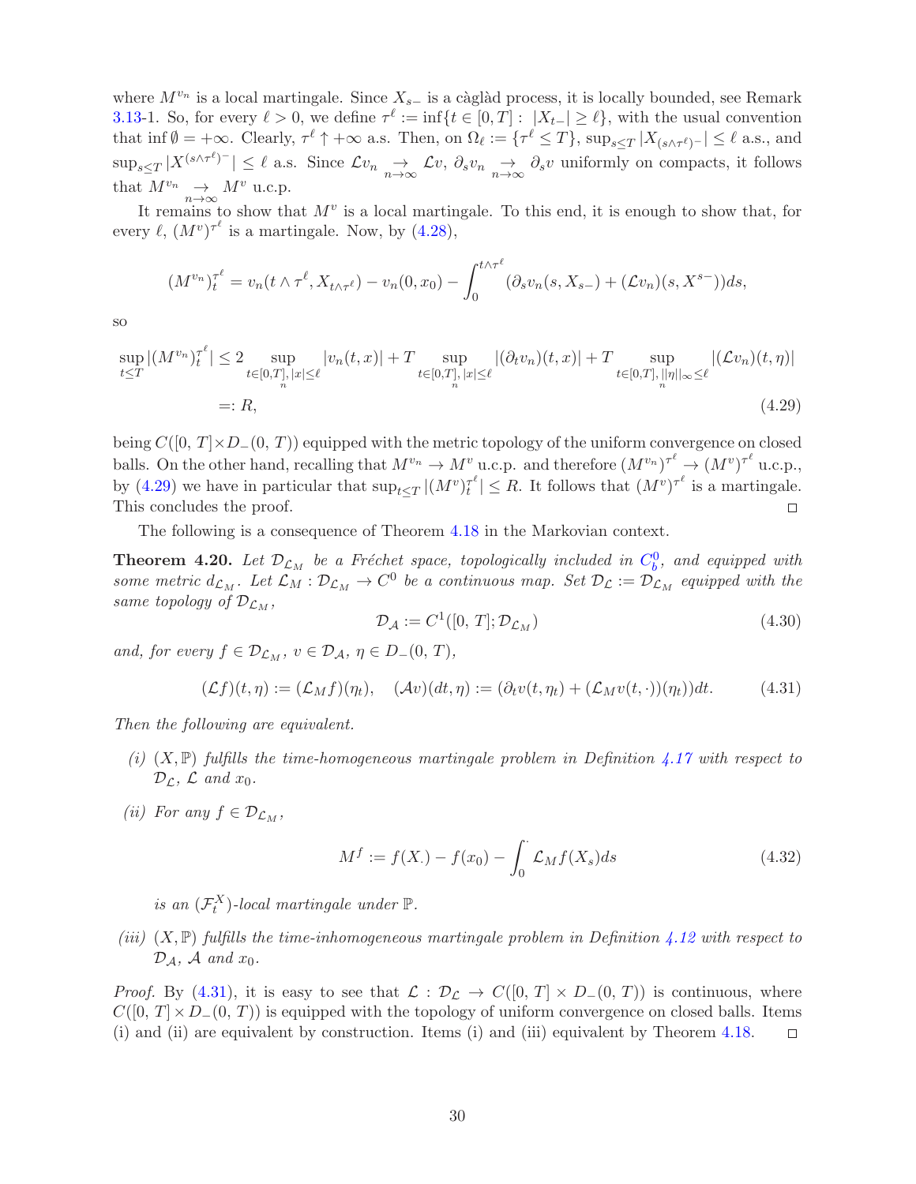where $M^{v_n}$ is a local martingale. Since $X_{s-}$ is a càglàd process, it is locally bounded, see Remark 3.13-1. So, for every $\ell > 0$, we define $\tau^\ell := \inf\{t \in [0, T] : \ |X_{t-}| \geq \ell\}$, with the usual convention that $\inf \emptyset = +\infty$. Clearly, $\tau^\ell \uparrow +\infty$ a.s. Then, on $\Omega_\ell := \{\tau^\ell \leq T\}$, $\sup_{s \leq T} |X_{(s\wedge\tau^\ell)-}| \leq \ell$ a.s., and $\sup_{s\leq T} |X^{(s\wedge\tau^\ell)^-}| \leq \ell$ a.s. Since $\mathcal{L}v_n \underset{n\to\infty}{\to} \mathcal{L}v$, $\partial_s v_n \underset{n\to\infty}{\to} \partial_s v$ uniformly on compacts, it follows that $M^{v_n} \underset{n\to\infty}{\to} M^v$ u.c.p.

It remains to show that $M^v$ is a local martingale. To this end, it is enough to show that, for every $\ell$, $(M^v)^{\tau^\ell}$ is a martingale. Now, by (4.28),

$$
(M^{v_n})^{\tau^\ell}_t = v_n(t \wedge \tau^\ell, X_{t\wedge\tau^\ell}) - v_n(0, x_0) - \int_0^{t\wedge\tau^\ell} (\partial_s v_n(s, X_{s-}) + (\mathcal{L}v_n)(s, X^{s-}))ds,
$$

so

$$
\begin{aligned}
\sup_{t\leq T} |(M^{v_n})^{\tau^\ell}_t| &\leq 2 \sup_{\substack{t\in[0,T],\, |x|\leq\ell \\ n}} |v_n(t, x)| + T \sup_{\substack{t\in[0,T],\, |x|\leq\ell \\ n}} |(\partial_t v_n)(t, x)| + T \sup_{\substack{t\in[0,T],\, ||\eta||_\infty\leq\ell \\ n}} |(\mathcal{L}v_n)(t, \eta)| \\
&=: R,
\end{aligned} \tag{4.29}
$$

being $C([0, T]\times D_-(0, T))$ equipped with the metric topology of the uniform convergence on closed balls. On the other hand, recalling that $M^{v_n} \to M^v$ u.c.p. and therefore $(M^{v_n})^{\tau^\ell} \to (M^v)^{\tau^\ell}$ u.c.p., by (4.29) we have in particular that $\sup_{t\leq T} |(M^v)^{\tau^\ell}_t| \leq R$. It follows that $(M^v)^{\tau^\ell}$ is a martingale. This concludes the proof. □

The following is a consequence of Theorem 4.18 in the Markovian context.

**Theorem 4.20.** *Let $\mathcal{D}_{\mathcal{L}_M}$ be a Fréchet space, topologically included in $C^0_b$, and equipped with some metric $d_{\mathcal{L}_M}$. Let $\mathcal{L}_M : \mathcal{D}_{\mathcal{L}_M} \to C^0$ be a continuous map. Set $\mathcal{D}_\mathcal{L} := \mathcal{D}_{\mathcal{L}_M}$ equipped with the same topology of $\mathcal{D}_{\mathcal{L}_M}$,*

$$
\mathcal{D}_\mathcal{A} := C^1([0, T]; \mathcal{D}_{\mathcal{L}_M}) \tag{4.30}
$$

*and, for every $f \in \mathcal{D}_{\mathcal{L}_M}$, $v \in \mathcal{D}_\mathcal{A}$, $\eta \in D_-(0, T)$,*

$$
(\mathcal{L}f)(t, \eta) := (\mathcal{L}_M f)(\eta_t), \quad (\mathcal{A}v)(dt, \eta) := (\partial_t v(t, \eta_t) + (\mathcal{L}_M v(t, \cdot))(\eta_t))dt. \tag{4.31}
$$

*Then the following are equivalent.*

*(i) $(X, \mathbb{P})$ fulfills the time-homogeneous martingale problem in Definition 4.17 with respect to $\mathcal{D}_\mathcal{L}$, $\mathcal{L}$ and $x_0$.*

*(ii) For any $f \in \mathcal{D}_{\mathcal{L}_M}$,*

$$
M^f := f(X_\cdot) - f(x_0) - \int_0^\cdot \mathcal{L}_M f(X_s) ds \tag{4.32}
$$

*is an $(\mathcal{F}^X_t)$-local martingale under $\mathbb{P}$.*

*(iii) $(X, \mathbb{P})$ fulfills the time-inhomogeneous martingale problem in Definition 4.12 with respect to $\mathcal{D}_\mathcal{A}$, $\mathcal{A}$ and $x_0$.*

*Proof.* By (4.31), it is easy to see that $\mathcal{L} : \mathcal{D}_\mathcal{L} \to C([0, T] \times D_-(0, T))$ is continuous, where $C([0, T] \times D_-(0, T))$ is equipped with the topology of uniform convergence on closed balls. Items (i) and (ii) are equivalent by construction. Items (i) and (iii) equivalent by Theorem 4.18. □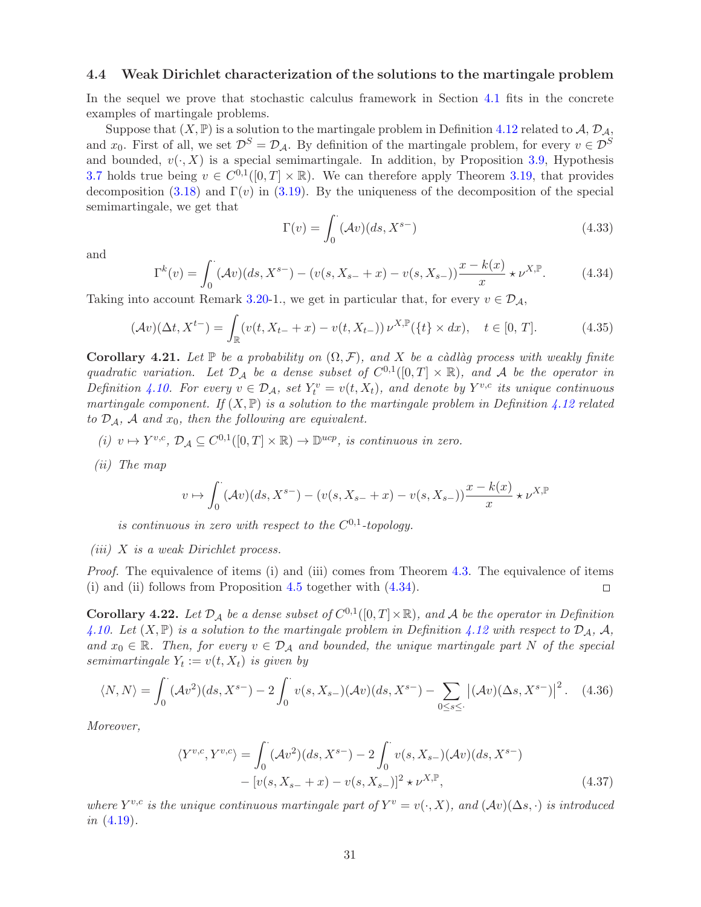### 4.4 Weak Dirichlet characterization of the solutions to the martingale problem

In the sequel we prove that stochastic calculus framework in Section 4.1 fits in the concrete examples of martingale problems.

Suppose that $(X, \mathbb{P})$ is a solution to the martingale problem in Definition 4.12 related to $\mathcal{A}$, $\mathcal{D}_\mathcal{A}$, and $x_0$. First of all, we set $\mathcal{D}^S = \mathcal{D}_\mathcal{A}$. By definition of the martingale problem, for every $v \in \mathcal{D}^S$ and bounded, $v(\cdot, X)$ is a special semimartingale. In addition, by Proposition 3.9, Hypothesis 3.7 holds true being $v \in C^{0,1}([0,T] \times \mathbb{R})$. We can therefore apply Theorem 3.19, that provides decomposition (3.18) and $\Gamma(v)$ in (3.19). By the uniqueness of the decomposition of the special semimartingale, we get that

$$\Gamma(v) = \int_0^\cdot (\mathcal{A}v)(ds, X^{s-}) \tag{4.33}$$

and

$$\Gamma^k(v) = \int_0^\cdot (\mathcal{A}v)(ds, X^{s-}) - (v(s, X_{s-} + x) - v(s, X_{s-}))\frac{x - k(x)}{x} \star \nu^{X,\mathbb{P}}. \tag{4.34}$$

Taking into account Remark 3.20-1., we get in particular that, for every $v \in \mathcal{D}_\mathcal{A}$,

$$(\mathcal{A}v)(\Delta t, X^{t-}) = \int_\mathbb{R} (v(t, X_{t-} + x) - v(t, X_{t-}))\, \nu^{X,\mathbb{P}}(\{t\} \times dx), \quad t \in [0, T]. \tag{4.35}$$

**Corollary 4.21.** *Let $\mathbb{P}$ be a probability on $(\Omega, \mathcal{F})$, and $X$ be a càdlàg process with weakly finite quadratic variation. Let $\mathcal{D}_\mathcal{A}$ be a dense subset of $C^{0,1}([0,T] \times \mathbb{R})$, and $\mathcal{A}$ be the operator in Definition 4.10. For every $v \in \mathcal{D}_\mathcal{A}$, set $Y_t^v = v(t, X_t)$, and denote by $Y^{v,c}$ its unique continuous martingale component. If $(X, \mathbb{P})$ is a solution to the martingale problem in Definition 4.12 related to $\mathcal{D}_\mathcal{A}$, $\mathcal{A}$ and $x_0$, then the following are equivalent.*

*(i) $v \mapsto Y^{v,c}$, $\mathcal{D}_\mathcal{A} \subseteq C^{0,1}([0,T] \times \mathbb{R}) \to \mathbb{D}^{ucp}$, is continuous in zero.*

*(ii) The map*

$$v \mapsto \int_0^\cdot (\mathcal{A}v)(ds, X^{s-}) - (v(s, X_{s-} + x) - v(s, X_{s-}))\frac{x - k(x)}{x} \star \nu^{X,\mathbb{P}}$$

*is continuous in zero with respect to the $C^{0,1}$-topology.*

*(iii) $X$ is a weak Dirichlet process.*

*Proof.* The equivalence of items (i) and (iii) comes from Theorem 4.3. The equivalence of items (i) and (ii) follows from Proposition 4.5 together with (4.34). □

**Corollary 4.22.** *Let $\mathcal{D}_\mathcal{A}$ be a dense subset of $C^{0,1}([0,T] \times \mathbb{R})$, and $\mathcal{A}$ be the operator in Definition 4.10. Let $(X, \mathbb{P})$ is a solution to the martingale problem in Definition 4.12 with respect to $\mathcal{D}_\mathcal{A}$, $\mathcal{A}$, and $x_0 \in \mathbb{R}$. Then, for every $v \in \mathcal{D}_\mathcal{A}$ and bounded, the unique martingale part $N$ of the special semimartingale $Y_t := v(t, X_t)$ is given by*

$$\langle N, N \rangle = \int_0^\cdot (\mathcal{A}v^2)(ds, X^{s-}) - 2\int_0^\cdot v(s, X_{s-})(\mathcal{A}v)(ds, X^{s-}) - \sum_{0 \le s \le \cdot} \left|(\mathcal{A}v)(\Delta s, X^{s-})\right|^2. \tag{4.36}$$

*Moreover,*

$$\begin{aligned}\langle Y^{v,c}, Y^{v,c} \rangle = &\int_0^\cdot (\mathcal{A}v^2)(ds, X^{s-}) - 2\int_0^\cdot v(s, X_{s-})(\mathcal{A}v)(ds, X^{s-}) \\ &- [v(s, X_{s-} + x) - v(s, X_{s-})]^2 \star \nu^{X,\mathbb{P}},\end{aligned} \tag{4.37}$$

*where $Y^{v,c}$ is the unique continuous martingale part of $Y^v = v(\cdot, X)$, and $(\mathcal{A}v)(\Delta s, \cdot)$ is introduced in (4.19).*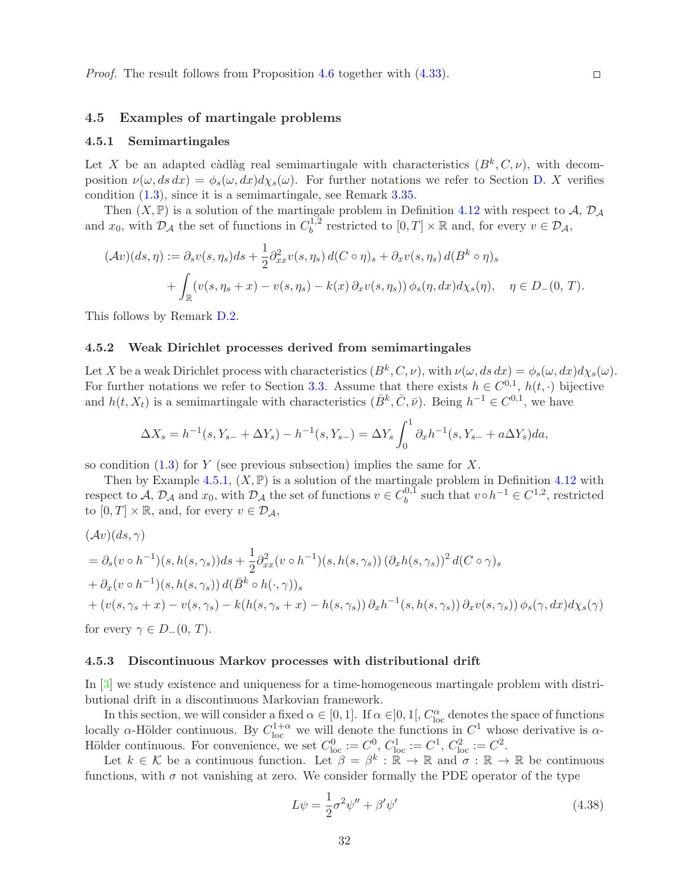*Proof.* The result follows from Proposition 4.6 together with (4.33). □

### 4.5 Examples of martingale problems

#### 4.5.1 Semimartingales

Let $X$ be an adapted càdlàg real semimartingale with characteristics $(B^k, C, \nu)$, with decomposition $\nu(\omega, ds\, dx) = \phi_s(\omega, dx) d\chi_s(\omega)$. For further notations we refer to Section D. $X$ verifies condition (1.3), since it is a semimartingale, see Remark 3.35.

Then $(X, \mathbb{P})$ is a solution of the martingale problem in Definition 4.12 with respect to $\mathcal{A}$, $\mathcal{D}_\mathcal{A}$ and $x_0$, with $\mathcal{D}_\mathcal{A}$ the set of functions in $C_b^{1,2}$ restricted to $[0,T] \times \mathbb{R}$ and, for every $v \in \mathcal{D}_\mathcal{A}$,

$$
\begin{aligned}
(\mathcal{A}v)(ds, \eta) &:= \partial_s v(s, \eta_s) ds + \frac{1}{2}\partial^2_{xx} v(s, \eta_s)\, d(C \circ \eta)_s + \partial_x v(s, \eta_s)\, d(B^k \circ \eta)_s \\
&\quad + \int_\mathbb{R} (v(s, \eta_s + x) - v(s, \eta_s) - k(x)\, \partial_x v(s, \eta_s))\, \phi_s(\eta, dx) d\chi_s(\eta), \quad \eta \in D_-(0, T).
\end{aligned}
$$

This follows by Remark D.2.

#### 4.5.2 Weak Dirichlet processes derived from semimartingales

Let $X$ be a weak Dirichlet process with characteristics $(B^k, C, \nu)$, with $\nu(\omega, ds\, dx) = \phi_s(\omega, dx) d\chi_s(\omega)$. For further notations we refer to Section 3.3. Assume that there exists $h \in C^{0,1}$, $h(t, \cdot)$ bijective and $h(t, X_t)$ is a semimartingale with characteristics $(\bar{B}^k, \bar{C}, \bar{\nu})$. Being $h^{-1} \in C^{0,1}$, we have

$$
\Delta X_s = h^{-1}(s, Y_{s-} + \Delta Y_s) - h^{-1}(s, Y_{s-}) = \Delta Y_s \int_0^1 \partial_x h^{-1}(s, Y_{s-} + a \Delta Y_s) da,
$$

so condition (1.3) for $Y$ (see previous subsection) implies the same for $X$.

Then by Example 4.5.1, $(X, \mathbb{P})$ is a solution of the martingale problem in Definition 4.12 with respect to $\mathcal{A}$, $\mathcal{D}_\mathcal{A}$ and $x_0$, with $\mathcal{D}_\mathcal{A}$ the set of functions $v \in C_b^{0,1}$ such that $v \circ h^{-1} \in C^{1,2}$, restricted to $[0,T] \times \mathbb{R}$, and, for every $v \in \mathcal{D}_\mathcal{A}$,

$$
\begin{aligned}
&(\mathcal{A}v)(ds, \gamma) \\
&= \partial_s (v \circ h^{-1})(s, h(s, \gamma_s)) ds + \frac{1}{2}\partial^2_{xx}(v \circ h^{-1})(s, h(s, \gamma_s))\, (\partial_x h(s, \gamma_s))^2\, d(C \circ \gamma)_s \\
&+ \partial_x (v \circ h^{-1})(s, h(s, \gamma_s))\, d(\bar{B}^k \circ h(\cdot, \gamma))_s \\
&+ (v(s, \gamma_s + x) - v(s, \gamma_s) - k(h(s, \gamma_s + x) - h(s, \gamma_s))\, \partial_x h^{-1}(s, h(s, \gamma_s))\, \partial_x v(s, \gamma_s))\, \phi_s(\gamma, dx) d\chi_s(\gamma)
\end{aligned}
$$

for every $\gamma \in D_-(0, T)$.

#### 4.5.3 Discontinuous Markov processes with distributional drift

In [3] we study existence and uniqueness for a time-homogeneous martingale problem with distributional drift in a discontinuous Markovian framework.

In this section, we will consider a fixed $\alpha \in [0, 1]$. If $\alpha \in ]0, 1[$, $C^\alpha_{\mathrm{loc}}$ denotes the space of functions locally $\alpha$-Hölder continuous. By $C^{1+\alpha}_{\mathrm{loc}}$ we will denote the functions in $C^1$ whose derivative is $\alpha$-Hölder continuous. For convenience, we set $C^0_{\mathrm{loc}} := C^0$, $C^1_{\mathrm{loc}} := C^1$, $C^2_{\mathrm{loc}} := C^2$.

Let $k \in \mathcal{K}$ be a continuous function. Let $\beta = \beta^k : \mathbb{R} \to \mathbb{R}$ and $\sigma : \mathbb{R} \to \mathbb{R}$ be continuous functions, with $\sigma$ not vanishing at zero. We consider formally the PDE operator of the type

$$
L\psi = \frac{1}{2}\sigma^2 \psi'' + \beta' \psi' \tag{4.38}
$$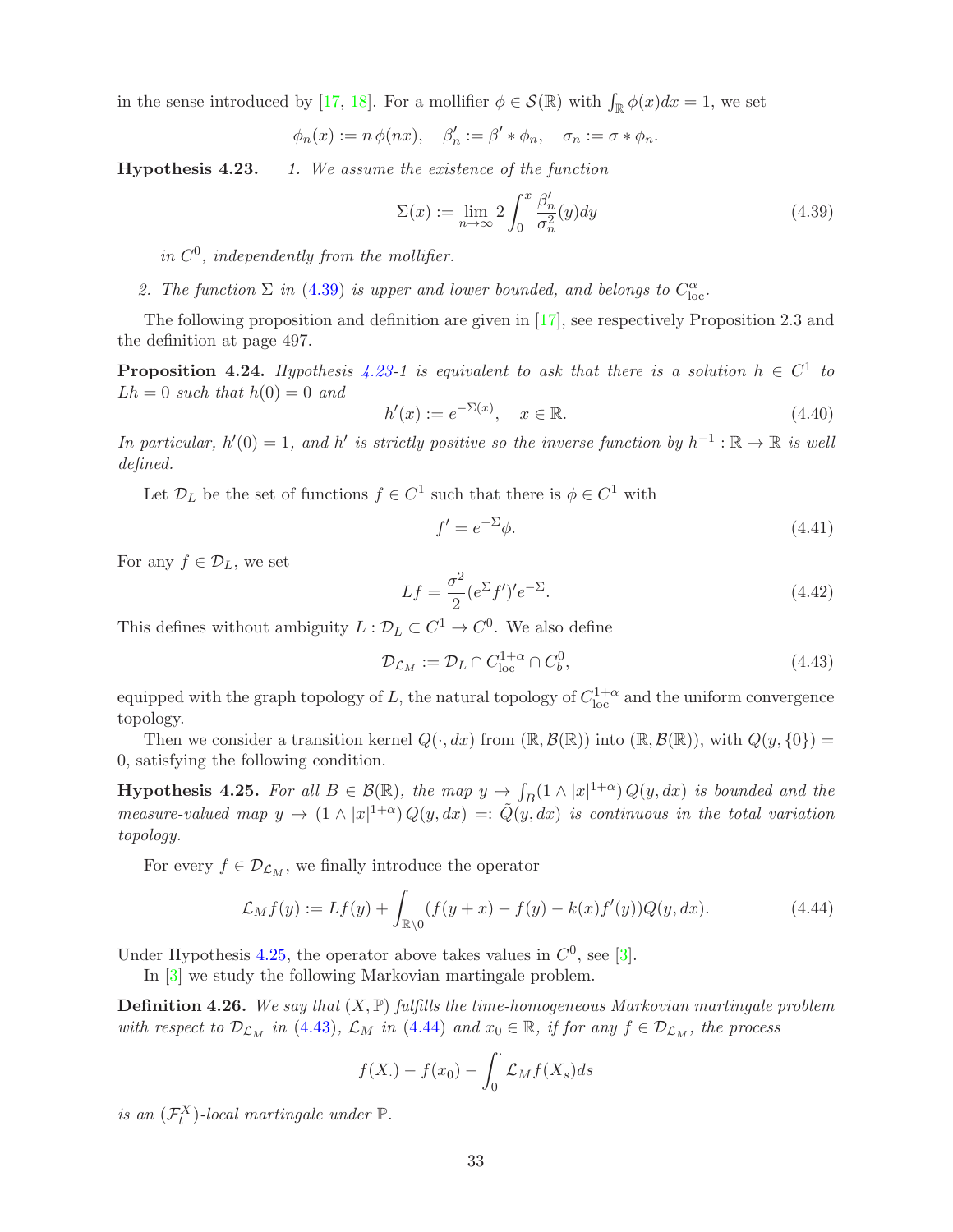in the sense introduced by [17, 18]. For a mollifier $\phi \in \mathcal{S}(\mathbb{R})$ with $\int_{\mathbb{R}} \phi(x)dx = 1$, we set

$$\phi_n(x) := n\,\phi(nx), \quad \beta_n' := \beta' * \phi_n, \quad \sigma_n := \sigma * \phi_n.$$

**Hypothesis 4.23.** *1. We assume the existence of the function*

$$\Sigma(x) := \lim_{n\to\infty} 2\int_0^x \frac{\beta_n'}{\sigma_n^2}(y)dy \tag{4.39}$$

*in $C^0$, independently from the mollifier.*

*2. The function $\Sigma$ in (4.39) is upper and lower bounded, and belongs to $C^\alpha_{\mathrm{loc}}$.*

The following proposition and definition are given in [17], see respectively Proposition 2.3 and the definition at page 497.

**Proposition 4.24.** *Hypothesis 4.23-1 is equivalent to ask that there is a solution $h \in C^1$ to $Lh = 0$ such that $h(0) = 0$ and*

$$h'(x) := e^{-\Sigma(x)}, \quad x \in \mathbb{R}. \tag{4.40}$$

*In particular, $h'(0) = 1$, and $h'$ is strictly positive so the inverse function by $h^{-1} : \mathbb{R} \to \mathbb{R}$ is well defined.*

Let $\mathcal{D}_L$ be the set of functions $f \in C^1$ such that there is $\phi \in C^1$ with

$$f' = e^{-\Sigma}\phi. \tag{4.41}$$

For any $f \in \mathcal{D}_L$, we set

$$Lf = \frac{\sigma^2}{2}(e^{\Sigma}f')'e^{-\Sigma}. \tag{4.42}$$

This defines without ambiguity $L : \mathcal{D}_L \subset C^1 \to C^0$. We also define

$$\mathcal{D}_{\mathcal{L}_M} := \mathcal{D}_L \cap C^{1+\alpha}_{\mathrm{loc}} \cap C^0_b, \tag{4.43}$$

equipped with the graph topology of $L$, the natural topology of $C^{1+\alpha}_{\mathrm{loc}}$ and the uniform convergence topology.

Then we consider a transition kernel $Q(\cdot, dx)$ from $(\mathbb{R}, \mathcal{B}(\mathbb{R}))$ into $(\mathbb{R}, \mathcal{B}(\mathbb{R}))$, with $Q(y, \{0\}) = 0$, satisfying the following condition.

**Hypothesis 4.25.** *For all $B \in \mathcal{B}(\mathbb{R})$, the map $y \mapsto \int_B (1 \wedge |x|^{1+\alpha})\, Q(y, dx)$ is bounded and the measure-valued map $y \mapsto (1 \wedge |x|^{1+\alpha})\, Q(y, dx) =: \tilde{Q}(y, dx)$ is continuous in the total variation topology.*

For every $f \in \mathcal{D}_{\mathcal{L}_M}$, we finally introduce the operator

$$\mathcal{L}_M f(y) := Lf(y) + \int_{\mathbb{R}\setminus 0} (f(y + x) - f(y) - k(x)f'(y))Q(y, dx). \tag{4.44}$$

Under Hypothesis 4.25, the operator above takes values in $C^0$, see [3].

In [3] we study the following Markovian martingale problem.

**Definition 4.26.** *We say that $(X, \mathbb{P})$ fulfills the time-homogeneous Markovian martingale problem with respect to $\mathcal{D}_{\mathcal{L}_M}$ in (4.43), $\mathcal{L}_M$ in (4.44) and $x_0 \in \mathbb{R}$, if for any $f \in \mathcal{D}_{\mathcal{L}_M}$, the process*

$$f(X_\cdot) - f(x_0) - \int_0^\cdot \mathcal{L}_M f(X_s)ds$$

*is an $(\mathcal{F}^X_t)$-local martingale under $\mathbb{P}$.*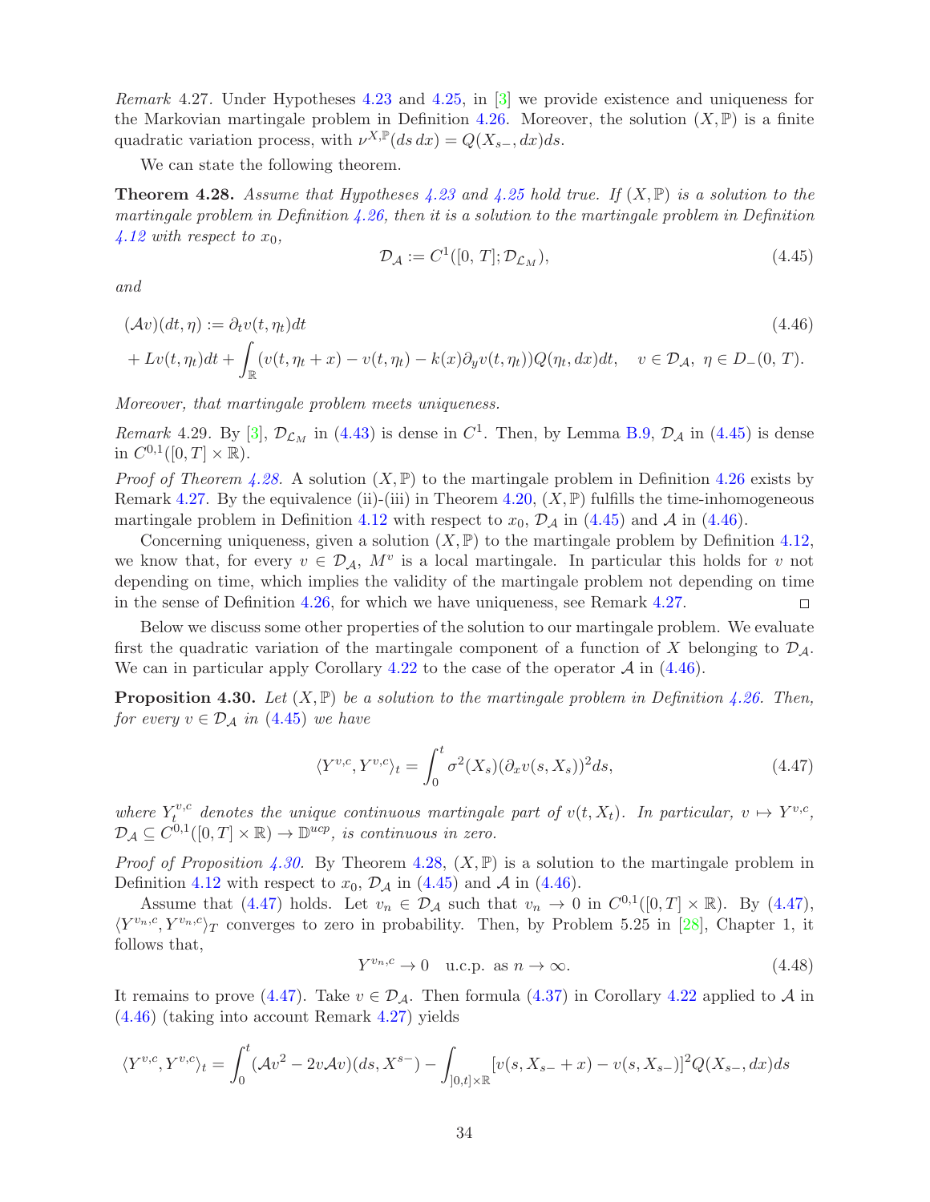*Remark* 4.27. Under Hypotheses 4.23 and 4.25, in [3] we provide existence and uniqueness for the Markovian martingale problem in Definition 4.26. Moreover, the solution $(X, \mathbb{P})$ is a finite quadratic variation process, with $\nu^{X,\mathbb{P}}(ds\, dx) = Q(X_{s-}, dx)ds$.

We can state the following theorem.

**Theorem 4.28.** *Assume that Hypotheses 4.23 and 4.25 hold true. If $(X, \mathbb{P})$ is a solution to the martingale problem in Definition 4.26, then it is a solution to the martingale problem in Definition 4.12 with respect to $x_0$,*

$$\mathcal{D}_{\mathcal{A}} := C^1([0,\, T]; \mathcal{D}_{\mathcal{L}_M}), \tag{4.45}$$

*and*

$$\begin{aligned}
&(\mathcal{A}v)(dt, \eta) := \partial_t v(t, \eta_t)dt \qquad\qquad\qquad\qquad\qquad\qquad\qquad\qquad\qquad\qquad\qquad\qquad\qquad\qquad (4.46)\\
&+ Lv(t, \eta_t)dt + \int_{\mathbb{R}} (v(t, \eta_t + x) - v(t, \eta_t) - k(x)\partial_y v(t, \eta_t))Q(\eta_t, dx)dt, \quad v \in \mathcal{D}_{\mathcal{A}},\ \eta \in D_-(0,\, T).
\end{aligned}$$

*Moreover, that martingale problem meets uniqueness.*

*Remark* 4.29. By [3], $\mathcal{D}_{\mathcal{L}_M}$ in (4.43) is dense in $C^1$. Then, by Lemma B.9, $\mathcal{D}_{\mathcal{A}}$ in (4.45) is dense in $C^{0,1}([0, T] \times \mathbb{R})$.

*Proof of Theorem 4.28.* A solution $(X, \mathbb{P})$ to the martingale problem in Definition 4.26 exists by Remark 4.27. By the equivalence (ii)-(iii) in Theorem 4.20, $(X, \mathbb{P})$ fulfills the time-inhomogeneous martingale problem in Definition 4.12 with respect to $x_0$, $\mathcal{D}_{\mathcal{A}}$ in (4.45) and $\mathcal{A}$ in (4.46).

Concerning uniqueness, given a solution $(X, \mathbb{P})$ to the martingale problem by Definition 4.12, we know that, for every $v \in \mathcal{D}_{\mathcal{A}}$, $M^v$ is a local martingale. In particular this holds for $v$ not depending on time, which implies the validity of the martingale problem not depending on time in the sense of Definition 4.26, for which we have uniqueness, see Remark 4.27. □

Below we discuss some other properties of the solution to our martingale problem. We evaluate first the quadratic variation of the martingale component of a function of $X$ belonging to $\mathcal{D}_{\mathcal{A}}$. We can in particular apply Corollary 4.22 to the case of the operator $\mathcal{A}$ in (4.46).

**Proposition 4.30.** *Let $(X, \mathbb{P})$ be a solution to the martingale problem in Definition 4.26. Then, for every $v \in \mathcal{D}_{\mathcal{A}}$ in (4.45) we have*

$$\langle Y^{v,c}, Y^{v,c} \rangle_t = \int_0^t \sigma^2(X_s)(\partial_x v(s, X_s))^2 ds, \tag{4.47}$$

*where $Y_t^{v,c}$ denotes the unique continuous martingale part of $v(t, X_t)$. In particular, $v \mapsto Y^{v,c}$, $\mathcal{D}_{\mathcal{A}} \subseteq C^{0,1}([0, T] \times \mathbb{R}) \to \mathbb{D}^{ucp}$, is continuous in zero.*

*Proof of Proposition 4.30.* By Theorem 4.28, $(X, \mathbb{P})$ is a solution to the martingale problem in Definition 4.12 with respect to $x_0$, $\mathcal{D}_{\mathcal{A}}$ in (4.45) and $\mathcal{A}$ in (4.46).

Assume that (4.47) holds. Let $v_n \in \mathcal{D}_{\mathcal{A}}$ such that $v_n \to 0$ in $C^{0,1}([0, T] \times \mathbb{R})$. By (4.47), $\langle Y^{v_n,c}, Y^{v_n,c} \rangle_T$ converges to zero in probability. Then, by Problem 5.25 in [28], Chapter 1, it follows that,

$$Y^{v_n,c} \to 0 \quad \text{u.c.p. as } n \to \infty. \tag{4.48}$$

It remains to prove (4.47). Take $v \in \mathcal{D}_{\mathcal{A}}$. Then formula (4.37) in Corollary 4.22 applied to $\mathcal{A}$ in (4.46) (taking into account Remark 4.27) yields

$$\langle Y^{v,c}, Y^{v,c} \rangle_t = \int_0^t (\mathcal{A}v^2 - 2v\mathcal{A}v)(ds, X^{s-}) - \int_{]0,t] \times \mathbb{R}} [v(s, X_{s-} + x) - v(s, X_{s-})]^2 Q(X_{s-}, dx) ds$$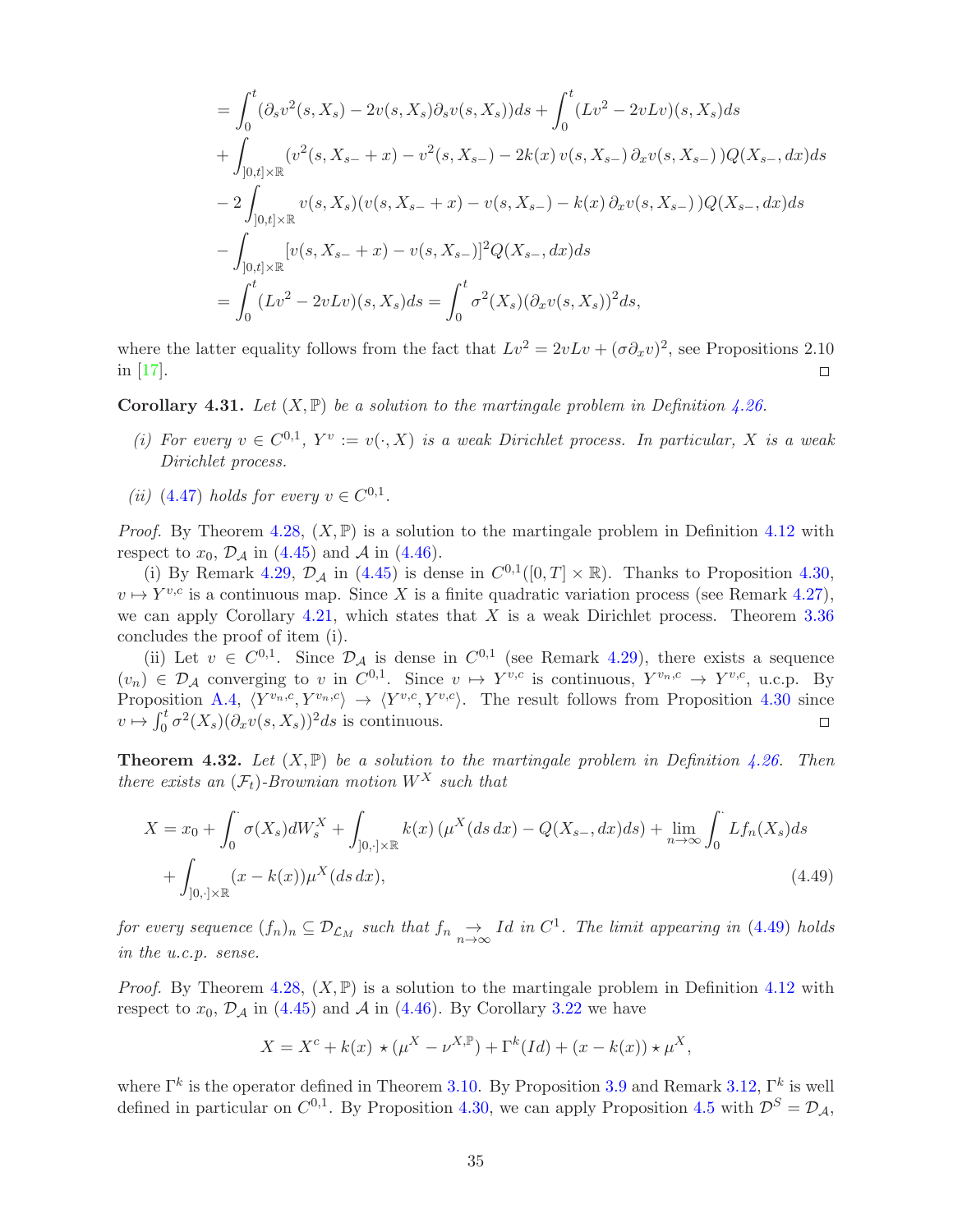$$
\begin{aligned}
&= \int_0^t (\partial_s v^2(s,X_s) - 2v(s,X_s)\partial_s v(s,X_s))ds + \int_0^t (Lv^2 - 2vLv)(s,X_s)ds \\
&+ \int_{]0,t]\times\mathbb{R}} (v^2(s,X_{s-}+x) - v^2(s,X_{s-}) - 2k(x)\,v(s,X_{s-})\,\partial_x v(s,X_{s-})\,)Q(X_{s-},dx)ds \\
&- 2\int_{]0,t]\times\mathbb{R}} v(s,X_s)(v(s,X_{s-}+x) - v(s,X_{s-}) - k(x)\,\partial_x v(s,X_{s-})\,)Q(X_{s-},dx)ds \\
&- \int_{]0,t]\times\mathbb{R}} [v(s,X_{s-}+x) - v(s,X_{s-})]^2 Q(X_{s-},dx)ds \\
&= \int_0^t (Lv^2 - 2vLv)(s,X_s)ds = \int_0^t \sigma^2(X_s)(\partial_x v(s,X_s))^2 ds,
\end{aligned}
$$

where the latter equality follows from the fact that $Lv^2 = 2vLv + (\sigma\partial_x v)^2$, see Propositions 2.10 in [17]. □

**Corollary 4.31.** *Let $(X,\mathbb{P})$ be a solution to the martingale problem in Definition 4.26.*

*(i) For every $v \in C^{0,1}$, $Y^v := v(\cdot,X)$ is a weak Dirichlet process. In particular, $X$ is a weak Dirichlet process.*

*(ii) (4.47) holds for every $v \in C^{0,1}$.*

*Proof.* By Theorem 4.28, $(X,\mathbb{P})$ is a solution to the martingale problem in Definition 4.12 with respect to $x_0$, $\mathcal{D}_\mathcal{A}$ in (4.45) and $\mathcal{A}$ in (4.46).

(i) By Remark 4.29, $\mathcal{D}_\mathcal{A}$ in (4.45) is dense in $C^{0,1}([0,T]\times\mathbb{R})$. Thanks to Proposition 4.30, $v \mapsto Y^{v,c}$ is a continuous map. Since $X$ is a finite quadratic variation process (see Remark 4.27), we can apply Corollary 4.21, which states that $X$ is a weak Dirichlet process. Theorem 3.36 concludes the proof of item (i).

(ii) Let $v \in C^{0,1}$. Since $\mathcal{D}_\mathcal{A}$ is dense in $C^{0,1}$ (see Remark 4.29), there exists a sequence $(v_n) \in \mathcal{D}_\mathcal{A}$ converging to $v$ in $C^{0,1}$. Since $v \mapsto Y^{v,c}$ is continuous, $Y^{v_n,c} \to Y^{v,c}$, u.c.p. By Proposition A.4, $\langle Y^{v_n,c}, Y^{v_n,c}\rangle \to \langle Y^{v,c}, Y^{v,c}\rangle$. The result follows from Proposition 4.30 since $v \mapsto \int_0^t \sigma^2(X_s)(\partial_x v(s,X_s))^2 ds$ is continuous. □

**Theorem 4.32.** *Let $(X,\mathbb{P})$ be a solution to the martingale problem in Definition 4.26. Then there exists an $(\mathcal{F}_t)$-Brownian motion $W^X$ such that*

$$
\begin{aligned}
X = x_0 &+ \int_0^\cdot \sigma(X_s)dW_s^X + \int_{]0,\cdot]\times\mathbb{R}} k(x)\,(\mu^X(ds\,dx) - Q(X_{s-},dx)ds) + \lim_{n\to\infty}\int_0^\cdot Lf_n(X_s)ds \\
&+ \int_{]0,\cdot]\times\mathbb{R}} (x - k(x))\mu^X(ds\,dx),
\end{aligned}
\tag{4.49}
$$

*for every sequence $(f_n)_n \subseteq \mathcal{D}_{\mathcal{L}_M}$ such that $f_n \underset{n\to\infty}{\to} Id$ in $C^1$. The limit appearing in (4.49) holds in the u.c.p. sense.*

*Proof.* By Theorem 4.28, $(X,\mathbb{P})$ is a solution to the martingale problem in Definition 4.12 with respect to $x_0$, $\mathcal{D}_\mathcal{A}$ in (4.45) and $\mathcal{A}$ in (4.46). By Corollary 3.22 we have

$$
X = X^c + k(x) \star (\mu^X - \nu^{X,\mathbb{P}}) + \Gamma^k(Id) + (x - k(x)) \star \mu^X,
$$

where $\Gamma^k$ is the operator defined in Theorem 3.10. By Proposition 3.9 and Remark 3.12, $\Gamma^k$ is well defined in particular on $C^{0,1}$. By Proposition 4.30, we can apply Proposition 4.5 with $\mathcal{D}^S = \mathcal{D}_\mathcal{A}$,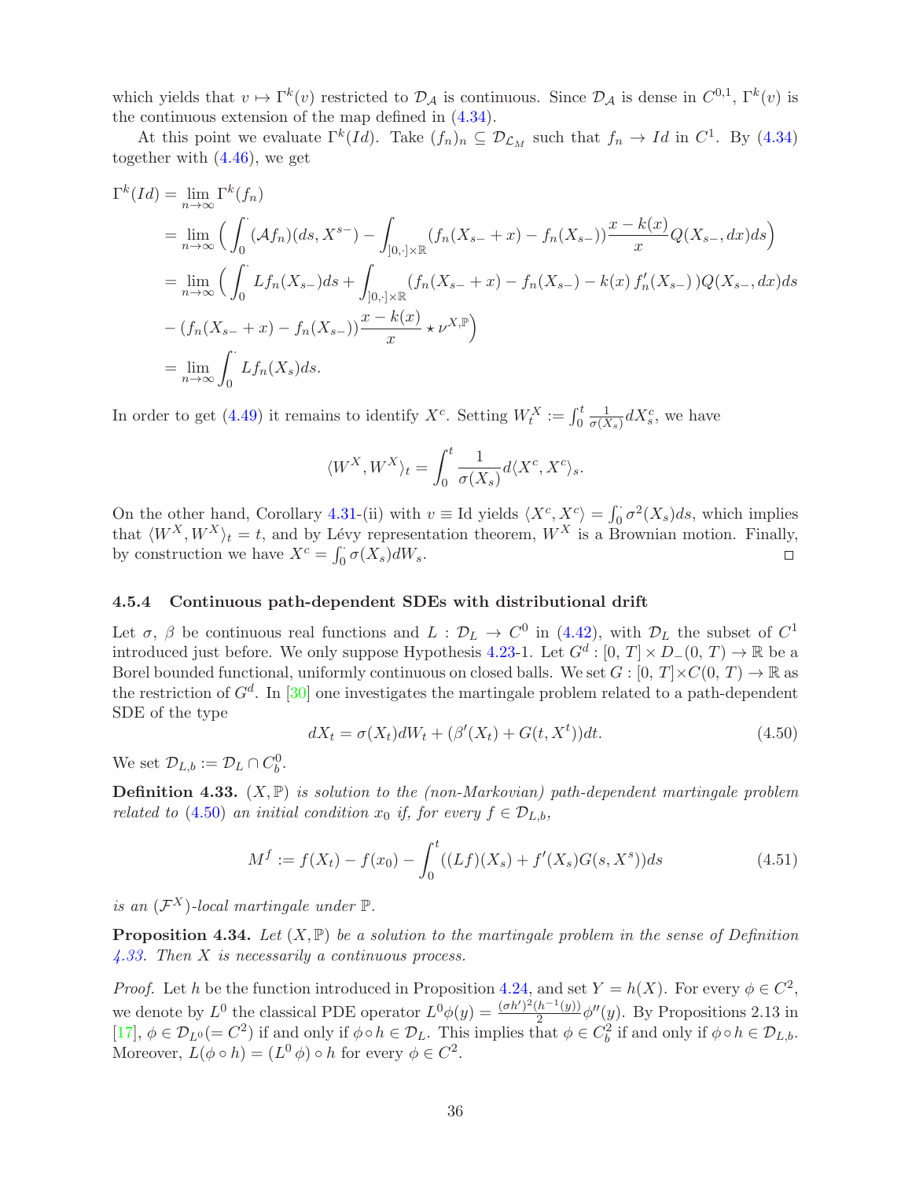which yields that $v \mapsto \Gamma^k(v)$ restricted to $\mathcal{D}_\mathcal{A}$ is continuous. Since $\mathcal{D}_\mathcal{A}$ is dense in $C^{0,1}$, $\Gamma^k(v)$ is the continuous extension of the map defined in (4.34).

At this point we evaluate $\Gamma^k(Id)$. Take $(f_n)_n \subseteq \mathcal{D}_{\mathcal{L}_M}$ such that $f_n \to Id$ in $C^1$. By (4.34) together with (4.46), we get

$$
\begin{aligned}
\Gamma^k(Id) &= \lim_{n\to\infty} \Gamma^k(f_n)\\
&= \lim_{n\to\infty} \Big( \int_0^{\cdot} (\mathcal{A} f_n)(ds, X^{s-}) - \int_{]0,\cdot]\times\mathbb{R}} (f_n(X_{s-}+x) - f_n(X_{s-}))\frac{x-k(x)}{x} Q(X_{s-}, dx) ds \Big)\\
&= \lim_{n\to\infty} \Big( \int_0^{\cdot} L f_n(X_{s-}) ds + \int_{]0,\cdot]\times\mathbb{R}} (f_n(X_{s-}+x) - f_n(X_{s-}) - k(x)\, f_n'(X_{s-}))Q(X_{s-}, dx) ds\\
&\quad - (f_n(X_{s-}+x) - f_n(X_{s-}))\frac{x-k(x)}{x} \star \nu^{X,\mathbb{P}} \Big)\\
&= \lim_{n\to\infty} \int_0^{\cdot} L f_n(X_s) ds.
\end{aligned}
$$

In order to get (4.49) it remains to identify $X^c$. Setting $W_t^X := \int_0^t \frac{1}{\sigma(X_s)} dX_s^c$, we have

$$
\langle W^X, W^X \rangle_t = \int_0^t \frac{1}{\sigma(X_s)} d\langle X^c, X^c\rangle_s.
$$

On the other hand, Corollary 4.31-(ii) with $v \equiv \mathrm{Id}$ yields $\langle X^c, X^c\rangle = \int_0^{\cdot} \sigma^2(X_s) ds$, which implies that $\langle W^X, W^X\rangle_t = t$, and by Lévy representation theorem, $W^X$ is a Brownian motion. Finally, by construction we have $X^c = \int_0^{\cdot} \sigma(X_s) dW_s$. □

### 4.5.4 Continuous path-dependent SDEs with distributional drift

Let $\sigma$, $\beta$ be continuous real functions and $L : \mathcal{D}_L \to C^0$ in (4.42), with $\mathcal{D}_L$ the subset of $C^1$ introduced just before. We only suppose Hypothesis 4.23-1. Let $G^d : [0, T] \times D_-(0, T) \to \mathbb{R}$ be a Borel bounded functional, uniformly continuous on closed balls. We set $G : [0, T] \times C(0, T) \to \mathbb{R}$ as the restriction of $G^d$. In [30] one investigates the martingale problem related to a path-dependent SDE of the type

$$
dX_t = \sigma(X_t) dW_t + (\beta'(X_t) + G(t, X^t))dt. \tag{4.50}
$$

We set $\mathcal{D}_{L,b} := \mathcal{D}_L \cap C_b^0$.

**Definition 4.33.** *$(X, \mathbb{P})$ is solution to the (non-Markovian) path-dependent martingale problem related to (4.50) an initial condition $x_0$ if, for every $f \in \mathcal{D}_{L,b}$,*

$$
M^f := f(X_t) - f(x_0) - \int_0^t ((Lf)(X_s) + f'(X_s) G(s, X^s)) ds \tag{4.51}
$$

*is an $(\mathcal{F}^X)$-local martingale under $\mathbb{P}$.*

**Proposition 4.34.** *Let $(X, \mathbb{P})$ be a solution to the martingale problem in the sense of Definition 4.33. Then $X$ is necessarily a continuous process.*

*Proof.* Let $h$ be the function introduced in Proposition 4.24, and set $Y = h(X)$. For every $\phi \in C^2$, we denote by $L^0$ the classical PDE operator $L^0\phi(y) = \frac{(\sigma h')^2(h^{-1}(y))}{2}\phi''(y)$. By Propositions 2.13 in [17], $\phi \in \mathcal{D}_{L^0} (= C^2)$ if and only if $\phi \circ h \in \mathcal{D}_L$. This implies that $\phi \in C_b^2$ if and only if $\phi \circ h \in \mathcal{D}_{L,b}$. Moreover, $L(\phi \circ h) = (L^0 \phi) \circ h$ for every $\phi \in C^2$.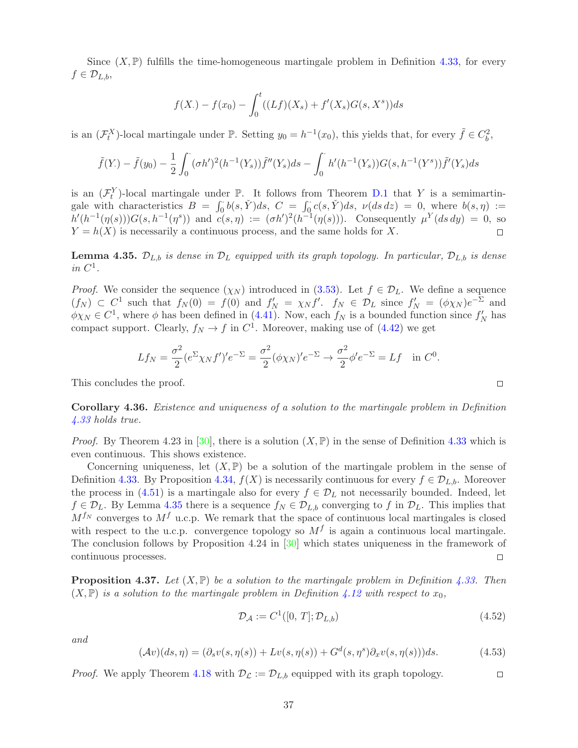Since $(X, \mathbb{P})$ fulfills the time-homogeneous martingale problem in Definition 4.33, for every $f \in \mathcal{D}_{L,b}$,

$$f(X_\cdot) - f(x_0) - \int_0^t ((Lf)(X_s) + f'(X_s)G(s, X^s))ds$$

is an $(\mathcal{F}_t^X)$-local martingale under $\mathbb{P}$. Setting $y_0 = h^{-1}(x_0)$, this yields that, for every $\tilde{f} \in C_b^2$,

$$\tilde{f}(Y_\cdot) - \tilde{f}(y_0) - \frac{1}{2}\int_0^\cdot (\sigma h')^2(h^{-1}(Y_s))\tilde{f}''(Y_s)ds - \int_0^\cdot h'(h^{-1}(Y_s))G(s, h^{-1}(Y^s))\tilde{f}'(Y_s)ds$$

is an $(\mathcal{F}_t^Y)$-local martingale under $\mathbb{P}$. It follows from Theorem D.1 that $Y$ is a semimartingale with characteristics $B = \int_0^\cdot b(s, \check{Y})ds$, $C = \int_0^\cdot c(s, \check{Y})ds$, $\nu(ds\, dz) = 0$, where $b(s, \eta) := h'(h^{-1}(\eta(s)))G(s, h^{-1}(\eta^s))$ and $c(s, \eta) := (\sigma h')^2(h^{-1}(\eta(s)))$. Consequently $\mu^Y(ds\, dy) = 0$, so $Y = h(X)$ is necessarily a continuous process, and the same holds for $X$. □

**Lemma 4.35.** *$\mathcal{D}_{L,b}$ is dense in $\mathcal{D}_L$ equipped with its graph topology. In particular, $\mathcal{D}_{L,b}$ is dense in $C^1$.*

*Proof.* We consider the sequence $(\chi_N)$ introduced in (3.53). Let $f \in \mathcal{D}_L$. We define a sequence $(f_N) \subset C^1$ such that $f_N(0) = f(0)$ and $f_N' = \chi_N f'$. $f_N \in \mathcal{D}_L$ since $f_N' = (\phi\chi_N)e^{-\Sigma}$ and $\phi\chi_N \in C^1$, where $\phi$ has been defined in (4.41). Now, each $f_N$ is a bounded function since $f_N'$ has compact support. Clearly, $f_N \to f$ in $C^1$. Moreover, making use of (4.42) we get

$$Lf_N = \frac{\sigma^2}{2}(e^\Sigma \chi_N f')' e^{-\Sigma} = \frac{\sigma^2}{2}(\phi\chi_N)' e^{-\Sigma} \to \frac{\sigma^2}{2}\phi' e^{-\Sigma} = Lf \quad \text{in } C^0.$$

This concludes the proof. □

**Corollary 4.36.** *Existence and uniqueness of a solution to the martingale problem in Definition 4.33 holds true.*

*Proof.* By Theorem 4.23 in [30], there is a solution $(X, \mathbb{P})$ in the sense of Definition 4.33 which is even continuous. This shows existence.

Concerning uniqueness, let $(X, \mathbb{P})$ be a solution of the martingale problem in the sense of Definition 4.33. By Proposition 4.34, $f(X)$ is necessarily continuous for every $f \in \mathcal{D}_{L,b}$. Moreover the process in (4.51) is a martingale also for every $f \in \mathcal{D}_L$ not necessarily bounded. Indeed, let $f \in \mathcal{D}_L$. By Lemma 4.35 there is a sequence $f_N \in \mathcal{D}_{L,b}$ converging to $f$ in $\mathcal{D}_L$. This implies that $M^{f_N}$ converges to $M^f$ u.c.p. We remark that the space of continuous local martingales is closed with respect to the u.c.p. convergence topology so $M^f$ is again a continuous local martingale. The conclusion follows by Proposition 4.24 in [30] which states uniqueness in the framework of continuous processes. □

**Proposition 4.37.** *Let $(X, \mathbb{P})$ be a solution to the martingale problem in Definition 4.33. Then $(X, \mathbb{P})$ is a solution to the martingale problem in Definition 4.12 with respect to $x_0$,*

$$\mathcal{D}_\mathcal{A} := C^1([0, T]; \mathcal{D}_{L,b}) \tag{4.52}$$

*and*

$$(\mathcal{A}v)(ds, \eta) = (\partial_s v(s, \eta(s)) + Lv(s, \eta(s)) + G^d(s, \eta^s)\partial_x v(s, \eta(s)))ds. \tag{4.53}$$

*Proof.* We apply Theorem 4.18 with $\mathcal{D}_\mathcal{L} := \mathcal{D}_{L,b}$ equipped with its graph topology. □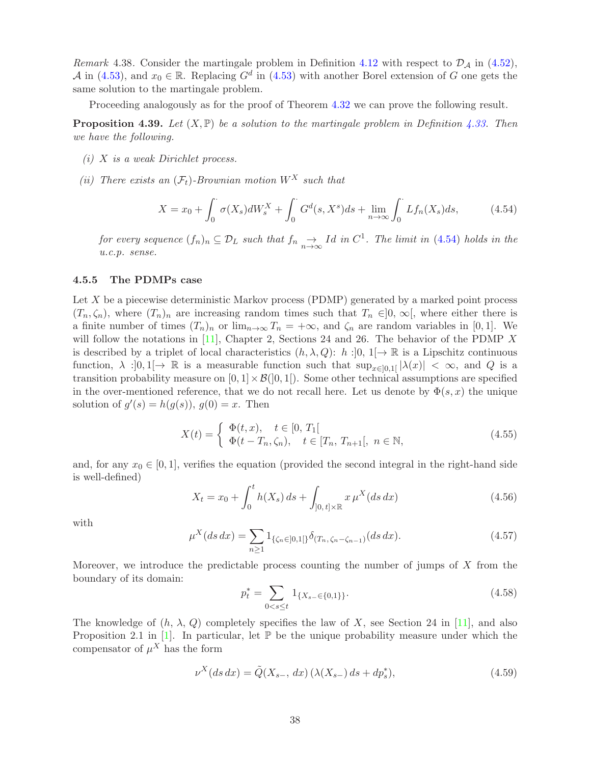*Remark* 4.38. Consider the martingale problem in Definition 4.12 with respect to $\mathcal{D}_\mathcal{A}$ in (4.52), $\mathcal{A}$ in (4.53), and $x_0 \in \mathbb{R}$. Replacing $G^d$ in (4.53) with another Borel extension of $G$ one gets the same solution to the martingale problem.

Proceeding analogously as for the proof of Theorem 4.32 we can prove the following result.

**Proposition 4.39.** *Let $(X, \mathbb{P})$ be a solution to the martingale problem in Definition 4.33. Then we have the following.*

*(i) $X$ is a weak Dirichlet process.*

*(ii) There exists an $(\mathcal{F}_t)$-Brownian motion $W^X$ such that*

$$X = x_0 + \int_0^\cdot \sigma(X_s) dW^X_s + \int_0^\cdot G^d(s, X^s) ds + \lim_{n\to\infty} \int_0^\cdot L f_n(X_s) ds, \tag{4.54}$$

*for every sequence $(f_n)_n \subseteq \mathcal{D}_L$ such that $f_n \underset{n\to\infty}{\to} Id$ in $C^1$. The limit in (4.54) holds in the u.c.p. sense.*

### 4.5.5 The PDMPs case

Let $X$ be a piecewise deterministic Markov process (PDMP) generated by a marked point process $(T_n, \zeta_n)$, where $(T_n)_n$ are increasing random times such that $T_n \in ]0, \infty[$, where either there is a finite number of times $(T_n)_n$ or $\lim_{n\to\infty} T_n = +\infty$, and $\zeta_n$ are random variables in $[0, 1]$. We will follow the notations in [11], Chapter 2, Sections 24 and 26. The behavior of the PDMP $X$ is described by a triplet of local characteristics $(h, \lambda, Q)$: $h : ]0, 1[ \to \mathbb{R}$ is a Lipschitz continuous function, $\lambda : ]0, 1[ \to \mathbb{R}$ is a measurable function such that $\sup_{x\in]0,1[} |\lambda(x)| < \infty$, and $Q$ is a transition probability measure on $[0, 1] \times \mathcal{B}(]0, 1[)$. Some other technical assumptions are specified in the over-mentioned reference, that we do not recall here. Let us denote by $\Phi(s, x)$ the unique solution of $g'(s) = h(g(s))$, $g(0) = x$. Then

$$X(t) = \begin{cases} \Phi(t, x), & t \in [0, T_1[ \\ \Phi(t - T_n, \zeta_n), & t \in [T_n, T_{n+1}[, \; n \in \mathbb{N}, \end{cases} \tag{4.55}$$

and, for any $x_0 \in [0, 1]$, verifies the equation (provided the second integral in the right-hand side is well-defined)

$$X_t = x_0 + \int_0^t h(X_s)\, ds + \int_{]0,\, t]\times\mathbb{R}} x\, \mu^X(ds\, dx) \tag{4.56}$$

with

$$\mu^X(ds\, dx) = \sum_{n\geq 1} 1_{\{\zeta_n \in ]0,1[\}} \delta_{(T_n,\, \zeta_n - \zeta_{n-1})}(ds\, dx). \tag{4.57}$$

Moreover, we introduce the predictable process counting the number of jumps of $X$ from the boundary of its domain:

$$p^*_t = \sum_{0<s\leq t} 1_{\{X_{s-} \in \{0,1\}\}}. \tag{4.58}$$

The knowledge of $(h, \lambda, Q)$ completely specifies the law of $X$, see Section 24 in [11], and also Proposition 2.1 in [1]. In particular, let $\mathbb{P}$ be the unique probability measure under which the compensator of $\mu^X$ has the form

$$\nu^X(ds\, dx) = \tilde{Q}(X_{s-},\, dx)\, (\lambda(X_{s-})\, ds + dp^*_s), \tag{4.59}$$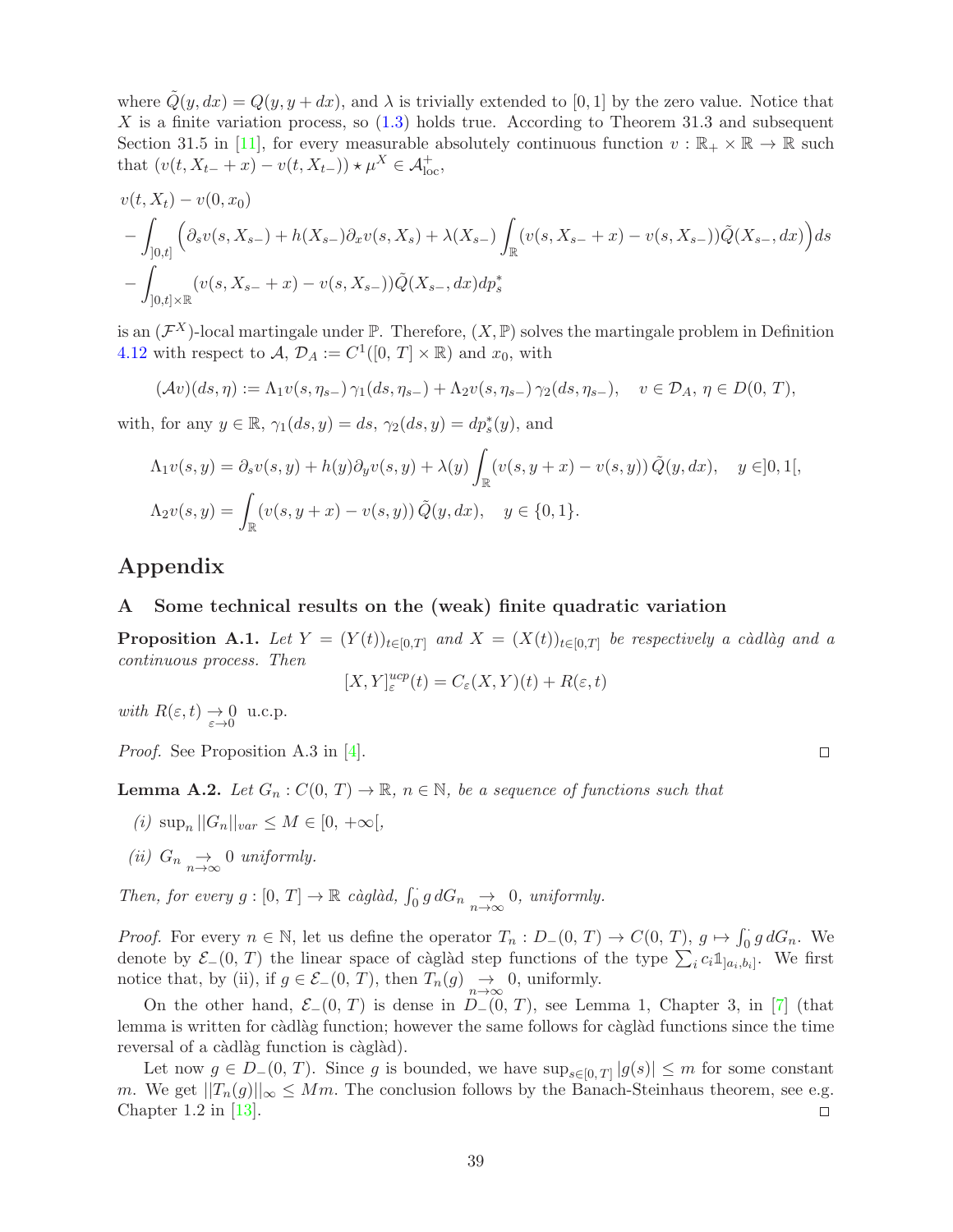where $\tilde{Q}(y, dx) = Q(y, y + dx)$, and $\lambda$ is trivially extended to $[0, 1]$ by the zero value. Notice that $X$ is a finite variation process, so (1.3) holds true. According to Theorem 31.3 and subsequent Section 31.5 in [11], for every measurable absolutely continuous function $v : \mathbb{R}_+ \times \mathbb{R} \to \mathbb{R}$ such that $(v(t, X_{t-} + x) - v(t, X_{t-})) \star \mu^X \in \mathcal{A}^+_{\rm loc}$,

$$
\begin{aligned}
&v(t, X_t) - v(0, x_0) \\
&- \int_{]0,t]} \Big( \partial_s v(s, X_{s-}) + h(X_{s-}) \partial_x v(s, X_s) + \lambda(X_{s-}) \int_{\mathbb{R}} (v(s, X_{s-} + x) - v(s, X_{s-})) \tilde{Q}(X_{s-}, dx) \Big) ds \\
&- \int_{]0,t] \times \mathbb{R}} (v(s, X_{s-} + x) - v(s, X_{s-})) \tilde{Q}(X_{s-}, dx) dp^*_s
\end{aligned}
$$

is an $(\mathcal{F}^X)$-local martingale under $\mathbb{P}$. Therefore, $(X, \mathbb{P})$ solves the martingale problem in Definition 4.12 with respect to $\mathcal{A}$, $\mathcal{D}_A := C^1([0,\,T] \times \mathbb{R})$ and $x_0$, with

$$
(\mathcal{A}v)(ds, \eta) := \Lambda_1 v(s, \eta_{s-})\, \gamma_1(ds, \eta_{s-}) + \Lambda_2 v(s, \eta_{s-})\, \gamma_2(ds, \eta_{s-}), \quad v \in \mathcal{D}_A,\ \eta \in D(0,\,T),
$$

with, for any $y \in \mathbb{R}$, $\gamma_1(ds, y) = ds$, $\gamma_2(ds, y) = dp^*_s(y)$, and

$$
\begin{aligned}
\Lambda_1 v(s, y) &= \partial_s v(s, y) + h(y) \partial_y v(s, y) + \lambda(y) \int_{\mathbb{R}} (v(s, y + x) - v(s, y))\, \tilde{Q}(y, dx), \quad y \in ]0, 1[, \\
\Lambda_2 v(s, y) &= \int_{\mathbb{R}} (v(s, y + x) - v(s, y))\, \tilde{Q}(y, dx), \quad y \in \{0, 1\}.
\end{aligned}
$$

# Appendix

## A Some technical results on the (weak) finite quadratic variation

**Proposition A.1.** *Let $Y = (Y(t))_{t\in[0,T]}$ and $X = (X(t))_{t\in[0,T]}$ be respectively a càdlàg and a continuous process. Then*

$$
[X, Y]^{ucp}_{\varepsilon}(t) = C_{\varepsilon}(X, Y)(t) + R(\varepsilon, t)
$$

*with $R(\varepsilon, t) \underset{\varepsilon \to 0}{\to} 0$ u.c.p.*

*Proof.* See Proposition A.3 in [4]. □

**Lemma A.2.** *Let $G_n : C(0,\,T) \to \mathbb{R}$, $n \in \mathbb{N}$, be a sequence of functions such that*

*(i) $\sup_n ||G_n||_{var} \le M \in [0, +\infty[$,*

*(ii) $G_n \underset{n \to \infty}{\to} 0$ uniformly.*

*Then, for every $g : [0,\,T] \to \mathbb{R}$ càglàd, $\int_0^\cdot g\, dG_n \underset{n\to\infty}{\to} 0$, uniformly.*

*Proof.* For every $n \in \mathbb{N}$, let us define the operator $T_n : D_-(0,\,T) \to C(0,\,T)$, $g \mapsto \int_0^\cdot g\, dG_n$. We denote by $\mathcal{E}_-(0,\,T)$ the linear space of càglàd step functions of the type $\sum_i c_i \mathbb{1}_{]a_i, b_i]}$. We first notice that, by (ii), if $g \in \mathcal{E}_-(0,\,T)$, then $T_n(g) \underset{n\to\infty}{\to} 0$, uniformly.

On the other hand, $\mathcal{E}_-(0,\,T)$ is dense in $D_-(0,\,T)$, see Lemma 1, Chapter 3, in [7] (that lemma is written for càdlàg function; however the same follows for càglàd functions since the time reversal of a càdlàg function is càglàd).

Let now $g \in D_-(0,\,T)$. Since $g$ is bounded, we have $\sup_{s\in[0,T]} |g(s)| \le m$ for some constant $m$. We get $||T_n(g)||_\infty \le Mm$. The conclusion follows by the Banach-Steinhaus theorem, see e.g. Chapter 1.2 in [13]. □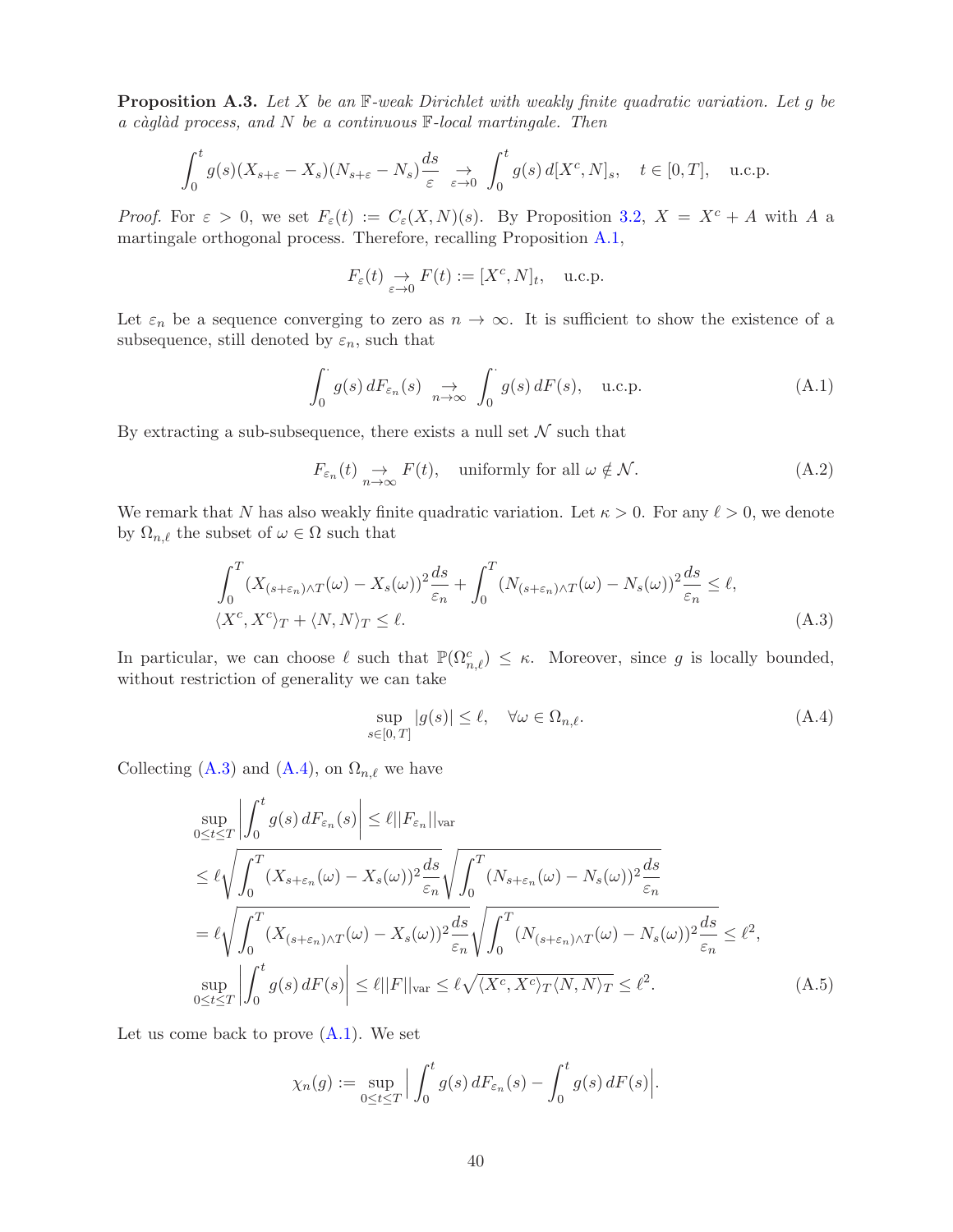**Proposition A.3.** *Let $X$ be an $\mathbb{F}$-weak Dirichlet with weakly finite quadratic variation. Let $g$ be a càglàd process, and $N$ be a continuous $\mathbb{F}$-local martingale. Then*

$$\int_0^t g(s)(X_{s+\varepsilon} - X_s)(N_{s+\varepsilon} - N_s)\frac{ds}{\varepsilon} \underset{\varepsilon\to 0}{\to} \int_0^t g(s)\, d[X^c, N]_s, \quad t \in [0,T], \quad \text{u.c.p.}$$

*Proof.* For $\varepsilon > 0$, we set $F_\varepsilon(t) := C_\varepsilon(X,N)(s)$. By Proposition 3.2, $X = X^c + A$ with $A$ a martingale orthogonal process. Therefore, recalling Proposition A.1,

$$F_\varepsilon(t) \underset{\varepsilon\to 0}{\to} F(t) := [X^c, N]_t, \quad \text{u.c.p.}$$

Let $\varepsilon_n$ be a sequence converging to zero as $n \to \infty$. It is sufficient to show the existence of a subsequence, still denoted by $\varepsilon_n$, such that

$$\int_0^\cdot g(s)\, dF_{\varepsilon_n}(s) \underset{n\to\infty}{\to} \int_0^\cdot g(s)\, dF(s), \quad \text{u.c.p.} \tag{A.1}$$

By extracting a sub-subsequence, there exists a null set $\mathcal{N}$ such that

$$F_{\varepsilon_n}(t) \underset{n\to\infty}{\to} F(t), \quad \text{uniformly for all } \omega \notin \mathcal{N}. \tag{A.2}$$

We remark that $N$ has also weakly finite quadratic variation. Let $\kappa > 0$. For any $\ell > 0$, we denote by $\Omega_{n,\ell}$ the subset of $\omega \in \Omega$ such that

$$\begin{aligned}
&\int_0^T (X_{(s+\varepsilon_n)\wedge T}(\omega) - X_s(\omega))^2 \frac{ds}{\varepsilon_n} + \int_0^T (N_{(s+\varepsilon_n)\wedge T}(\omega) - N_s(\omega))^2 \frac{ds}{\varepsilon_n} \le \ell,\\
&\langle X^c, X^c\rangle_T + \langle N, N\rangle_T \le \ell.
\end{aligned} \tag{A.3}$$

In particular, we can choose $\ell$ such that $\mathbb{P}(\Omega_{n,\ell}^c) \le \kappa$. Moreover, since $g$ is locally bounded, without restriction of generality we can take

$$\sup_{s\in[0,T]} |g(s)| \le \ell, \quad \forall \omega \in \Omega_{n,\ell}. \tag{A.4}$$

Collecting (A.3) and (A.4), on $\Omega_{n,\ell}$ we have

$$\begin{aligned}
&\sup_{0\le t\le T}\left|\int_0^t g(s)\, dF_{\varepsilon_n}(s)\right| \le \ell ||F_{\varepsilon_n}||_{\text{var}}\\
&\le \ell \sqrt{\int_0^T (X_{s+\varepsilon_n}(\omega) - X_s(\omega))^2 \frac{ds}{\varepsilon_n}} \sqrt{\int_0^T (N_{s+\varepsilon_n}(\omega) - N_s(\omega))^2 \frac{ds}{\varepsilon_n}}\\
&= \ell \sqrt{\int_0^T (X_{(s+\varepsilon_n)\wedge T}(\omega) - X_s(\omega))^2 \frac{ds}{\varepsilon_n}} \sqrt{\int_0^T (N_{(s+\varepsilon_n)\wedge T}(\omega) - N_s(\omega))^2 \frac{ds}{\varepsilon_n}} \le \ell^2,\\
&\sup_{0\le t\le T}\left|\int_0^t g(s)\, dF(s)\right| \le \ell ||F||_{\text{var}} \le \ell \sqrt{\langle X^c, X^c\rangle_T \langle N, N\rangle_T} \le \ell^2.
\end{aligned} \tag{A.5}$$

Let us come back to prove (A.1). We set

$$\chi_n(g) := \sup_{0\le t\le T}\Big| \int_0^t g(s)\, dF_{\varepsilon_n}(s) - \int_0^t g(s)\, dF(s)\Big|.$$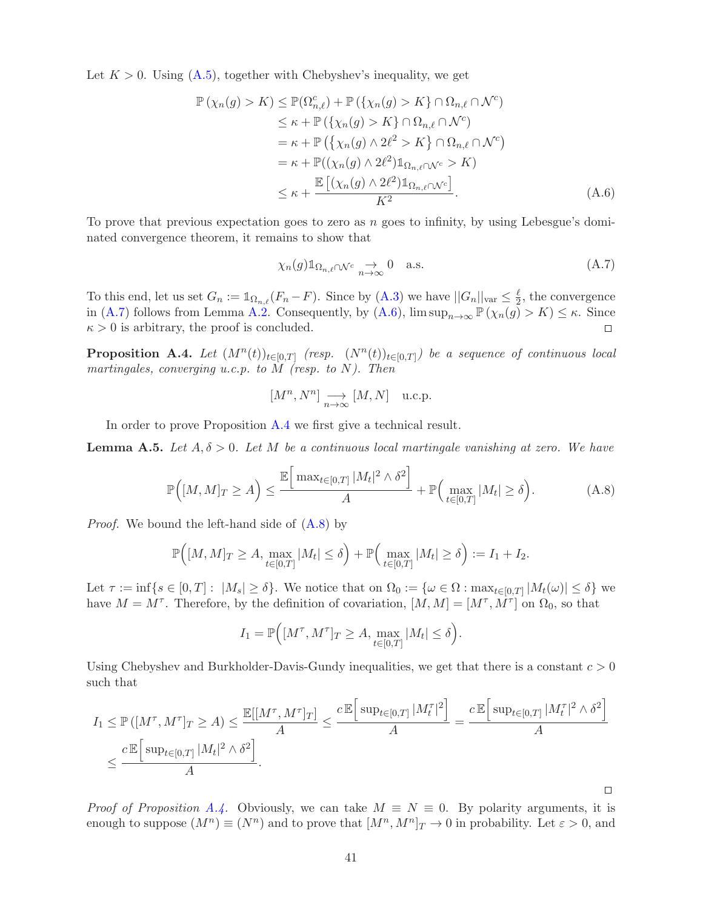Let $K > 0$. Using (A.5), together with Chebyshev's inequality, we get

$$
\begin{aligned}
\mathbb{P}\left(\chi_n(g) > K\right) &\le \mathbb{P}(\Omega_{n,\ell}^c) + \mathbb{P}\left(\{\chi_n(g) > K\} \cap \Omega_{n,\ell} \cap \mathcal{N}^c\right) \\
&\le \kappa + \mathbb{P}\left(\{\chi_n(g) > K\} \cap \Omega_{n,\ell} \cap \mathcal{N}^c\right) \\
&= \kappa + \mathbb{P}\left(\left\{\chi_n(g) \wedge 2\ell^2 > K\right\} \cap \Omega_{n,\ell} \cap \mathcal{N}^c\right) \\
&= \kappa + \mathbb{P}((\chi_n(g) \wedge 2\ell^2)\mathbb{1}_{\Omega_{n,\ell}\cap\mathcal{N}^c} > K) \\
&\le \kappa + \frac{\mathbb{E}\left[(\chi_n(g) \wedge 2\ell^2)\mathbb{1}_{\Omega_{n,\ell}\cap\mathcal{N}^c}\right]}{K^2}.
\end{aligned} \tag{A.6}
$$

To prove that previous expectation goes to zero as $n$ goes to infinity, by using Lebesgue's dominated convergence theorem, it remains to show that

$$
\chi_n(g)\mathbb{1}_{\Omega_{n,\ell}\cap\mathcal{N}^c} \underset{n\to\infty}{\to} 0 \quad \text{a.s.} \tag{A.7}
$$

To this end, let us set $G_n := \mathbb{1}_{\Omega_{n,\ell}}(F_n - F)$. Since by (A.3) we have $||G_n||_{\text{var}} \le \frac{\ell}{2}$, the convergence in (A.7) follows from Lemma A.2. Consequently, by (A.6), $\limsup_{n\to\infty} \mathbb{P}\left(\chi_n(g) > K\right) \le \kappa$. Since $\kappa > 0$ is arbitrary, the proof is concluded. $\square$

**Proposition A.4.** *Let $(M^n(t))_{t\in[0,T]}$ (resp. $(N^n(t))_{t\in[0,T]}$) be a sequence of continuous local martingales, converging u.c.p. to $M$ (resp. to $N$). Then*

$$
[M^n, N^n] \underset{n\to\infty}{\longrightarrow} [M, N] \quad \text{u.c.p.}
$$

In order to prove Proposition A.4 we first give a technical result.

**Lemma A.5.** *Let $A, \delta > 0$. Let $M$ be a continuous local martingale vanishing at zero. We have*

$$
\mathbb{P}\Big([M, M]_T \ge A\Big) \le \frac{\mathbb{E}\Big[\max_{t\in[0,T]} |M_t|^2 \wedge \delta^2\Big]}{A} + \mathbb{P}\Big(\max_{t\in[0,T]} |M_t| \ge \delta\Big). \tag{A.8}
$$

*Proof.* We bound the left-hand side of (A.8) by

$$
\mathbb{P}\Big([M, M]_T \ge A, \max_{t\in[0,T]} |M_t| \le \delta\Big) + \mathbb{P}\Big(\max_{t\in[0,T]} |M_t| \ge \delta\Big) := I_1 + I_2.
$$

Let $\tau := \inf\{s \in [0, T] : \; |M_s| \ge \delta\}$. We notice that on $\Omega_0 := \{\omega \in \Omega : \max_{t\in[0,T]} |M_t(\omega)| \le \delta\}$ we have $M = M^\tau$. Therefore, by the definition of covariation, $[M, M] = [M^\tau, M^\tau]$ on $\Omega_0$, so that

$$
I_1 = \mathbb{P}\Big([M^\tau, M^\tau]_T \ge A, \max_{t\in[0,T]} |M_t| \le \delta\Big).
$$

Using Chebyshev and Burkholder-Davis-Gundy inequalities, we get that there is a constant $c > 0$ such that

$$
\begin{aligned}
I_1 &\le \mathbb{P}\left([M^\tau, M^\tau]_T \ge A\right) \le \frac{\mathbb{E}[[M^\tau, M^\tau]_T]}{A} \le \frac{c\,\mathbb{E}\Big[\sup_{t\in[0,T]} |M_t^\tau|^2\Big]}{A} = \frac{c\,\mathbb{E}\Big[\sup_{t\in[0,T]} |M_t^\tau|^2 \wedge \delta^2\Big]}{A} \\
&\le \frac{c\,\mathbb{E}\Big[\sup_{t\in[0,T]} |M_t|^2 \wedge \delta^2\Big]}{A}.
\end{aligned}
$$

$\square$

*Proof of Proposition A.4.* Obviously, we can take $M \equiv N \equiv 0$. By polarity arguments, it is enough to suppose $(M^n) \equiv (N^n)$ and to prove that $[M^n, M^n]_T \to 0$ in probability. Let $\varepsilon > 0$, and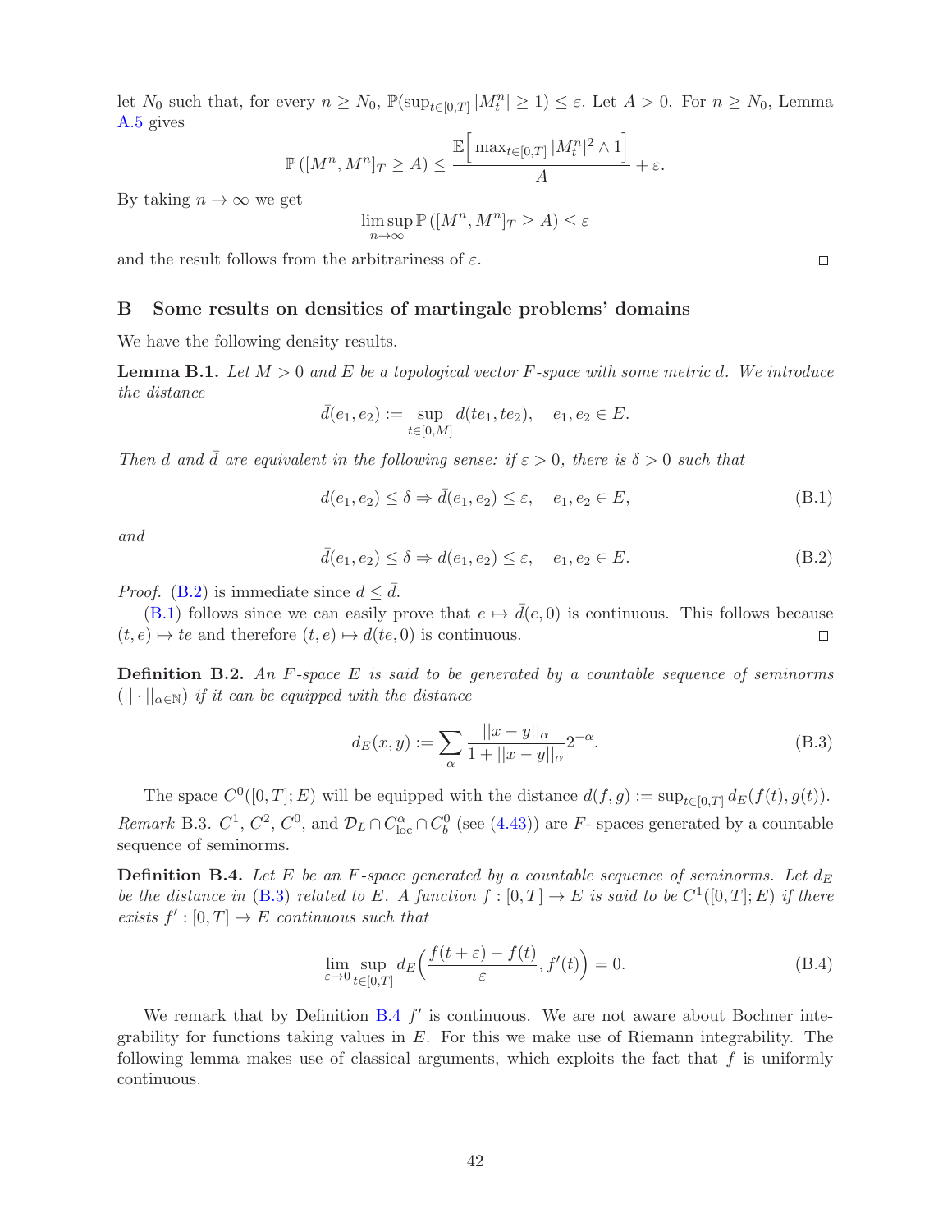let $N_0$ such that, for every $n \geq N_0$, $\mathbb{P}(\sup_{t\in[0,T]} |M^n_t| \geq 1) \leq \varepsilon$. Let $A > 0$. For $n \geq N_0$, Lemma A.5 gives

$$\mathbb{P}\left([M^n, M^n]_T \geq A\right) \leq \frac{\mathbb{E}\Big[\max_{t\in[0,T]} |M^n_t|^2 \wedge 1\Big]}{A} + \varepsilon.$$

By taking $n \to \infty$ we get

$$\limsup_{n\to\infty} \mathbb{P}\left([M^n, M^n]_T \geq A\right) \leq \varepsilon$$

and the result follows from the arbitrariness of $\varepsilon$. □

## B Some results on densities of martingale problems' domains

We have the following density results.

**Lemma B.1.** *Let $M > 0$ and $E$ be a topological vector $F$-space with some metric $d$. We introduce the distance*

$$\bar{d}(e_1, e_2) := \sup_{t\in[0,M]} d(te_1, te_2), \quad e_1, e_2 \in E.$$

*Then $d$ and $\bar{d}$ are equivalent in the following sense: if $\varepsilon > 0$, there is $\delta > 0$ such that*

$$d(e_1, e_2) \leq \delta \Rightarrow \bar{d}(e_1, e_2) \leq \varepsilon, \quad e_1, e_2 \in E, \tag{B.1}$$

*and*

$$\bar{d}(e_1, e_2) \leq \delta \Rightarrow d(e_1, e_2) \leq \varepsilon, \quad e_1, e_2 \in E. \tag{B.2}$$

*Proof.* (B.2) is immediate since $d \leq \bar{d}$.

(B.1) follows since we can easily prove that $e \mapsto \bar{d}(e, 0)$ is continuous. This follows because $(t, e) \mapsto te$ and therefore $(t, e) \mapsto d(te, 0)$ is continuous. □

**Definition B.2.** *An $F$-space $E$ is said to be generated by a countable sequence of seminorms $(||\cdot||_{\alpha\in\mathbb{N}})$ if it can be equipped with the distance*

$$d_E(x, y) := \sum_\alpha \frac{||x - y||_\alpha}{1 + ||x - y||_\alpha} 2^{-\alpha}. \tag{B.3}$$

The space $C^0([0, T]; E)$ will be equipped with the distance $d(f, g) := \sup_{t\in[0,T]} d_E(f(t), g(t))$.

*Remark* B.3. $C^1$, $C^2$, $C^0$, and $\mathcal{D}_L \cap C^\alpha_{\rm loc} \cap C^0_b$ (see (4.43)) are $F$- spaces generated by a countable sequence of seminorms.

**Definition B.4.** *Let $E$ be an $F$-space generated by a countable sequence of seminorms. Let $d_E$ be the distance in (B.3) related to $E$. A function $f : [0, T] \to E$ is said to be $C^1([0, T]; E)$ if there exists $f' : [0, T] \to E$ continuous such that*

$$\lim_{\varepsilon\to 0} \sup_{t\in[0,T]} d_E\Big(\frac{f(t + \varepsilon) - f(t)}{\varepsilon}, f'(t)\Big) = 0. \tag{B.4}$$

We remark that by Definition B.4 $f'$ is continuous. We are not aware about Bochner integrability for functions taking values in $E$. For this we make use of Riemann integrability. The following lemma makes use of classical arguments, which exploits the fact that $f$ is uniformly continuous.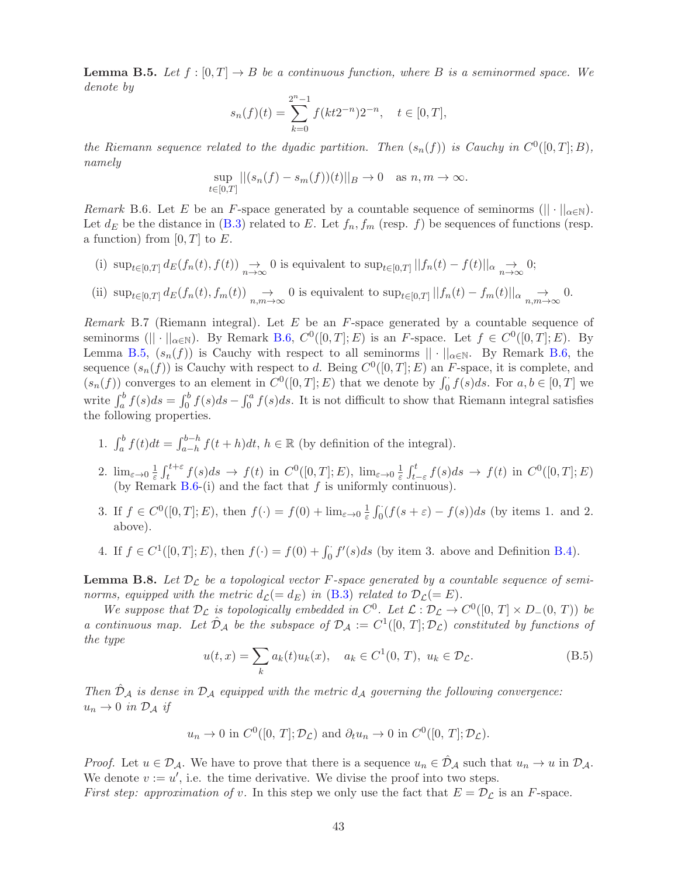**Lemma B.5.** *Let $f : [0,T] \to B$ be a continuous function, where $B$ is a seminormed space. We denote by*

$$s_n(f)(t) = \sum_{k=0}^{2^n-1} f(kt2^{-n})2^{-n}, \quad t \in [0,T],$$

*the Riemann sequence related to the dyadic partition. Then $(s_n(f))$ is Cauchy in $C^0([0,T];B)$, namely*

$$\sup_{t\in[0,T]} ||(s_n(f) - s_m(f))(t)||_B \to 0 \quad \text{as } n, m \to \infty.$$

*Remark* B.6. Let $E$ be an $F$-space generated by a countable sequence of seminorms $(||\cdot||_{\alpha\in\mathbb{N}})$. Let $d_E$ be the distance in (B.3) related to $E$. Let $f_n, f_m$ (resp. $f$) be sequences of functions (resp. a function) from $[0,T]$ to $E$.

(i) $\sup_{t\in[0,T]} d_E(f_n(t), f(t)) \underset{n\to\infty}{\to} 0$ is equivalent to $\sup_{t\in[0,T]} ||f_n(t) - f(t)||_\alpha \underset{n\to\infty}{\to} 0$;

(ii) $\sup_{t\in[0,T]} d_E(f_n(t), f_m(t)) \underset{n,m\to\infty}{\to} 0$ is equivalent to $\sup_{t\in[0,T]} ||f_n(t) - f_m(t)||_\alpha \underset{n,m\to\infty}{\to} 0$.

*Remark* B.7 (Riemann integral). Let $E$ be an $F$-space generated by a countable sequence of seminorms $(||\cdot||_{\alpha\in\mathbb{N}})$. By Remark B.6, $C^0([0,T];E)$ is an $F$-space. Let $f \in C^0([0,T];E)$. By Lemma B.5, $(s_n(f))$ is Cauchy with respect to all seminorms $||\cdot||_{\alpha\in\mathbb{N}}$. By Remark B.6, the sequence $(s_n(f))$ is Cauchy with respect to $d$. Being $C^0([0,T];E)$ an $F$-space, it is complete, and $(s_n(f))$ converges to an element in $C^0([0,T];E)$ that we denote by $\int_0^\cdot f(s)ds$. For $a, b \in [0,T]$ we write $\int_a^b f(s)ds = \int_0^b f(s)ds - \int_0^a f(s)ds$. It is not difficult to show that Riemann integral satisfies the following properties.

1. $\int_a^b f(t)dt = \int_{a-h}^{b-h} f(t+h)dt$, $h \in \mathbb{R}$ (by definition of the integral).
2. $\lim_{\varepsilon\to 0} \frac{1}{\varepsilon}\int_t^{t+\varepsilon} f(s)ds \to f(t)$ in $C^0([0,T];E)$, $\lim_{\varepsilon\to 0} \frac{1}{\varepsilon}\int_{t-\varepsilon}^{t} f(s)ds \to f(t)$ in $C^0([0,T];E)$ (by Remark B.6-(i) and the fact that $f$ is uniformly continuous).
3. If $f \in C^0([0,T];E)$, then $f(\cdot) = f(0) + \lim_{\varepsilon\to 0} \frac{1}{\varepsilon}\int_0^\cdot (f(s+\varepsilon) - f(s))ds$ (by items 1. and 2. above).
4. If $f \in C^1([0,T];E)$, then $f(\cdot) = f(0) + \int_0^\cdot f'(s)ds$ (by item 3. above and Definition B.4).

**Lemma B.8.** *Let $\mathcal{D}_\mathcal{L}$ be a topological vector $F$-space generated by a countable sequence of seminorms, equipped with the metric $d_\mathcal{L}(= d_E)$ in (B.3) related to $\mathcal{D}_\mathcal{L}(= E)$.*

*We suppose that $\mathcal{D}_\mathcal{L}$ is topologically embedded in $C^0$. Let $\mathcal{L} : \mathcal{D}_\mathcal{L} \to C^0([0,\, T] \times D_-(0,\, T))$ be a continuous map. Let $\hat{\mathcal{D}}_\mathcal{A}$ be the subspace of $\mathcal{D}_\mathcal{A} := C^1([0,\, T]; \mathcal{D}_\mathcal{L})$ constituted by functions of the type*

$$u(t,x) = \sum_k a_k(t)u_k(x), \quad a_k \in C^1(0,\, T),\ u_k \in \mathcal{D}_\mathcal{L}. \tag{B.5}$$

*Then $\hat{\mathcal{D}}_\mathcal{A}$ is dense in $\mathcal{D}_\mathcal{A}$ equipped with the metric $d_\mathcal{A}$ governing the following convergence: $u_n \to 0$ in $\mathcal{D}_\mathcal{A}$ if*

$$u_n \to 0 \text{ in } C^0([0,\, T]; \mathcal{D}_\mathcal{L}) \text{ and } \partial_t u_n \to 0 \text{ in } C^0([0,\, T]; \mathcal{D}_\mathcal{L}).$$

*Proof.* Let $u \in \mathcal{D}_\mathcal{A}$. We have to prove that there is a sequence $u_n \in \hat{\mathcal{D}}_\mathcal{A}$ such that $u_n \to u$ in $\mathcal{D}_\mathcal{A}$. We denote $v := u'$, i.e. the time derivative. We divise the proof into two steps.
*First step: approximation of $v$.* In this step we only use the fact that $E = \mathcal{D}_\mathcal{L}$ is an $F$-space.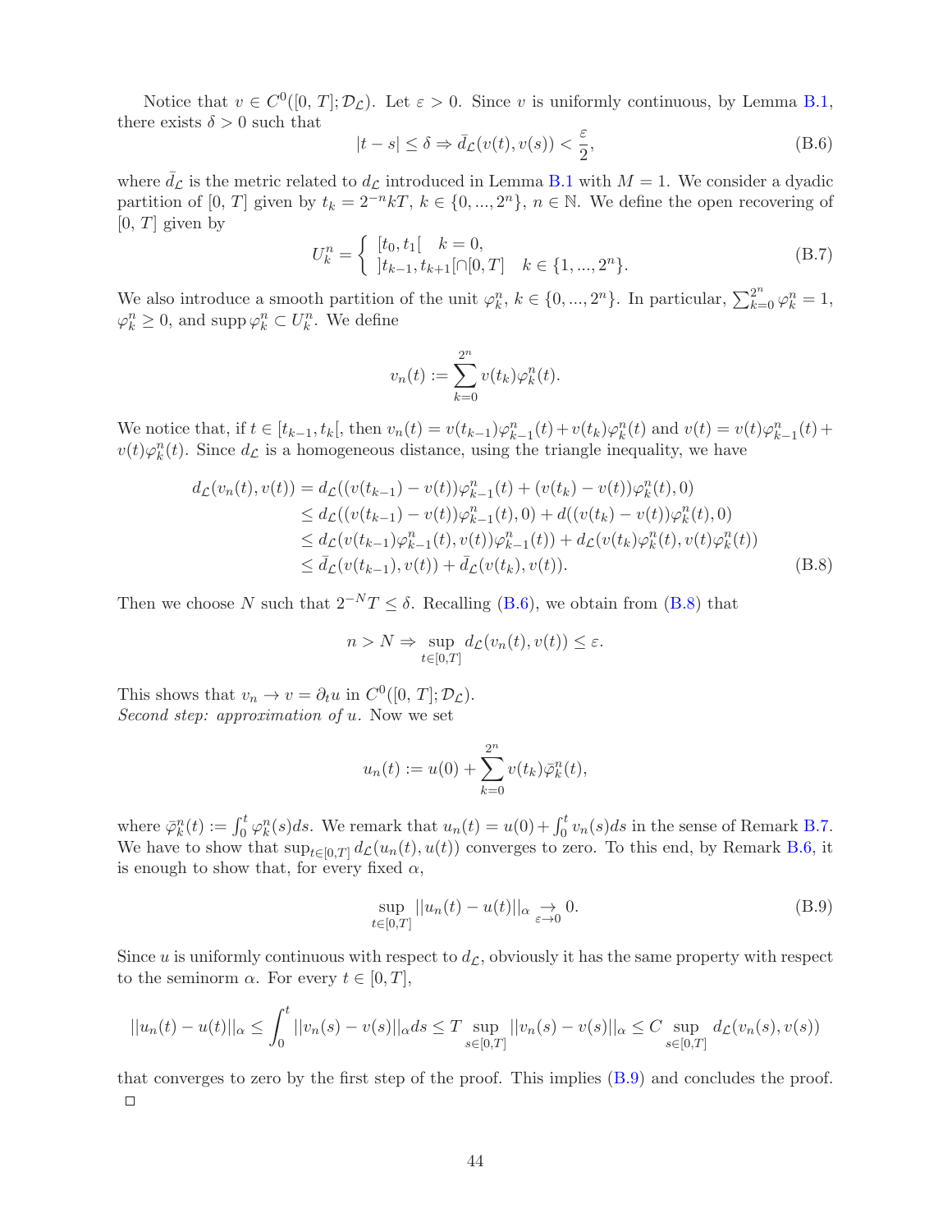Notice that $v \in C^0([0,T];\mathcal{D}_\mathcal{L})$. Let $\varepsilon > 0$. Since $v$ is uniformly continuous, by Lemma B.1, there exists $\delta > 0$ such that

$$|t - s| \le \delta \Rightarrow \bar{d}_\mathcal{L}(v(t), v(s)) < \frac{\varepsilon}{2}, \tag{B.6}$$

where $\bar{d}_\mathcal{L}$ is the metric related to $d_\mathcal{L}$ introduced in Lemma B.1 with $M = 1$. We consider a dyadic partition of $[0,T]$ given by $t_k = 2^{-n}kT$, $k \in \{0, ..., 2^n\}$, $n \in \mathbb{N}$. We define the open recovering of $[0,T]$ given by

$$U_k^n = \begin{cases} [t_0, t_1[ & k = 0, \\ ]t_{k-1}, t_{k+1}[\cap [0,T] & k \in \{1, ..., 2^n\}. \end{cases} \tag{B.7}$$

We also introduce a smooth partition of the unit $\varphi_k^n$, $k \in \{0, ..., 2^n\}$. In particular, $\sum_{k=0}^{2^n} \varphi_k^n = 1$, $\varphi_k^n \ge 0$, and $\operatorname{supp} \varphi_k^n \subset U_k^n$. We define

$$v_n(t) := \sum_{k=0}^{2^n} v(t_k)\varphi_k^n(t).$$

We notice that, if $t \in [t_{k-1}, t_k[$, then $v_n(t) = v(t_{k-1})\varphi_{k-1}^n(t) + v(t_k)\varphi_k^n(t)$ and $v(t) = v(t)\varphi_{k-1}^n(t) + v(t)\varphi_k^n(t)$. Since $d_\mathcal{L}$ is a homogeneous distance, using the triangle inequality, we have

$$\begin{aligned}
d_\mathcal{L}(v_n(t), v(t)) &= d_\mathcal{L}((v(t_{k-1}) - v(t))\varphi_{k-1}^n(t) + (v(t_k) - v(t))\varphi_k^n(t), 0) \\
&\le d_\mathcal{L}((v(t_{k-1}) - v(t))\varphi_{k-1}^n(t), 0) + d((v(t_k) - v(t))\varphi_k^n(t), 0) \\
&\le d_\mathcal{L}(v(t_{k-1})\varphi_{k-1}^n(t), v(t)\varphi_{k-1}^n(t)) + d_\mathcal{L}(v(t_k)\varphi_k^n(t), v(t)\varphi_k^n(t)) \\
&\le \bar{d}_\mathcal{L}(v(t_{k-1}), v(t)) + \bar{d}_\mathcal{L}(v(t_k), v(t)).
\end{aligned} \tag{B.8}$$

Then we choose $N$ such that $2^{-N}T \le \delta$. Recalling (B.6), we obtain from (B.8) that

$$n > N \Rightarrow \sup_{t \in [0,T]} d_\mathcal{L}(v_n(t), v(t)) \le \varepsilon.$$

This shows that $v_n \to v = \partial_t u$ in $C^0([0,T];\mathcal{D}_\mathcal{L})$.

*Second step: approximation of $u$.* Now we set

$$u_n(t) := u(0) + \sum_{k=0}^{2^n} v(t_k)\bar{\varphi}_k^n(t),$$

where $\bar{\varphi}_k^n(t) := \int_0^t \varphi_k^n(s)ds$. We remark that $u_n(t) = u(0) + \int_0^t v_n(s)ds$ in the sense of Remark B.7. We have to show that $\sup_{t\in[0,T]} d_\mathcal{L}(u_n(t), u(t))$ converges to zero. To this end, by Remark B.6, it is enough to show that, for every fixed $\alpha$,

$$\sup_{t\in[0,T]} ||u_n(t) - u(t)||_\alpha \underset{\varepsilon \to 0}{\to} 0. \tag{B.9}$$

Since $u$ is uniformly continuous with respect to $d_\mathcal{L}$, obviously it has the same property with respect to the seminorm $\alpha$. For every $t \in [0,T]$,

$$||u_n(t) - u(t)||_\alpha \le \int_0^t ||v_n(s) - v(s)||_\alpha ds \le T \sup_{s\in[0,T]} ||v_n(s) - v(s)||_\alpha \le C \sup_{s\in[0,T]} d_\mathcal{L}(v_n(s), v(s))$$

that converges to zero by the first step of the proof. This implies (B.9) and concludes the proof. □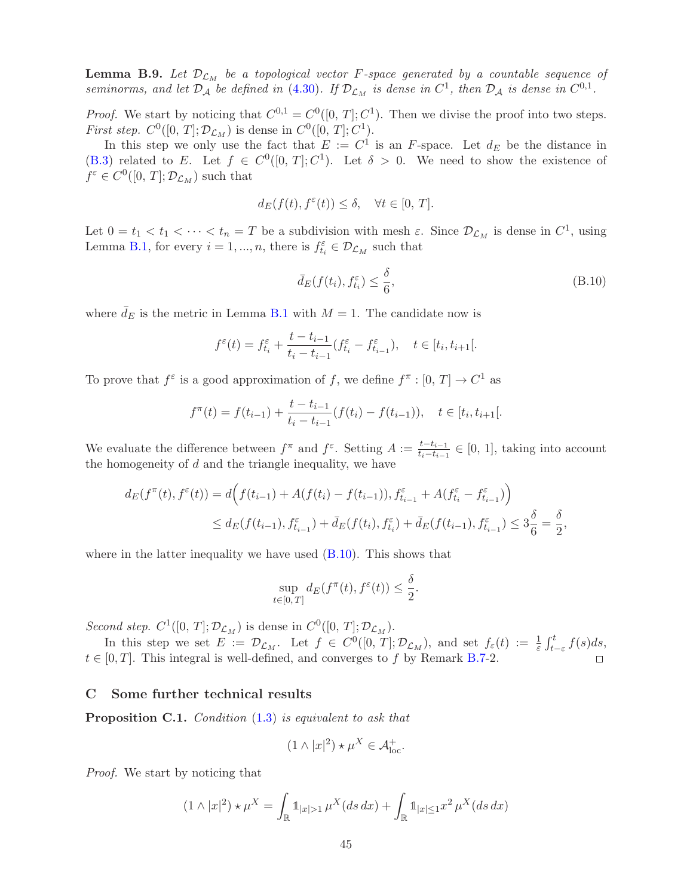**Lemma B.9.** *Let $\mathcal{D}_{\mathcal{L}_M}$ be a topological vector F-space generated by a countable sequence of seminorms, and let $\mathcal{D}_{\mathcal{A}}$ be defined in (4.30). If $\mathcal{D}_{\mathcal{L}_M}$ is dense in $C^1$, then $\mathcal{D}_{\mathcal{A}}$ is dense in $C^{0,1}$.*

*Proof.* We start by noticing that $C^{0,1} = C^0([0,T];C^1)$. Then we divise the proof into two steps. *First step.* $C^0([0,T];\mathcal{D}_{\mathcal{L}_M})$ is dense in $C^0([0,T];C^1)$.

In this step we only use the fact that $E := C^1$ is an $F$-space. Let $d_E$ be the distance in (B.3) related to $E$. Let $f \in C^0([0,T];C^1)$. Let $\delta > 0$. We need to show the existence of $f^\varepsilon \in C^0([0,T];\mathcal{D}_{\mathcal{L}_M})$ such that

$$d_E(f(t), f^\varepsilon(t)) \leq \delta, \quad \forall t \in [0,T].$$

Let $0 = t_1 < t_1 < \dots < t_n = T$ be a subdivision with mesh $\varepsilon$. Since $\mathcal{D}_{\mathcal{L}_M}$ is dense in $C^1$, using Lemma B.1, for every $i = 1, ..., n$, there is $f^\varepsilon_{t_i} \in \mathcal{D}_{\mathcal{L}_M}$ such that

$$\bar d_E(f(t_i), f^\varepsilon_{t_i}) \leq \frac{\delta}{6}, \tag{B.10}$$

where $\bar d_E$ is the metric in Lemma B.1 with $M = 1$. The candidate now is

$$f^\varepsilon(t) = f^\varepsilon_{t_i} + \frac{t - t_{i-1}}{t_i - t_{i-1}}(f^\varepsilon_{t_i} - f^\varepsilon_{t_{i-1}}), \quad t \in [t_i, t_{i+1}[.$$

To prove that $f^\varepsilon$ is a good approximation of $f$, we define $f^\pi : [0,T] \to C^1$ as

$$f^\pi(t) = f(t_{i-1}) + \frac{t - t_{i-1}}{t_i - t_{i-1}}(f(t_i) - f(t_{i-1})), \quad t \in [t_i, t_{i+1}[.$$

We evaluate the difference between $f^\pi$ and $f^\varepsilon$. Setting $A := \frac{t-t_{i-1}}{t_i - t_{i-1}} \in [0,1]$, taking into account the homogeneity of $d$ and the triangle inequality, we have

$$\begin{aligned} d_E(f^\pi(t), f^\varepsilon(t)) &= d\Big(f(t_{i-1}) + A(f(t_i) - f(t_{i-1})), f^\varepsilon_{t_{i-1}} + A(f^\varepsilon_{t_i} - f^\varepsilon_{t_{i-1}})\Big) \\ &\leq d_E(f(t_{i-1}), f^\varepsilon_{t_{i-1}}) + \bar d_E(f(t_i), f^\varepsilon_{t_i}) + \bar d_E(f(t_{i-1}), f^\varepsilon_{t_{i-1}}) \leq 3\frac{\delta}{6} = \frac{\delta}{2}, \end{aligned}$$

where in the latter inequality we have used (B.10). This shows that

$$\sup_{t \in [0,T]} d_E(f^\pi(t), f^\varepsilon(t)) \leq \frac{\delta}{2}.$$

*Second step.* $C^1([0,T];\mathcal{D}_{\mathcal{L}_M})$ is dense in $C^0([0,T];\mathcal{D}_{\mathcal{L}_M})$.

In this step we set $E := \mathcal{D}_{\mathcal{L}_M}$. Let $f \in C^0([0,T];\mathcal{D}_{\mathcal{L}_M})$, and set $f_\varepsilon(t) := \frac{1}{\varepsilon}\int_{t-\varepsilon}^t f(s)ds$, $t \in [0,T]$. This integral is well-defined, and converges to $f$ by Remark B.7-2. □

## C Some further technical results

**Proposition C.1.** *Condition (1.3) is equivalent to ask that*

$$(1 \wedge |x|^2) \star \mu^X \in \mathcal{A}^+_{\text{loc}}.$$

*Proof.* We start by noticing that

$$(1 \wedge |x|^2) \star \mu^X = \int_{\mathbb{R}} \mathbb{1}_{|x|>1}\, \mu^X(ds\, dx) + \int_{\mathbb{R}} \mathbb{1}_{|x|\leq 1} x^2\, \mu^X(ds\, dx)$$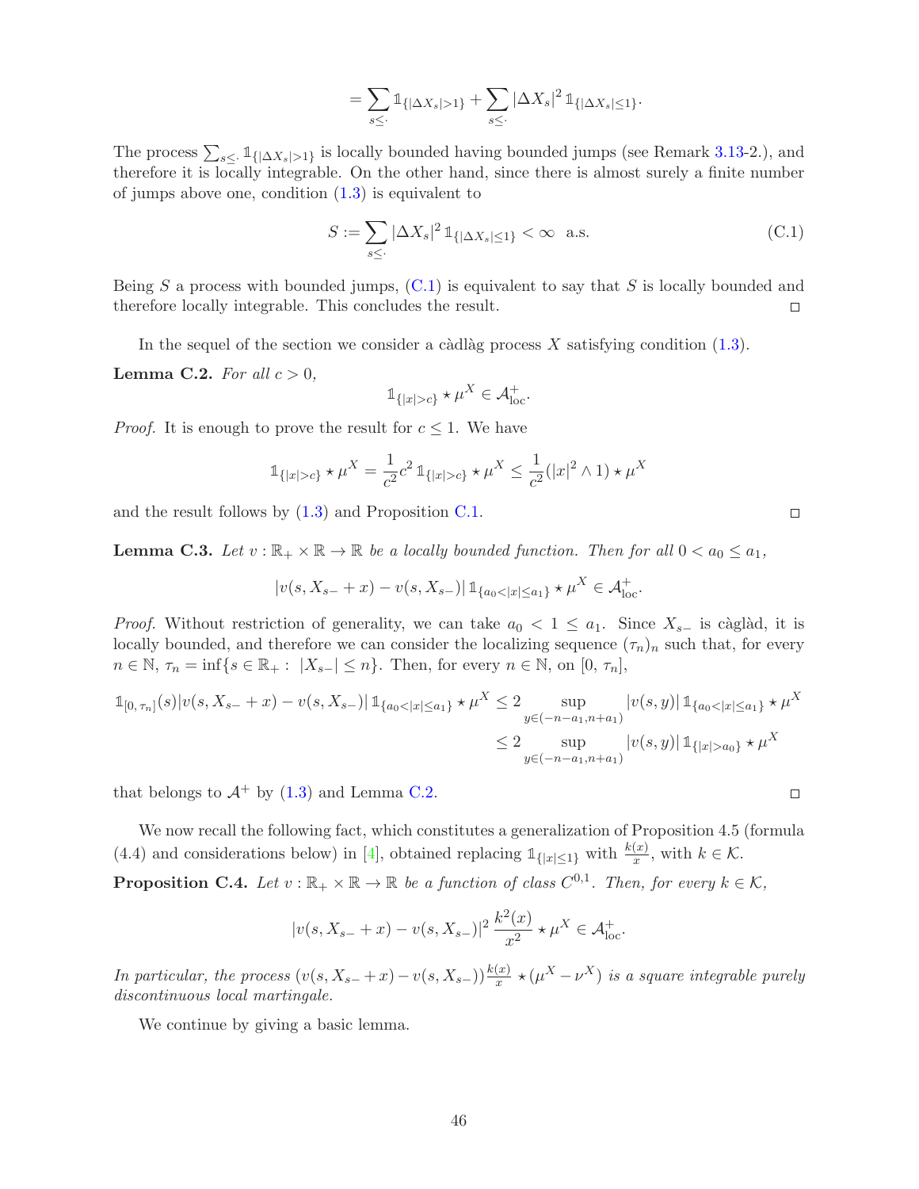$$= \sum_{s \leq \cdot} \mathbb{1}_{\{|\Delta X_s| > 1\}} + \sum_{s \leq \cdot} |\Delta X_s|^2 \, \mathbb{1}_{\{|\Delta X_s| \leq 1\}}.$$

The process $\sum_{s \leq \cdot} \mathbb{1}_{\{|\Delta X_s|>1\}}$ is locally bounded having bounded jumps (see Remark 3.13-2.), and therefore it is locally integrable. On the other hand, since there is almost surely a finite number of jumps above one, condition (1.3) is equivalent to

$$S := \sum_{s \leq \cdot} |\Delta X_s|^2 \, \mathbb{1}_{\{|\Delta X_s| \leq 1\}} < \infty \ \text{ a.s.} \tag{C.1}$$

Being $S$ a process with bounded jumps, (C.1) is equivalent to say that $S$ is locally bounded and therefore locally integrable. This concludes the result. □

In the sequel of the section we consider a càdlàg process $X$ satisfying condition (1.3).

**Lemma C.2.** *For all $c > 0$,*

$$\mathbb{1}_{\{|x|>c\}} \star \mu^X \in \mathcal{A}^+_{\rm loc}.$$

*Proof.* It is enough to prove the result for $c \leq 1$. We have

$$\mathbb{1}_{\{|x|>c\}} \star \mu^X = \frac{1}{c^2} c^2 \, \mathbb{1}_{\{|x|>c\}} \star \mu^X \leq \frac{1}{c^2} (|x|^2 \wedge 1) \star \mu^X$$

and the result follows by (1.3) and Proposition C.1. □

**Lemma C.3.** *Let $v : \mathbb{R}_+ \times \mathbb{R} \to \mathbb{R}$ be a locally bounded function. Then for all $0 < a_0 \leq a_1$,*

$$|v(s, X_{s-} + x) - v(s, X_{s-})| \, \mathbb{1}_{\{a_0 < |x| \leq a_1\}} \star \mu^X \in \mathcal{A}^+_{\rm loc}.$$

*Proof.* Without restriction of generality, we can take $a_0 < 1 \leq a_1$. Since $X_{s-}$ is càglàd, it is locally bounded, and therefore we can consider the localizing sequence $(\tau_n)_n$ such that, for every $n \in \mathbb{N}$, $\tau_n = \inf\{s \in \mathbb{R}_+ : \ |X_{s-}| \leq n\}$. Then, for every $n \in \mathbb{N}$, on $[0, \tau_n]$,

$$\begin{aligned}
\mathbb{1}_{[0,\, \tau_n]}(s) |v(s, X_{s-} + x) - v(s, X_{s-})| \, \mathbb{1}_{\{a_0 < |x| \leq a_1\}} \star \mu^X &\leq 2 \sup_{y \in (-n - a_1, n + a_1)} |v(s, y)| \, \mathbb{1}_{\{a_0 < |x| \leq a_1\}} \star \mu^X \\
&\leq 2 \sup_{y \in (-n - a_1, n + a_1)} |v(s, y)| \, \mathbb{1}_{\{|x| > a_0\}} \star \mu^X
\end{aligned}$$

that belongs to $\mathcal{A}^+$ by (1.3) and Lemma C.2. □

We now recall the following fact, which constitutes a generalization of Proposition 4.5 (formula (4.4) and considerations below) in [4], obtained replacing $\mathbb{1}_{\{|x| \leq 1\}}$ with $\frac{k(x)}{x}$, with $k \in \mathcal{K}$.

**Proposition C.4.** *Let $v : \mathbb{R}_+ \times \mathbb{R} \to \mathbb{R}$ be a function of class $C^{0,1}$. Then, for every $k \in \mathcal{K}$,*

$$|v(s, X_{s-} + x) - v(s, X_{s-})|^2 \, \frac{k^2(x)}{x^2} \star \mu^X \in \mathcal{A}^+_{\rm loc}.$$

*In particular, the process $(v(s, X_{s-} + x) - v(s, X_{s-})) \frac{k(x)}{x} \star (\mu^X - \nu^X)$ is a square integrable purely discontinuous local martingale.*

We continue by giving a basic lemma.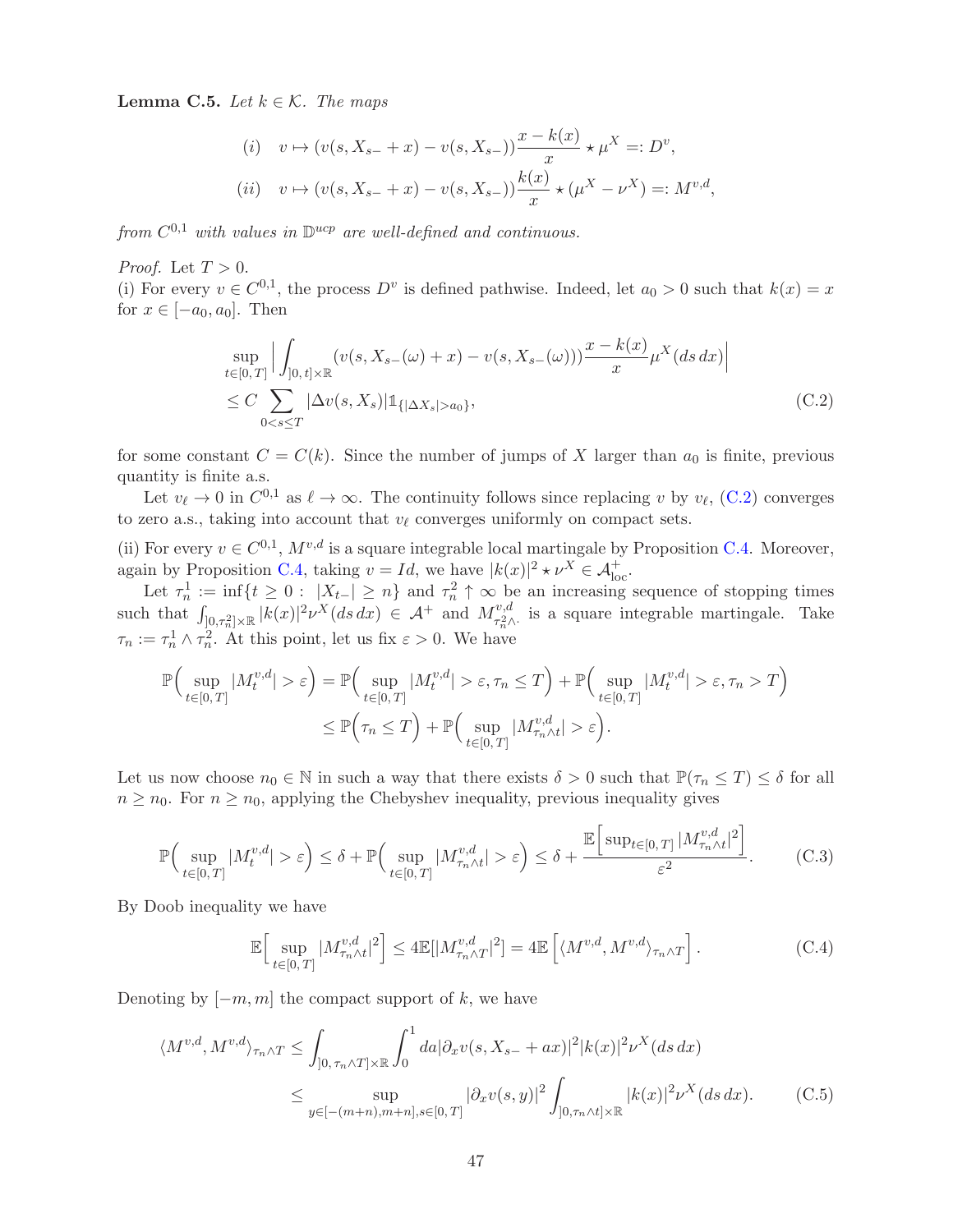**Lemma C.5.** *Let $k \in \mathcal{K}$. The maps*

$$(i) \quad v \mapsto (v(s, X_{s-} + x) - v(s, X_{s-}))\frac{x - k(x)}{x} \star \mu^X =: D^v,$$

$$(ii) \quad v \mapsto (v(s, X_{s-} + x) - v(s, X_{s-}))\frac{k(x)}{x} \star (\mu^X - \nu^X) =: M^{v,d},$$

*from $C^{0,1}$ with values in $\mathbb{D}^{ucp}$ are well-defined and continuous.*

*Proof.* Let $T > 0$.
(i) For every $v \in C^{0,1}$, the process $D^v$ is defined pathwise. Indeed, let $a_0 > 0$ such that $k(x) = x$ for $x \in [-a_0, a_0]$. Then

$$\sup_{t \in [0,T]} \Big| \int_{]0,\, t] \times \mathbb{R}} (v(s, X_{s-}(\omega) + x) - v(s, X_{s-}(\omega))) \frac{x - k(x)}{x} \mu^X(ds\, dx) \Big| \\ \leq C \sum_{0 < s \leq T} |\Delta v(s, X_s)| \mathbb{1}_{\{|\Delta X_s| > a_0\}}, \tag{C.2}$$

for some constant $C = C(k)$. Since the number of jumps of $X$ larger than $a_0$ is finite, previous quantity is finite a.s.

Let $v_\ell \to 0$ in $C^{0,1}$ as $\ell \to \infty$. The continuity follows since replacing $v$ by $v_\ell$, (C.2) converges to zero a.s., taking into account that $v_\ell$ converges uniformly on compact sets.

(ii) For every $v \in C^{0,1}$, $M^{v,d}$ is a square integrable local martingale by Proposition C.4. Moreover, again by Proposition C.4, taking $v = Id$, we have $|k(x)|^2 \star \nu^X \in \mathcal{A}^+_{\rm loc}$.

Let $\tau^1_n := \inf\{t \geq 0 : \ |X_{t-}| \geq n\}$ and $\tau^2_n \uparrow \infty$ be an increasing sequence of stopping times such that $\int_{]0, \tau^2_n] \times \mathbb{R}} |k(x)|^2 \nu^X(ds\, dx) \in \mathcal{A}^+$ and $M^{v,d}_{\tau^2_n \wedge \cdot}$ is a square integrable martingale. Take $\tau_n := \tau^1_n \wedge \tau^2_n$. At this point, let us fix $\varepsilon > 0$. We have

$$\begin{aligned}
\mathbb{P}\Big( \sup_{t \in [0,T]} |M^{v,d}_t| > \varepsilon \Big) &= \mathbb{P}\Big( \sup_{t \in [0,T]} |M^{v,d}_t| > \varepsilon, \tau_n \leq T \Big) + \mathbb{P}\Big( \sup_{t \in [0,T]} |M^{v,d}_t| > \varepsilon, \tau_n > T \Big) \\
&\leq \mathbb{P}\Big( \tau_n \leq T \Big) + \mathbb{P}\Big( \sup_{t \in [0,T]} |M^{v,d}_{\tau_n \wedge t}| > \varepsilon \Big).
\end{aligned}$$

Let us now choose $n_0 \in \mathbb{N}$ in such a way that there exists $\delta > 0$ such that $\mathbb{P}(\tau_n \leq T) \leq \delta$ for all $n \geq n_0$. For $n \geq n_0$, applying the Chebyshev inequality, previous inequality gives

$$\mathbb{P}\Big( \sup_{t \in [0,T]} |M^{v,d}_t| > \varepsilon \Big) \leq \delta + \mathbb{P}\Big( \sup_{t \in [0,T]} |M^{v,d}_{\tau_n \wedge t}| > \varepsilon \Big) \leq \delta + \frac{\mathbb{E}\Big[ \sup_{t \in [0,T]} |M^{v,d}_{\tau_n \wedge t}|^2 \Big]}{\varepsilon^2}. \tag{C.3}$$

By Doob inequality we have

$$\mathbb{E}\Big[ \sup_{t \in [0,T]} |M^{v,d}_{\tau_n \wedge t}|^2 \Big] \leq 4 \mathbb{E}[|M^{v,d}_{\tau_n \wedge T}|^2] = 4 \mathbb{E}\left[ \langle M^{v,d}, M^{v,d} \rangle_{\tau_n \wedge T} \right]. \tag{C.4}$$

Denoting by $[-m, m]$ the compact support of $k$, we have

$$\begin{aligned}
\langle M^{v,d}, M^{v,d} \rangle_{\tau_n \wedge T} &\leq \int_{]0,\, \tau_n \wedge T] \times \mathbb{R}} \int_0^1 da |\partial_x v(s, X_{s-} + ax)|^2 |k(x)|^2 \nu^X(ds\, dx) \\
&\leq \sup_{y \in [-(m+n), m+n], s \in [0,T]} |\partial_x v(s, y)|^2 \int_{]0, \tau_n \wedge t] \times \mathbb{R}} |k(x)|^2 \nu^X(ds\, dx).
\end{aligned} \tag{C.5}$$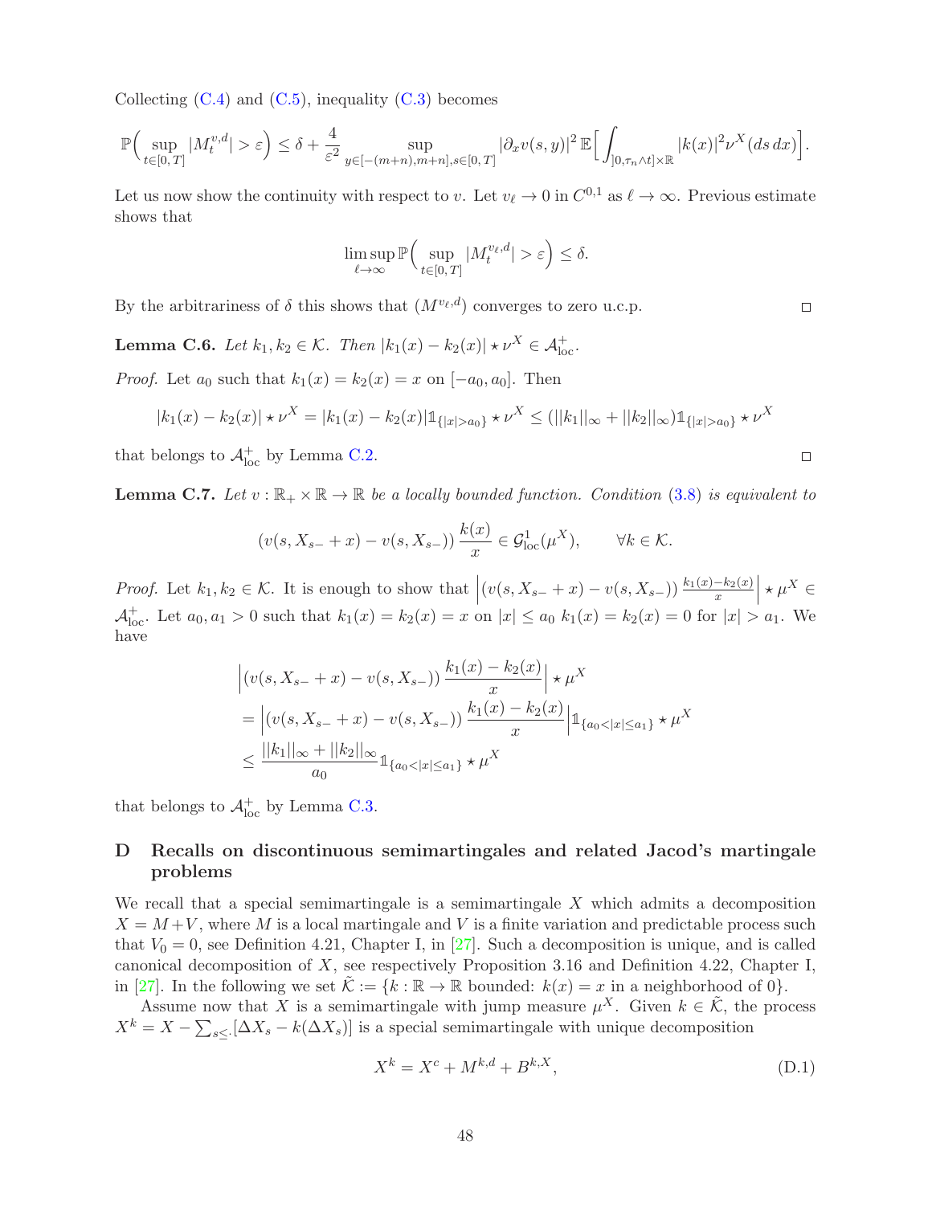Collecting (C.4) and (C.5), inequality (C.3) becomes

$$\mathbb{P}\Big( \sup_{t\in[0,T]} |M_t^{v,d}| > \varepsilon \Big) \le \delta + \frac{4}{\varepsilon^2} \sup_{y\in[-(m+n),m+n],s\in[0,T]} |\partial_x v(s,y)|^2\, \mathbb{E}\Big[ \int_{]0,\tau_n\wedge t]\times\mathbb{R}} |k(x)|^2 \nu^X(ds\,dx) \Big].$$

Let us now show the continuity with respect to $v$. Let $v_\ell \to 0$ in $C^{0,1}$ as $\ell \to \infty$. Previous estimate shows that

$$\limsup_{\ell\to\infty} \mathbb{P}\Big( \sup_{t\in[0,T]} |M_t^{v_\ell,d}| > \varepsilon \Big) \le \delta.$$

By the arbitrariness of $\delta$ this shows that $(M^{v_\ell,d})$ converges to zero u.c.p. □

**Lemma C.6.** *Let $k_1, k_2 \in \mathcal{K}$. Then $|k_1(x) - k_2(x)| \star \nu^X \in \mathcal{A}^+_{\rm loc}$.*

*Proof.* Let $a_0$ such that $k_1(x) = k_2(x) = x$ on $[-a_0, a_0]$. Then

$$|k_1(x) - k_2(x)| \star \nu^X = |k_1(x) - k_2(x)| \mathbb{1}_{\{|x|>a_0\}} \star \nu^X \le (||k_1||_\infty + ||k_2||_\infty) \mathbb{1}_{\{|x|>a_0\}} \star \nu^X$$

that belongs to $\mathcal{A}^+_{\rm loc}$ by Lemma C.2. □

**Lemma C.7.** *Let $v : \mathbb{R}_+ \times \mathbb{R} \to \mathbb{R}$ be a locally bounded function. Condition (3.8) is equivalent to*

$$(v(s, X_{s-} + x) - v(s, X_{s-}))\, \frac{k(x)}{x} \in \mathcal{G}^1_{\rm loc}(\mu^X), \qquad \forall k \in \mathcal{K}.$$

*Proof.* Let $k_1, k_2 \in \mathcal{K}$. It is enough to show that $\left|(v(s, X_{s-} + x) - v(s, X_{s-}))\, \frac{k_1(x)-k_2(x)}{x}\right| \star \mu^X \in \mathcal{A}^+_{\rm loc}$. Let $a_0, a_1 > 0$ such that $k_1(x) = k_2(x) = x$ on $|x| \le a_0$ $k_1(x) = k_2(x) = 0$ for $|x| > a_1$. We have

$$\begin{aligned}
&\left|(v(s, X_{s-} + x) - v(s, X_{s-}))\, \frac{k_1(x)-k_2(x)}{x}\right| \star \mu^X \\
&= \left|(v(s, X_{s-} + x) - v(s, X_{s-}))\, \frac{k_1(x)-k_2(x)}{x}\right| \mathbb{1}_{\{a_0<|x|\le a_1\}} \star \mu^X \\
&\le \frac{||k_1||_\infty + ||k_2||_\infty}{a_0} \mathbb{1}_{\{a_0<|x|\le a_1\}} \star \mu^X
\end{aligned}$$

that belongs to $\mathcal{A}^+_{\rm loc}$ by Lemma C.3.

# D Recalls on discontinuous semimartingales and related Jacod's martingale problems

We recall that a special semimartingale is a semimartingale $X$ which admits a decomposition $X = M + V$, where $M$ is a local martingale and $V$ is a finite variation and predictable process such that $V_0 = 0$, see Definition 4.21, Chapter I, in [27]. Such a decomposition is unique, and is called canonical decomposition of $X$, see respectively Proposition 3.16 and Definition 4.22, Chapter I, in [27]. In the following we set $\tilde{\mathcal{K}} := \{k : \mathbb{R} \to \mathbb{R} \text{ bounded: } k(x) = x \text{ in a neighborhood of } 0\}$.

Assume now that $X$ is a semimartingale with jump measure $\mu^X$. Given $k \in \tilde{\mathcal{K}}$, the process $X^k = X - \sum_{s\le \cdot}[\Delta X_s - k(\Delta X_s)]$ is a special semimartingale with unique decomposition

$$X^k = X^c + M^{k,d} + B^{k,X}, \tag{D.1}$$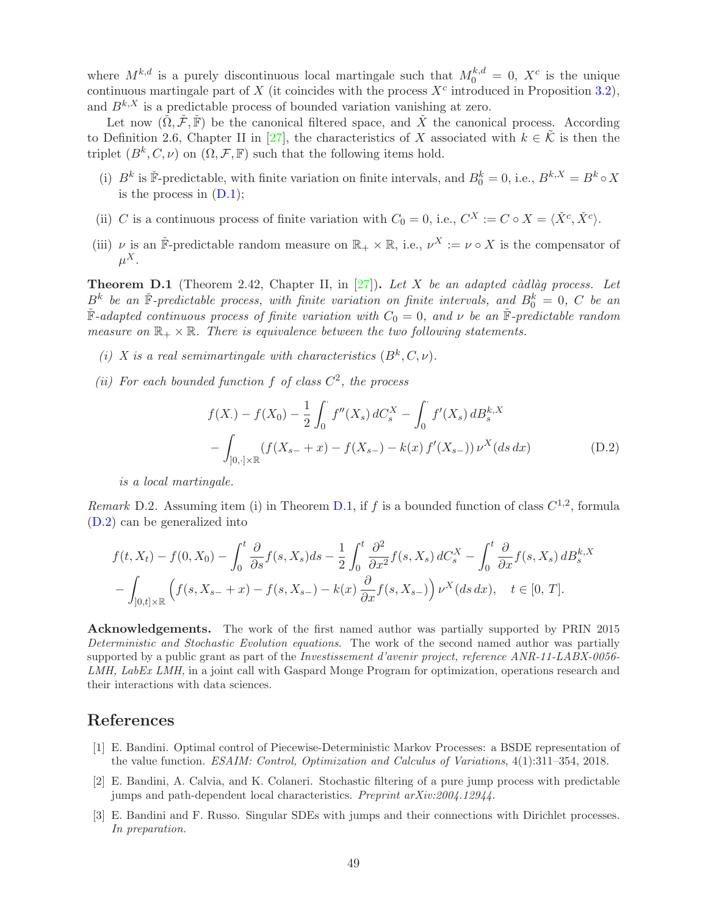where $M^{k,d}$ is a purely discontinuous local martingale such that $M^{k,d}_0 = 0$, $X^c$ is the unique continuous martingale part of $X$ (it coincides with the process $X^c$ introduced in Proposition 3.2), and $B^{k,X}$ is a predictable process of bounded variation vanishing at zero.

Let now $(\check\Omega, \check{\mathcal{F}}, \check{\mathbb{F}})$ be the canonical filtered space, and $\check X$ the canonical process. According to Definition 2.6, Chapter II in [27], the characteristics of $X$ associated with $k \in \tilde{\mathcal{K}}$ is then the triplet $(B^k, C, \nu)$ on $(\Omega, \mathcal{F}, \mathbb{F})$ such that the following items hold.

(i) $B^k$ is $\check{\mathbb{F}}$-predictable, with finite variation on finite intervals, and $B^k_0 = 0$, i.e., $B^{k,X} = B^k \circ X$ is the process in (D.1);

(ii) $C$ is a continuous process of finite variation with $C_0 = 0$, i.e., $C^X := C \circ X = \langle \check X^c, \check X^c \rangle$.

(iii) $\nu$ is an $\check{\mathbb{F}}$-predictable random measure on $\mathbb{R}_+ \times \mathbb{R}$, i.e., $\nu^X := \nu \circ X$ is the compensator of $\mu^X$.

**Theorem D.1** (Theorem 2.42, Chapter II, in [27]). *Let $X$ be an adapted càdlàg process. Let $B^k$ be an $\check{\mathbb{F}}$-predictable process, with finite variation on finite intervals, and $B^k_0 = 0$, $C$ be an $\check{\mathbb{F}}$-adapted continuous process of finite variation with $C_0 = 0$, and $\nu$ be an $\check{\mathbb{F}}$-predictable random measure on $\mathbb{R}_+ \times \mathbb{R}$. There is equivalence between the two following statements.*

*(i) $X$ is a real semimartingale with characteristics $(B^k, C, \nu)$.*

*(ii) For each bounded function $f$ of class $C^2$, the process*

$$
\begin{aligned}
&f(X_\cdot) - f(X_0) - \frac{1}{2}\int_0^\cdot f''(X_s)\, dC^X_s - \int_0^\cdot f'(X_s)\, dB^{k,X}_s \\
&- \int_{]0,\cdot] \times \mathbb{R}} (f(X_{s-} + x) - f(X_{s-}) - k(x)\, f'(X_{s-}))\, \nu^X(ds\, dx)
\end{aligned}
\tag{D.2}
$$

*is a local martingale.*

*Remark* D.2. Assuming item (i) in Theorem D.1, if $f$ is a bounded function of class $C^{1,2}$, formula (D.2) can be generalized into

$$
\begin{aligned}
&f(t, X_t) - f(0, X_0) - \int_0^t \frac{\partial}{\partial s} f(s, X_s) ds - \frac{1}{2}\int_0^t \frac{\partial^2}{\partial x^2} f(s, X_s)\, dC^X_s - \int_0^t \frac{\partial}{\partial x} f(s, X_s)\, dB^{k,X}_s \\
&- \int_{]0,t] \times \mathbb{R}} \Big(f(s, X_{s-} + x) - f(s, X_{s-}) - k(x)\, \frac{\partial}{\partial x} f(s, X_{s-})\Big)\, \nu^X(ds\, dx), \quad t \in [0, T].
\end{aligned}
$$

**Acknowledgements.** The work of the first named author was partially supported by PRIN 2015 *Deterministic and Stochastic Evolution equations*. The work of the second named author was partially supported by a public grant as part of the *Investissement d'avenir project, reference ANR-11-LABX-0056-LMH, LabEx LMH,* in a joint call with Gaspard Monge Program for optimization, operations research and their interactions with data sciences.

## References

[1] E. Bandini. Optimal control of Piecewise-Deterministic Markov Processes: a BSDE representation of the value function. *ESAIM: Control, Optimization and Calculus of Variations*, 4(1):311–354, 2018.

[2] E. Bandini, A. Calvia, and K. Colaneri. Stochastic filtering of a pure jump process with predictable jumps and path-dependent local characteristics. *Preprint arXiv:2004.12944*.

[3] E. Bandini and F. Russo. Singular SDEs with jumps and their connections with Dirichlet processes. *In preparation.*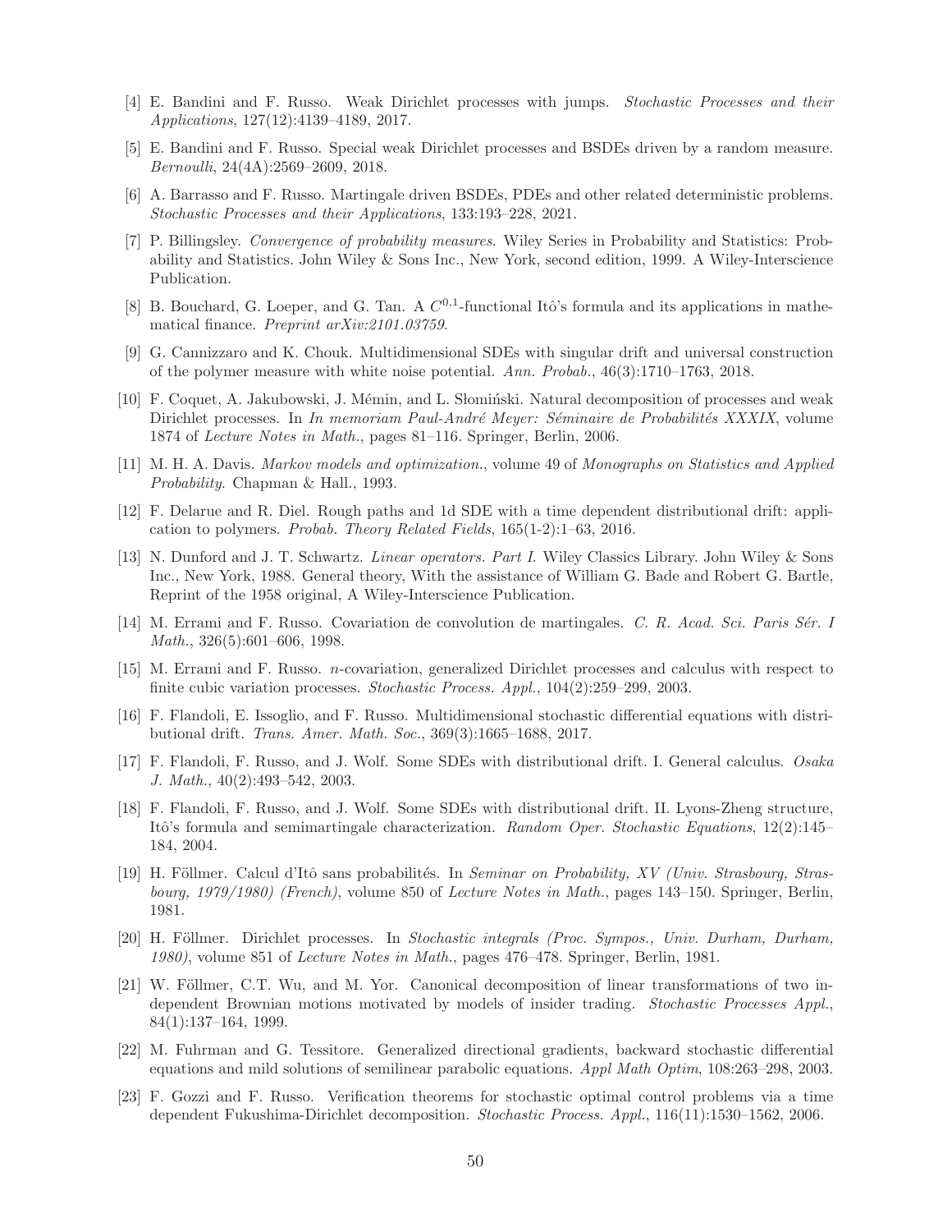[4] E. Bandini and F. Russo. Weak Dirichlet processes with jumps. *Stochastic Processes and their Applications*, 127(12):4139–4189, 2017.

[5] E. Bandini and F. Russo. Special weak Dirichlet processes and BSDEs driven by a random measure. *Bernoulli*, 24(4A):2569–2609, 2018.

[6] A. Barrasso and F. Russo. Martingale driven BSDEs, PDEs and other related deterministic problems. *Stochastic Processes and their Applications*, 133:193–228, 2021.

[7] P. Billingsley. *Convergence of probability measures*. Wiley Series in Probability and Statistics: Probability and Statistics. John Wiley & Sons Inc., New York, second edition, 1999. A Wiley-Interscience Publication.

[8] B. Bouchard, G. Loeper, and G. Tan. A $C^{0,1}$-functional Itô's formula and its applications in mathematical finance. *Preprint arXiv:2101.03759*.

[9] G. Cannizzaro and K. Chouk. Multidimensional SDEs with singular drift and universal construction of the polymer measure with white noise potential. *Ann. Probab.*, 46(3):1710–1763, 2018.

[10] F. Coquet, A. Jakubowski, J. Mémin, and L. Słomiński. Natural decomposition of processes and weak Dirichlet processes. In *In memoriam Paul-André Meyer: Séminaire de Probabilités XXXIX*, volume 1874 of *Lecture Notes in Math.*, pages 81–116. Springer, Berlin, 2006.

[11] M. H. A. Davis. *Markov models and optimization.*, volume 49 of *Monographs on Statistics and Applied Probability*. Chapman & Hall., 1993.

[12] F. Delarue and R. Diel. Rough paths and 1d SDE with a time dependent distributional drift: application to polymers. *Probab. Theory Related Fields*, 165(1-2):1–63, 2016.

[13] N. Dunford and J. T. Schwartz. *Linear operators. Part I.* Wiley Classics Library. John Wiley & Sons Inc., New York, 1988. General theory, With the assistance of William G. Bade and Robert G. Bartle, Reprint of the 1958 original, A Wiley-Interscience Publication.

[14] M. Errami and F. Russo. Covariation de convolution de martingales. *C. R. Acad. Sci. Paris Sér. I Math.*, 326(5):601–606, 1998.

[15] M. Errami and F. Russo. $n$-covariation, generalized Dirichlet processes and calculus with respect to finite cubic variation processes. *Stochastic Process. Appl.*, 104(2):259–299, 2003.

[16] F. Flandoli, E. Issoglio, and F. Russo. Multidimensional stochastic differential equations with distributional drift. *Trans. Amer. Math. Soc.*, 369(3):1665–1688, 2017.

[17] F. Flandoli, F. Russo, and J. Wolf. Some SDEs with distributional drift. I. General calculus. *Osaka J. Math.*, 40(2):493–542, 2003.

[18] F. Flandoli, F. Russo, and J. Wolf. Some SDEs with distributional drift. II. Lyons-Zheng structure, Itô's formula and semimartingale characterization. *Random Oper. Stochastic Equations*, 12(2):145–184, 2004.

[19] H. Föllmer. Calcul d'Itô sans probabilités. In *Seminar on Probability, XV (Univ. Strasbourg, Strasbourg, 1979/1980) (French)*, volume 850 of *Lecture Notes in Math.*, pages 143–150. Springer, Berlin, 1981.

[20] H. Föllmer. Dirichlet processes. In *Stochastic integrals (Proc. Sympos., Univ. Durham, Durham, 1980)*, volume 851 of *Lecture Notes in Math.*, pages 476–478. Springer, Berlin, 1981.

[21] W. Föllmer, C.T. Wu, and M. Yor. Canonical decomposition of linear transformations of two independent Brownian motions motivated by models of insider trading. *Stochastic Processes Appl.*, 84(1):137–164, 1999.

[22] M. Fuhrman and G. Tessitore. Generalized directional gradients, backward stochastic differential equations and mild solutions of semilinear parabolic equations. *Appl Math Optim*, 108:263–298, 2003.

[23] F. Gozzi and F. Russo. Verification theorems for stochastic optimal control problems via a time dependent Fukushima-Dirichlet decomposition. *Stochastic Process. Appl.*, 116(11):1530–1562, 2006.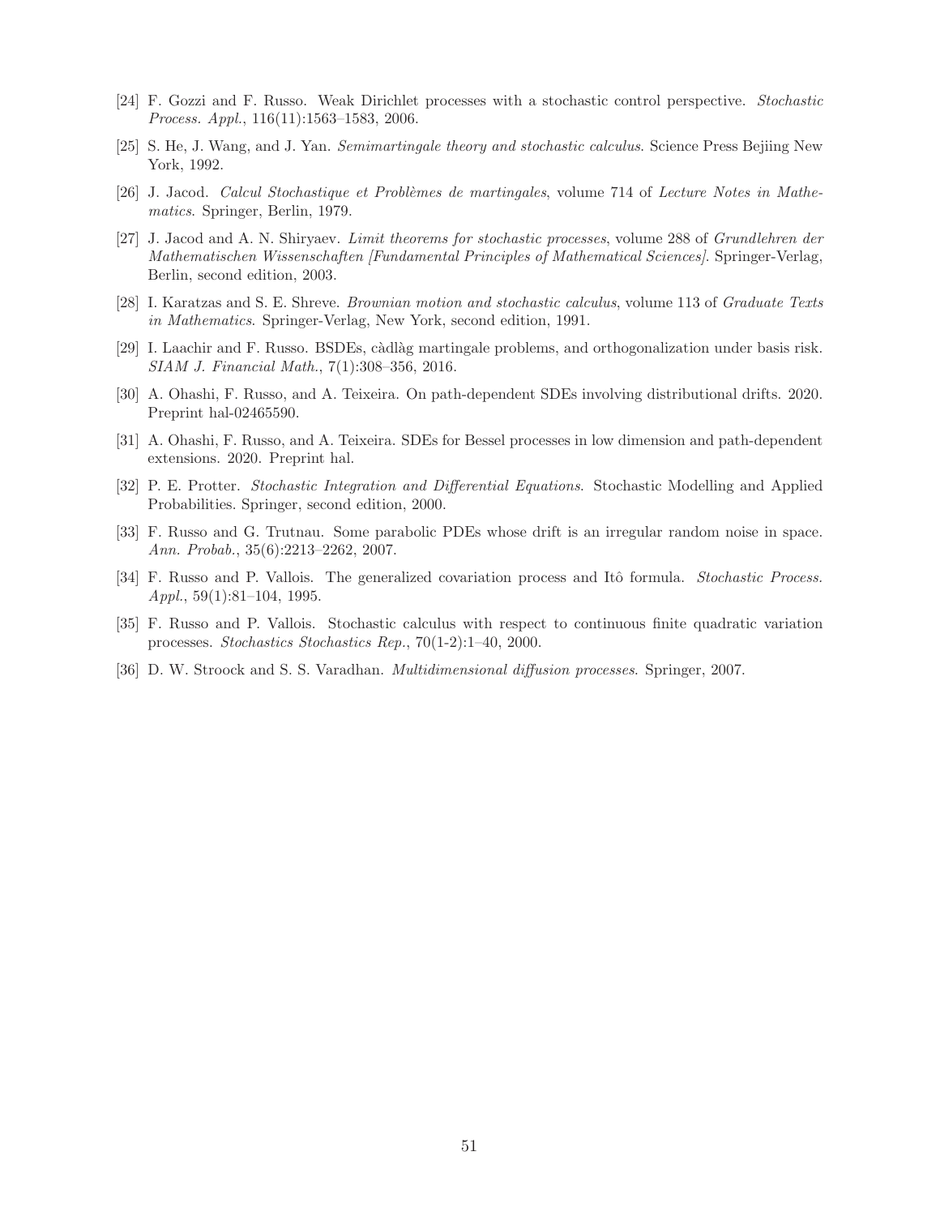[24] F. Gozzi and F. Russo. Weak Dirichlet processes with a stochastic control perspective. *Stochastic Process. Appl.*, 116(11):1563–1583, 2006.

[25] S. He, J. Wang, and J. Yan. *Semimartingale theory and stochastic calculus*. Science Press Bejiing New York, 1992.

[26] J. Jacod. *Calcul Stochastique et Problèmes de martingales*, volume 714 of *Lecture Notes in Mathematics*. Springer, Berlin, 1979.

[27] J. Jacod and A. N. Shiryaev. *Limit theorems for stochastic processes*, volume 288 of *Grundlehren der Mathematischen Wissenschaften [Fundamental Principles of Mathematical Sciences]*. Springer-Verlag, Berlin, second edition, 2003.

[28] I. Karatzas and S. E. Shreve. *Brownian motion and stochastic calculus*, volume 113 of *Graduate Texts in Mathematics*. Springer-Verlag, New York, second edition, 1991.

[29] I. Laachir and F. Russo. BSDEs, càdlàg martingale problems, and orthogonalization under basis risk. *SIAM J. Financial Math.*, 7(1):308–356, 2016.

[30] A. Ohashi, F. Russo, and A. Teixeira. On path-dependent SDEs involving distributional drifts. 2020. Preprint hal-02465590.

[31] A. Ohashi, F. Russo, and A. Teixeira. SDEs for Bessel processes in low dimension and path-dependent extensions. 2020. Preprint hal.

[32] P. E. Protter. *Stochastic Integration and Differential Equations*. Stochastic Modelling and Applied Probabilities. Springer, second edition, 2000.

[33] F. Russo and G. Trutnau. Some parabolic PDEs whose drift is an irregular random noise in space. *Ann. Probab.*, 35(6):2213–2262, 2007.

[34] F. Russo and P. Vallois. The generalized covariation process and Itô formula. *Stochastic Process. Appl.*, 59(1):81–104, 1995.

[35] F. Russo and P. Vallois. Stochastic calculus with respect to continuous finite quadratic variation processes. *Stochastics Stochastics Rep.*, 70(1-2):1–40, 2000.

[36] D. W. Stroock and S. S. Varadhan. *Multidimensional diffusion processes*. Springer, 2007.